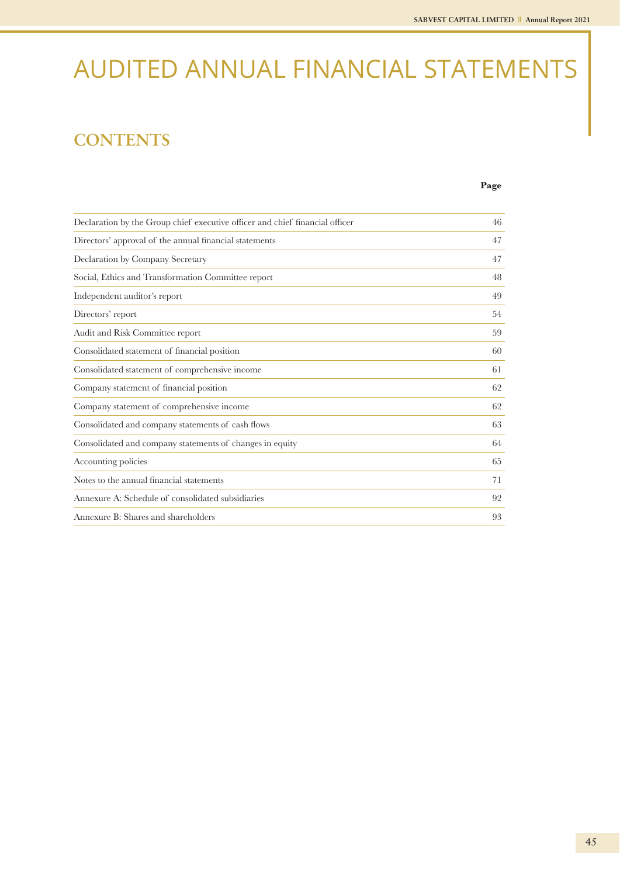# AUDITED ANNUAL FINANCIAL STATEMENTS

## CONTENTS

| | Page |
|---|---|
| Declaration by the Group chief executive officer and chief financial officer | 46 |
| Directors' approval of the annual financial statements | 47 |
| Declaration by Company Secretary | 47 |
| Social, Ethics and Transformation Committee report | 48 |
| Independent auditor's report | 49 |
| Directors' report | 54 |
| Audit and Risk Committee report | 59 |
| Consolidated statement of financial position | 60 |
| Consolidated statement of comprehensive income | 61 |
| Company statement of financial position | 62 |
| Company statement of comprehensive income | 62 |
| Consolidated and company statements of cash flows | 63 |
| Consolidated and company statements of changes in equity | 64 |
| Accounting policies | 65 |
| Notes to the annual financial statements | 71 |
| Annexure A: Schedule of consolidated subsidiaries | 92 |
| Annexure B: Shares and shareholders | 93 |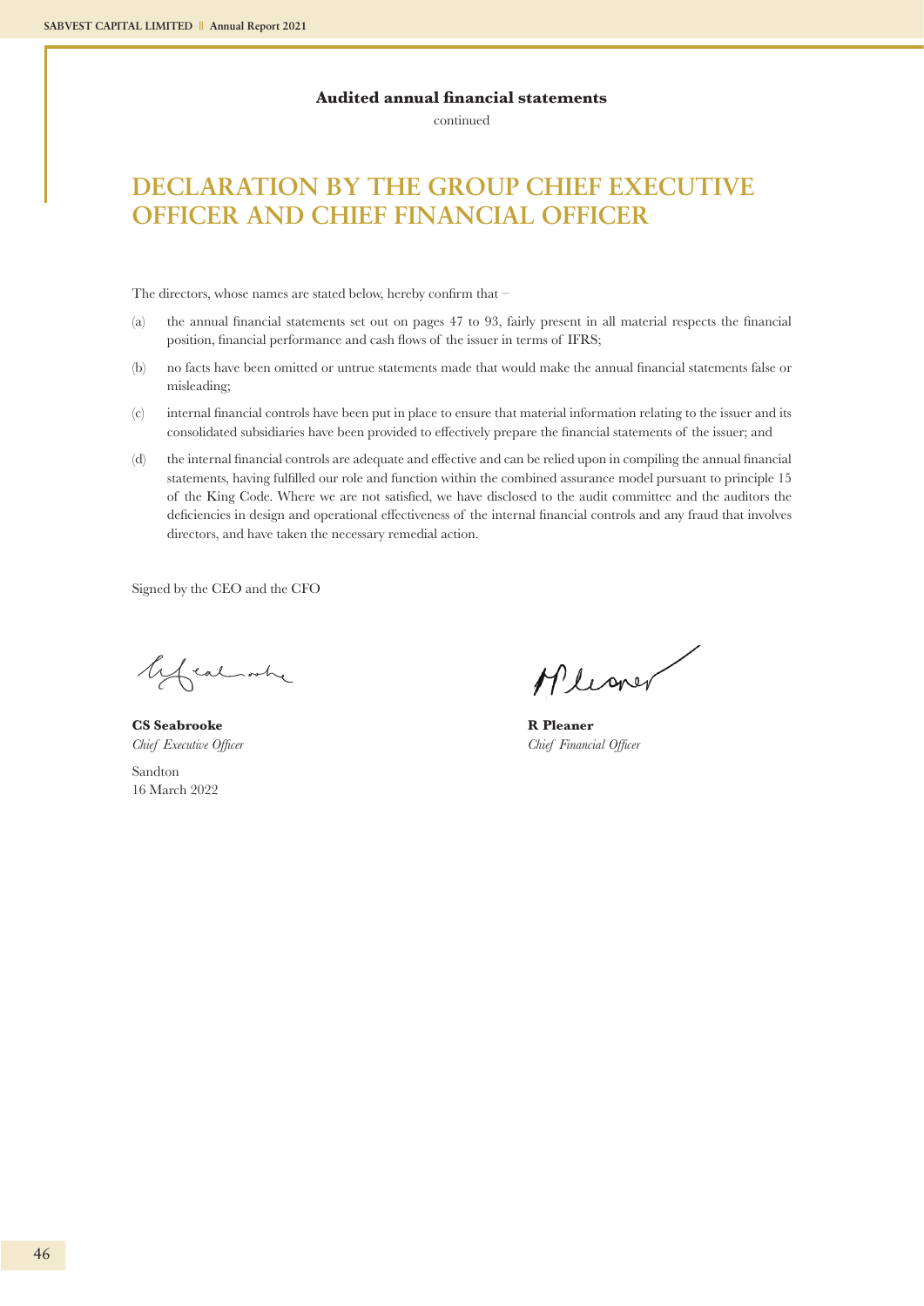**Audited annual financial statements**

continued

# DECLARATION BY THE GROUP CHIEF EXECUTIVE OFFICER AND CHIEF FINANCIAL OFFICER

The directors, whose names are stated below, hereby confirm that –

(a) the annual financial statements set out on pages 47 to 93, fairly present in all material respects the financial position, financial performance and cash flows of the issuer in terms of IFRS;

(b) no facts have been omitted or untrue statements made that would make the annual financial statements false or misleading;

(c) internal financial controls have been put in place to ensure that material information relating to the issuer and its consolidated subsidiaries have been provided to effectively prepare the financial statements of the issuer; and

(d) the internal financial controls are adequate and effective and can be relied upon in compiling the annual financial statements, having fulfilled our role and function within the combined assurance model pursuant to principle 15 of the King Code. Where we are not satisfied, we have disclosed to the audit committee and the auditors the deficiencies in design and operational effectiveness of the internal financial controls and any fraud that involves directors, and have taken the necessary remedial action.

Signed by the CEO and the CFO

**CS Seabrooke**
*Chief Executive Officer*

**R Pleaner**
*Chief Financial Officer*

Sandton
16 March 2022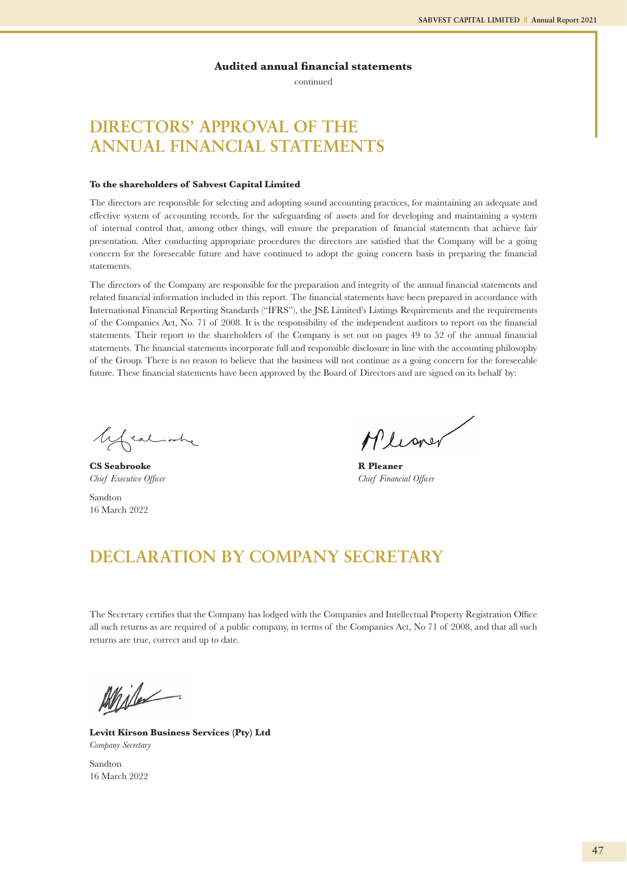**Audited annual financial statements**

continued

# DIRECTORS' APPROVAL OF THE ANNUAL FINANCIAL STATEMENTS

**To the shareholders of Sabvest Capital Limited**

The directors are responsible for selecting and adopting sound accounting practices, for maintaining an adequate and effective system of accounting records, for the safeguarding of assets and for developing and maintaining a system of internal control that, among other things, will ensure the preparation of financial statements that achieve fair presentation. After conducting appropriate procedures the directors are satisfied that the Company will be a going concern for the foreseeable future and have continued to adopt the going concern basis in preparing the financial statements.

The directors of the Company are responsible for the preparation and integrity of the annual financial statements and related financial information included in this report. The financial statements have been prepared in accordance with International Financial Reporting Standards ("IFRS"), the JSE Limited's Listings Requirements and the requirements of the Companies Act, No. 71 of 2008. It is the responsibility of the independent auditors to report on the financial statements. Their report to the shareholders of the Company is set out on pages 49 to 52 of the annual financial statements. The financial statements incorporate full and responsible disclosure in line with the accounting philosophy of the Group. There is no reason to believe that the business will not continue as a going concern for the foreseeable future. These financial statements have been approved by the Board of Directors and are signed on its behalf by:

**CS Seabrooke**
*Chief Executive Officer*

**R Pleaner**
*Chief Financial Officer*

Sandton
16 March 2022

# DECLARATION BY COMPANY SECRETARY

The Secretary certifies that the Company has lodged with the Companies and Intellectual Property Registration Office all such returns as are required of a public company, in terms of the Companies Act, No 71 of 2008, and that all such returns are true, correct and up to date.

**Levitt Kirson Business Services (Pty) Ltd**
*Company Secretary*

Sandton
16 March 2022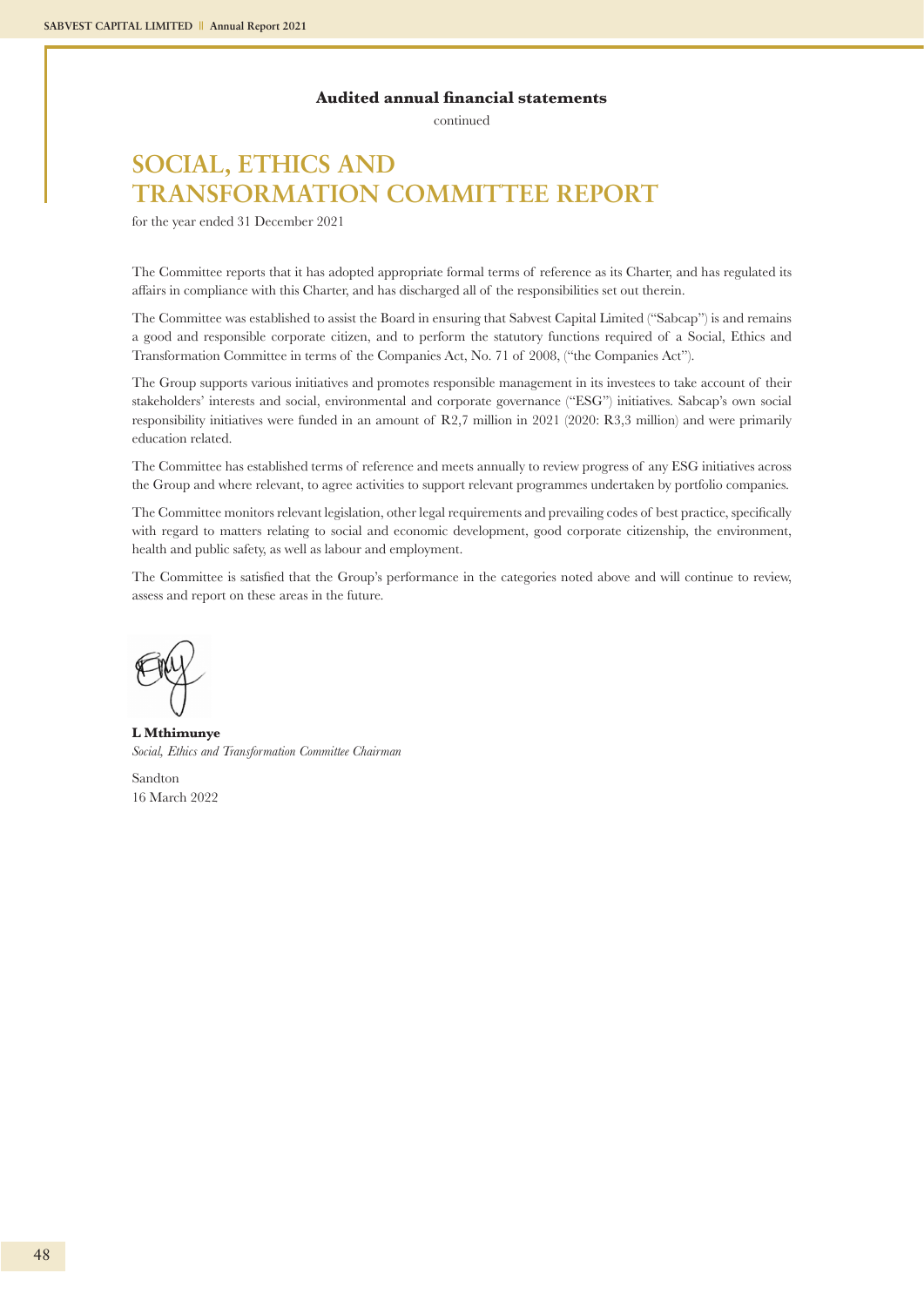**Audited annual financial statements**

continued

# SOCIAL, ETHICS AND TRANSFORMATION COMMITTEE REPORT

for the year ended 31 December 2021

The Committee reports that it has adopted appropriate formal terms of reference as its Charter, and has regulated its affairs in compliance with this Charter, and has discharged all of the responsibilities set out therein.

The Committee was established to assist the Board in ensuring that Sabvest Capital Limited ("Sabcap") is and remains a good and responsible corporate citizen, and to perform the statutory functions required of a Social, Ethics and Transformation Committee in terms of the Companies Act, No. 71 of 2008, ("the Companies Act").

The Group supports various initiatives and promotes responsible management in its investees to take account of their stakeholders' interests and social, environmental and corporate governance ("ESG") initiatives. Sabcap's own social responsibility initiatives were funded in an amount of R2,7 million in 2021 (2020: R3,3 million) and were primarily education related.

The Committee has established terms of reference and meets annually to review progress of any ESG initiatives across the Group and where relevant, to agree activities to support relevant programmes undertaken by portfolio companies.

The Committee monitors relevant legislation, other legal requirements and prevailing codes of best practice, specifically with regard to matters relating to social and economic development, good corporate citizenship, the environment, health and public safety, as well as labour and employment.

The Committee is satisfied that the Group's performance in the categories noted above and will continue to review, assess and report on these areas in the future.

**L Mthimunye**
*Social, Ethics and Transformation Committee Chairman*

Sandton
16 March 2022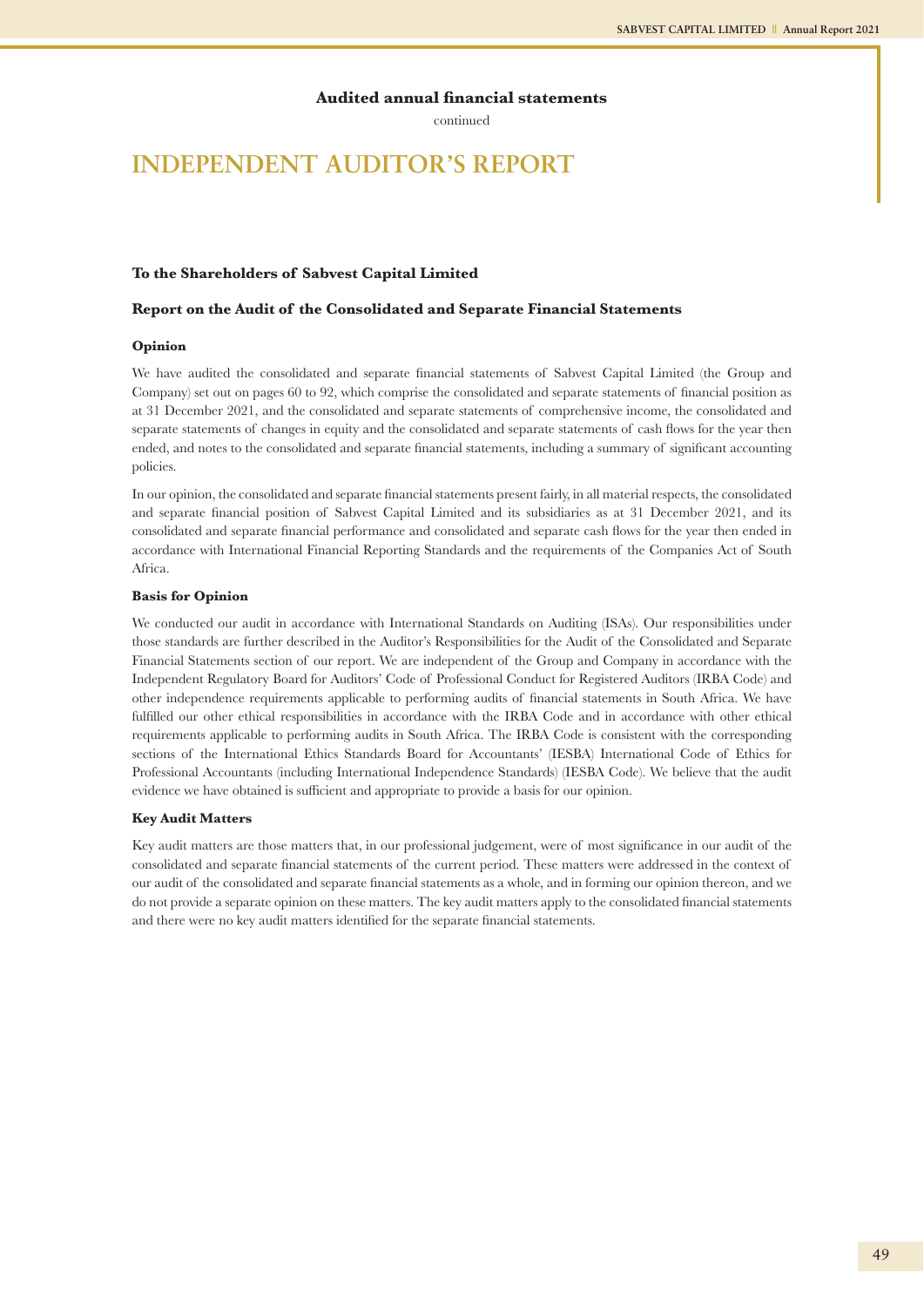**Audited annual financial statements**

continued

# INDEPENDENT AUDITOR'S REPORT

### To the Shareholders of Sabvest Capital Limited

### Report on the Audit of the Consolidated and Separate Financial Statements

#### Opinion

We have audited the consolidated and separate financial statements of Sabvest Capital Limited (the Group and Company) set out on pages 60 to 92, which comprise the consolidated and separate statements of financial position as at 31 December 2021, and the consolidated and separate statements of comprehensive income, the consolidated and separate statements of changes in equity and the consolidated and separate statements of cash flows for the year then ended, and notes to the consolidated and separate financial statements, including a summary of significant accounting policies.

In our opinion, the consolidated and separate financial statements present fairly, in all material respects, the consolidated and separate financial position of Sabvest Capital Limited and its subsidiaries as at 31 December 2021, and its consolidated and separate financial performance and consolidated and separate cash flows for the year then ended in accordance with International Financial Reporting Standards and the requirements of the Companies Act of South Africa.

#### Basis for Opinion

We conducted our audit in accordance with International Standards on Auditing (ISAs). Our responsibilities under those standards are further described in the Auditor's Responsibilities for the Audit of the Consolidated and Separate Financial Statements section of our report. We are independent of the Group and Company in accordance with the Independent Regulatory Board for Auditors' Code of Professional Conduct for Registered Auditors (IRBA Code) and other independence requirements applicable to performing audits of financial statements in South Africa. We have fulfilled our other ethical responsibilities in accordance with the IRBA Code and in accordance with other ethical requirements applicable to performing audits in South Africa. The IRBA Code is consistent with the corresponding sections of the International Ethics Standards Board for Accountants' (IESBA) International Code of Ethics for Professional Accountants (including International Independence Standards) (IESBA Code). We believe that the audit evidence we have obtained is sufficient and appropriate to provide a basis for our opinion.

#### Key Audit Matters

Key audit matters are those matters that, in our professional judgement, were of most significance in our audit of the consolidated and separate financial statements of the current period. These matters were addressed in the context of our audit of the consolidated and separate financial statements as a whole, and in forming our opinion thereon, and we do not provide a separate opinion on these matters. The key audit matters apply to the consolidated financial statements and there were no key audit matters identified for the separate financial statements.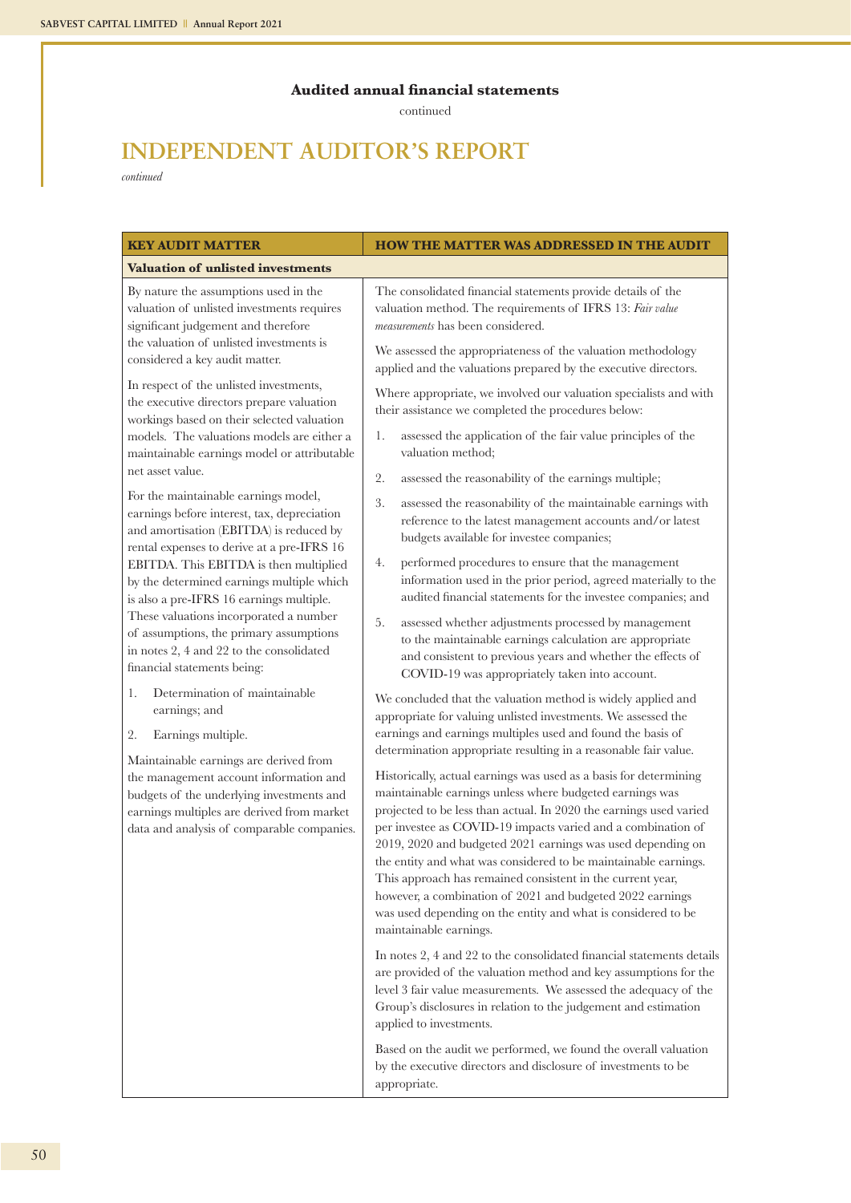**Audited annual financial statements**

continued

# INDEPENDENT AUDITOR'S REPORT

*continued*

| KEY AUDIT MATTER | HOW THE MATTER WAS ADDRESSED IN THE AUDIT |
|---|---|
| **Valuation of unlisted investments** | |
| By nature the assumptions used in the valuation of unlisted investments requires significant judgement and therefore the valuation of unlisted investments is considered a key audit matter.<br><br>In respect of the unlisted investments, the executive directors prepare valuation workings based on their selected valuation models. The valuations models are either a maintainable earnings model or attributable net asset value.<br><br>For the maintainable earnings model, earnings before interest, tax, depreciation and amortisation (EBITDA) is reduced by rental expenses to derive at a pre-IFRS 16 EBITDA. This EBITDA is then multiplied by the determined earnings multiple which is also a pre-IFRS 16 earnings multiple. These valuations incorporated a number of assumptions, the primary assumptions in notes 2, 4 and 22 to the consolidated financial statements being:<br><br>1. Determination of maintainable earnings; and<br>2. Earnings multiple.<br><br>Maintainable earnings are derived from the management account information and budgets of the underlying investments and earnings multiples are derived from market data and analysis of comparable companies. | The consolidated financial statements provide details of the valuation method. The requirements of IFRS 13: *Fair value measurements* has been considered.<br><br>We assessed the appropriateness of the valuation methodology applied and the valuations prepared by the executive directors.<br><br>Where appropriate, we involved our valuation specialists and with their assistance we completed the procedures below:<br><br>1. assessed the application of the fair value principles of the valuation method;<br>2. assessed the reasonability of the earnings multiple;<br>3. assessed the reasonability of the maintainable earnings with reference to the latest management accounts and/or latest budgets available for investee companies;<br>4. performed procedures to ensure that the management information used in the prior period, agreed materially to the audited financial statements for the investee companies; and<br>5. assessed whether adjustments processed by management to the maintainable earnings calculation are appropriate and consistent to previous years and whether the effects of COVID-19 was appropriately taken into account.<br><br>We concluded that the valuation method is widely applied and appropriate for valuing unlisted investments. We assessed the earnings and earnings multiples used and found the basis of determination appropriate resulting in a reasonable fair value.<br><br>Historically, actual earnings was used as a basis for determining maintainable earnings unless where budgeted earnings was projected to be less than actual. In 2020 the earnings used varied per investee as COVID-19 impacts varied and a combination of 2019, 2020 and budgeted 2021 earnings was used depending on the entity and what was considered to be maintainable earnings. This approach has remained consistent in the current year, however, a combination of 2021 and budgeted 2022 earnings was used depending on the entity and what is considered to be maintainable earnings.<br><br>In notes 2, 4 and 22 to the consolidated financial statements details are provided of the valuation method and key assumptions for the level 3 fair value measurements. We assessed the adequacy of the Group's disclosures in relation to the judgement and estimation applied to investments.<br><br>Based on the audit we performed, we found the overall valuation by the executive directors and disclosure of investments to be appropriate. |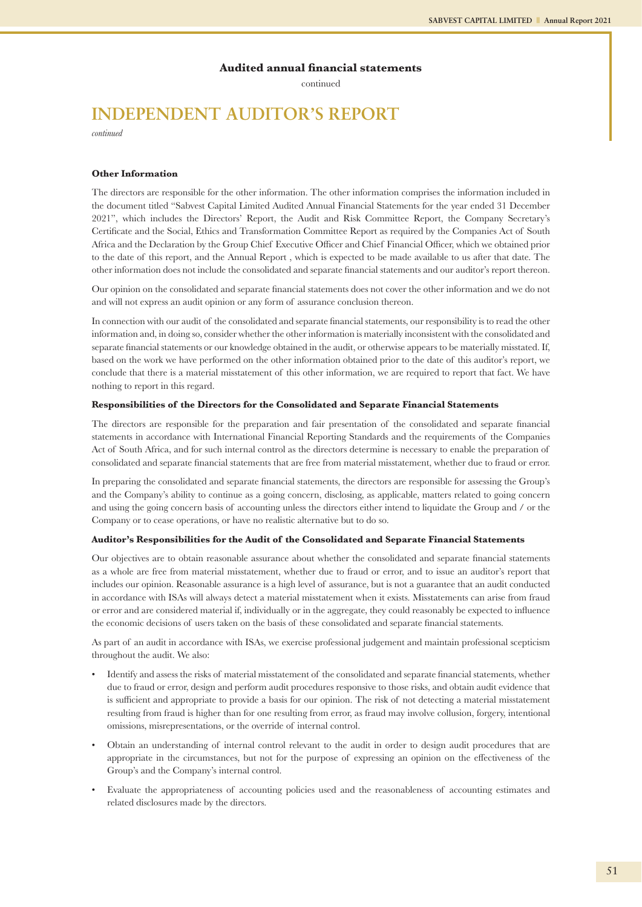**Audited annual financial statements**

continued

# INDEPENDENT AUDITOR'S REPORT

*continued*

### Other Information

The directors are responsible for the other information. The other information comprises the information included in the document titled "Sabvest Capital Limited Audited Annual Financial Statements for the year ended 31 December 2021", which includes the Directors' Report, the Audit and Risk Committee Report, the Company Secretary's Certificate and the Social, Ethics and Transformation Committee Report as required by the Companies Act of South Africa and the Declaration by the Group Chief Executive Officer and Chief Financial Officer, which we obtained prior to the date of this report, and the Annual Report , which is expected to be made available to us after that date. The other information does not include the consolidated and separate financial statements and our auditor's report thereon.

Our opinion on the consolidated and separate financial statements does not cover the other information and we do not and will not express an audit opinion or any form of assurance conclusion thereon.

In connection with our audit of the consolidated and separate financial statements, our responsibility is to read the other information and, in doing so, consider whether the other information is materially inconsistent with the consolidated and separate financial statements or our knowledge obtained in the audit, or otherwise appears to be materially misstated. If, based on the work we have performed on the other information obtained prior to the date of this auditor's report, we conclude that there is a material misstatement of this other information, we are required to report that fact. We have nothing to report in this regard.

### Responsibilities of the Directors for the Consolidated and Separate Financial Statements

The directors are responsible for the preparation and fair presentation of the consolidated and separate financial statements in accordance with International Financial Reporting Standards and the requirements of the Companies Act of South Africa, and for such internal control as the directors determine is necessary to enable the preparation of consolidated and separate financial statements that are free from material misstatement, whether due to fraud or error.

In preparing the consolidated and separate financial statements, the directors are responsible for assessing the Group's and the Company's ability to continue as a going concern, disclosing, as applicable, matters related to going concern and using the going concern basis of accounting unless the directors either intend to liquidate the Group and / or the Company or to cease operations, or have no realistic alternative but to do so.

### Auditor's Responsibilities for the Audit of the Consolidated and Separate Financial Statements

Our objectives are to obtain reasonable assurance about whether the consolidated and separate financial statements as a whole are free from material misstatement, whether due to fraud or error, and to issue an auditor's report that includes our opinion. Reasonable assurance is a high level of assurance, but is not a guarantee that an audit conducted in accordance with ISAs will always detect a material misstatement when it exists. Misstatements can arise from fraud or error and are considered material if, individually or in the aggregate, they could reasonably be expected to influence the economic decisions of users taken on the basis of these consolidated and separate financial statements.

As part of an audit in accordance with ISAs, we exercise professional judgement and maintain professional scepticism throughout the audit. We also:

- Identify and assess the risks of material misstatement of the consolidated and separate financial statements, whether due to fraud or error, design and perform audit procedures responsive to those risks, and obtain audit evidence that is sufficient and appropriate to provide a basis for our opinion. The risk of not detecting a material misstatement resulting from fraud is higher than for one resulting from error, as fraud may involve collusion, forgery, intentional omissions, misrepresentations, or the override of internal control.
- Obtain an understanding of internal control relevant to the audit in order to design audit procedures that are appropriate in the circumstances, but not for the purpose of expressing an opinion on the effectiveness of the Group's and the Company's internal control.
- Evaluate the appropriateness of accounting policies used and the reasonableness of accounting estimates and related disclosures made by the directors.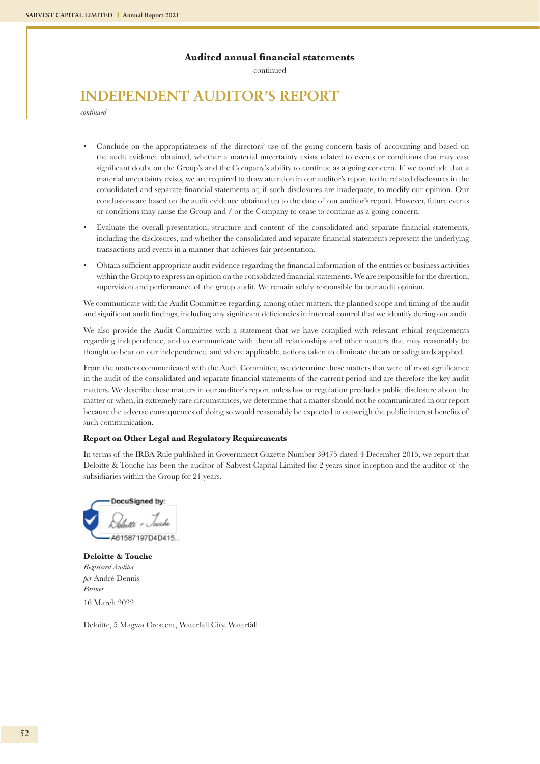**Audited annual financial statements**

continued

# INDEPENDENT AUDITOR'S REPORT

*continued*

- Conclude on the appropriateness of the directors' use of the going concern basis of accounting and based on the audit evidence obtained, whether a material uncertainty exists related to events or conditions that may cast significant doubt on the Group's and the Company's ability to continue as a going concern. If we conclude that a material uncertainty exists, we are required to draw attention in our auditor's report to the related disclosures in the consolidated and separate financial statements or, if such disclosures are inadequate, to modify our opinion. Our conclusions are based on the audit evidence obtained up to the date of our auditor's report. However, future events or conditions may cause the Group and / or the Company to cease to continue as a going concern.
- Evaluate the overall presentation, structure and content of the consolidated and separate financial statements, including the disclosures, and whether the consolidated and separate financial statements represent the underlying transactions and events in a manner that achieves fair presentation.
- Obtain sufficient appropriate audit evidence regarding the financial information of the entities or business activities within the Group to express an opinion on the consolidated financial statements. We are responsible for the direction, supervision and performance of the group audit. We remain solely responsible for our audit opinion.

We communicate with the Audit Committee regarding, among other matters, the planned scope and timing of the audit and significant audit findings, including any significant deficiencies in internal control that we identify during our audit.

We also provide the Audit Committee with a statement that we have complied with relevant ethical requirements regarding independence, and to communicate with them all relationships and other matters that may reasonably be thought to bear on our independence, and where applicable, actions taken to eliminate threats or safeguards applied.

From the matters communicated with the Audit Committee, we determine those matters that were of most significance in the audit of the consolidated and separate financial statements of the current period and are therefore the key audit matters. We describe these matters in our auditor's report unless law or regulation precludes public disclosure about the matter or when, in extremely rare circumstances, we determine that a matter should not be communicated in our report because the adverse consequences of doing so would reasonably be expected to outweigh the public interest benefits of such communication.

**Report on Other Legal and Regulatory Requirements**

In terms of the IRBA Rule published in Government Gazette Number 39475 dated 4 December 2015, we report that Deloitte & Touche has been the auditor of Sabvest Capital Limited for 2 years since inception and the auditor of the subsidiaries within the Group for 21 years.

DocuSigned by:

A61587197D4D415...

**Deloitte & Touche**
*Registered Auditor*
*per* André Dennis
*Partner*
16 March 2022

Deloitte, 5 Magwa Crescent, Waterfall City, Waterfall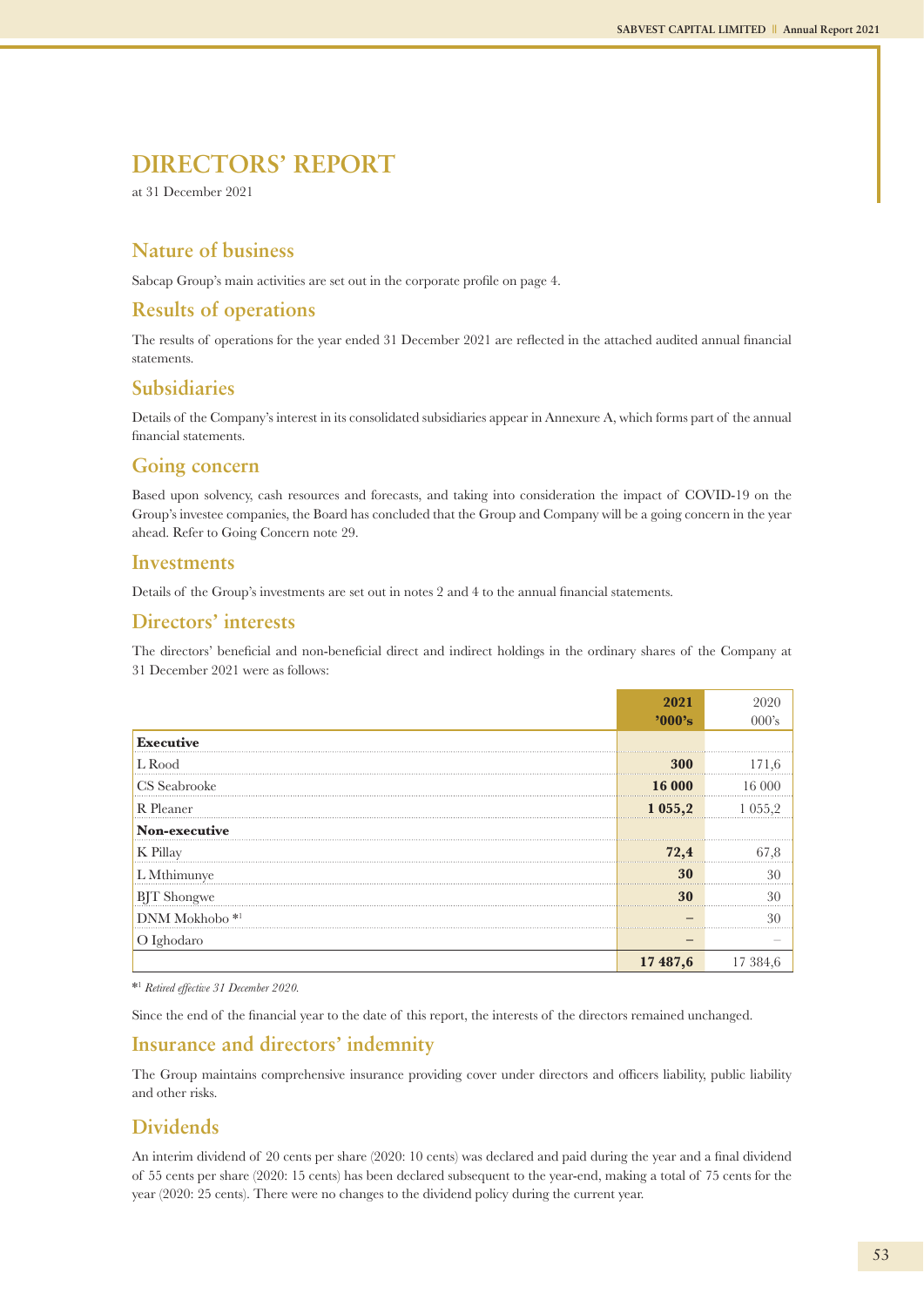# DIRECTORS' REPORT

at 31 December 2021

## Nature of business

Sabcap Group's main activities are set out in the corporate profile on page 4.

## Results of operations

The results of operations for the year ended 31 December 2021 are reflected in the attached audited annual financial statements.

## Subsidiaries

Details of the Company's interest in its consolidated subsidiaries appear in Annexure A, which forms part of the annual financial statements.

## Going concern

Based upon solvency, cash resources and forecasts, and taking into consideration the impact of COVID-19 on the Group's investee companies, the Board has concluded that the Group and Company will be a going concern in the year ahead. Refer to Going Concern note 29.

## Investments

Details of the Group's investments are set out in notes 2 and 4 to the annual financial statements.

## Directors' interests

The directors' beneficial and non-beneficial direct and indirect holdings in the ordinary shares of the Company at 31 December 2021 were as follows:

| | **2021 '000's** | 2020 000's |
|---|---|---|
| **Executive** | | |
| L Rood | **300** | 171,6 |
| CS Seabrooke | **16 000** | 16 000 |
| R Pleaner | **1 055,2** | 1 055,2 |
| **Non-executive** | | |
| K Pillay | **72,4** | 67,8 |
| L Mthimunye | **30** | 30 |
| BJT Shongwe | **30** | 30 |
| DNM Mokhobo *[1] | **–** | 30 |
| O Ighodaro | **–** | – |
| | **17 487,6** | 17 384,6 |

*[1] *Retired effective 31 December 2020.*

Since the end of the financial year to the date of this report, the interests of the directors remained unchanged.

## Insurance and directors' indemnity

The Group maintains comprehensive insurance providing cover under directors and officers liability, public liability and other risks.

## Dividends

An interim dividend of 20 cents per share (2020: 10 cents) was declared and paid during the year and a final dividend of 55 cents per share (2020: 15 cents) has been declared subsequent to the year-end, making a total of 75 cents for the year (2020: 25 cents). There were no changes to the dividend policy during the current year.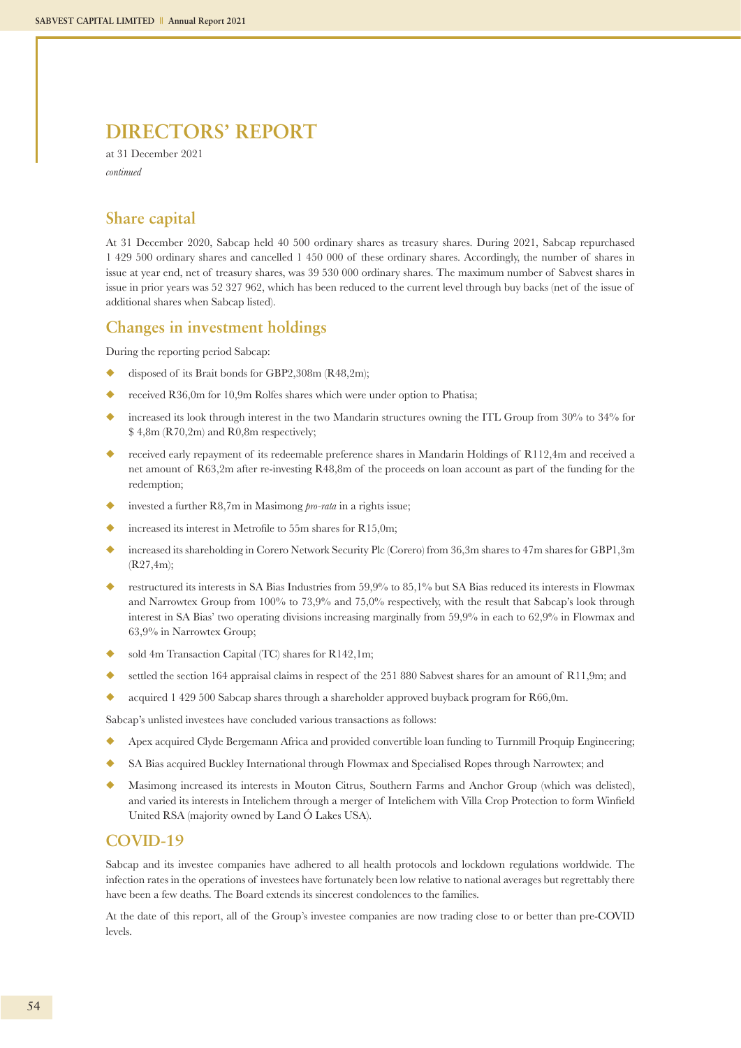# DIRECTORS' REPORT

at 31 December 2021

*continued*

## Share capital

At 31 December 2020, Sabcap held 40 500 ordinary shares as treasury shares. During 2021, Sabcap repurchased 1 429 500 ordinary shares and cancelled 1 450 000 of these ordinary shares. Accordingly, the number of shares in issue at year end, net of treasury shares, was 39 530 000 ordinary shares. The maximum number of Sabvest shares in issue in prior years was 52 327 962, which has been reduced to the current level through buy backs (net of the issue of additional shares when Sabcap listed).

## Changes in investment holdings

During the reporting period Sabcap:

- disposed of its Brait bonds for GBP2,308m (R48,2m);
- received R36,0m for 10,9m Rolfes shares which were under option to Phatisa;
- increased its look through interest in the two Mandarin structures owning the ITL Group from 30% to 34% for $ 4,8m (R70,2m) and R0,8m respectively;
- received early repayment of its redeemable preference shares in Mandarin Holdings of R112,4m and received a net amount of R63,2m after re-investing R48,8m of the proceeds on loan account as part of the funding for the redemption;
- invested a further R8,7m in Masimong *pro-rata* in a rights issue;
- increased its interest in Metrofile to 55m shares for R15,0m;
- increased its shareholding in Corero Network Security Plc (Corero) from 36,3m shares to 47m shares for GBP1,3m (R27,4m);
- restructured its interests in SA Bias Industries from 59,9% to 85,1% but SA Bias reduced its interests in Flowmax and Narrowtex Group from 100% to 73,9% and 75,0% respectively, with the result that Sabcap's look through interest in SA Bias' two operating divisions increasing marginally from 59,9% in each to 62,9% in Flowmax and 63,9% in Narrowtex Group;
- sold 4m Transaction Capital (TC) shares for R142,1m;
- settled the section 164 appraisal claims in respect of the 251 880 Sabvest shares for an amount of R11,9m; and
- acquired 1 429 500 Sabcap shares through a shareholder approved buyback program for R66,0m.

Sabcap's unlisted investees have concluded various transactions as follows:

- Apex acquired Clyde Bergemann Africa and provided convertible loan funding to Turnmill Proquip Engineering;
- SA Bias acquired Buckley International through Flowmax and Specialised Ropes through Narrowtex; and
- Masimong increased its interests in Mouton Citrus, Southern Farms and Anchor Group (which was delisted), and varied its interests in Intelichem through a merger of Intelichem with Villa Crop Protection to form Winfield United RSA (majority owned by Land Ó Lakes USA).

## COVID-19

Sabcap and its investee companies have adhered to all health protocols and lockdown regulations worldwide. The infection rates in the operations of investees have fortunately been low relative to national averages but regrettably there have been a few deaths. The Board extends its sincerest condolences to the families.

At the date of this report, all of the Group's investee companies are now trading close to or better than pre-COVID levels.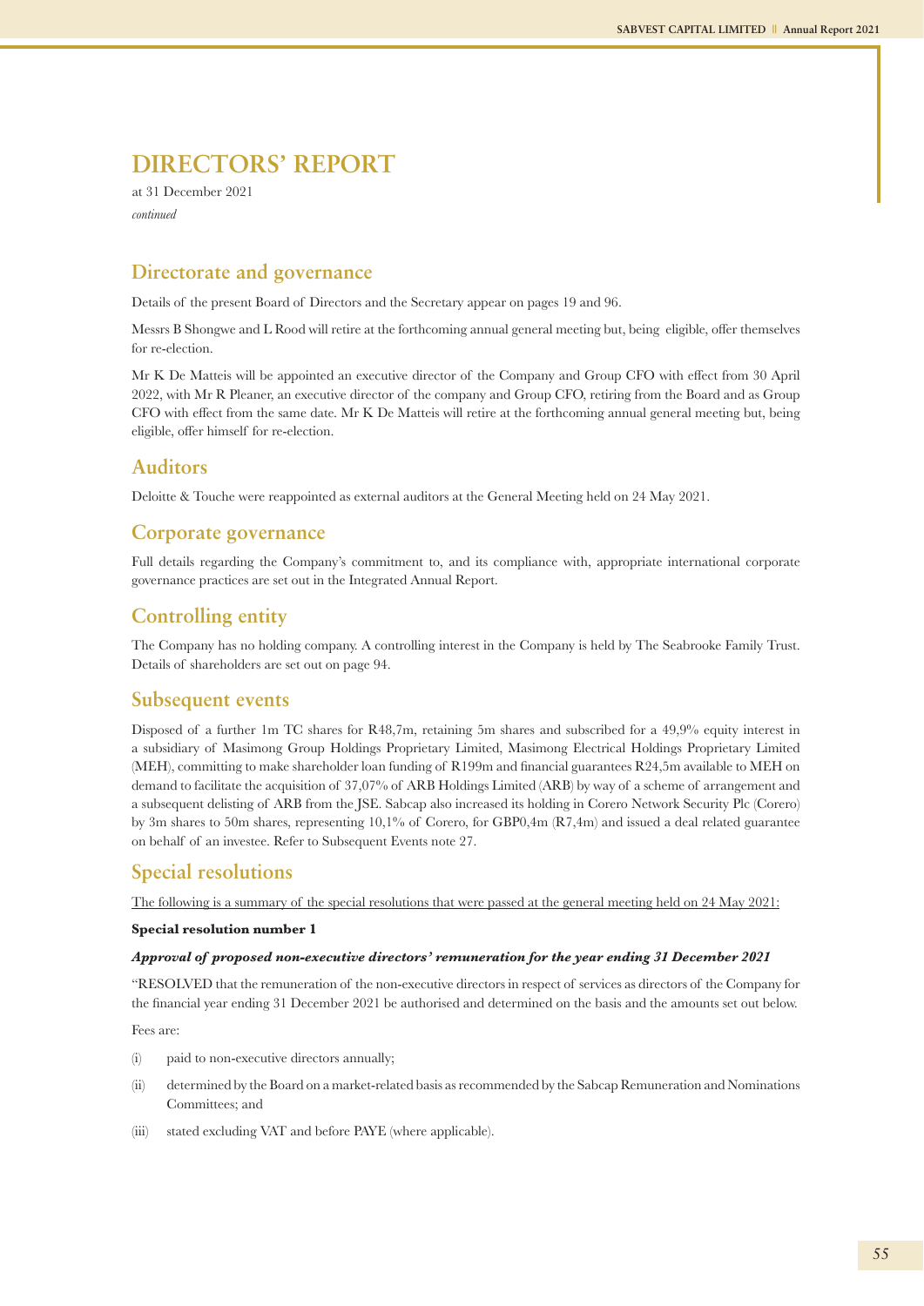# DIRECTORS' REPORT

at 31 December 2021

*continued*

## Directorate and governance

Details of the present Board of Directors and the Secretary appear on pages 19 and 96.

Messrs B Shongwe and L Rood will retire at the forthcoming annual general meeting but, being eligible, offer themselves for re-election.

Mr K De Matteis will be appointed an executive director of the Company and Group CFO with effect from 30 April 2022, with Mr R Pleaner, an executive director of the company and Group CFO, retiring from the Board and as Group CFO with effect from the same date. Mr K De Matteis will retire at the forthcoming annual general meeting but, being eligible, offer himself for re-election.

## Auditors

Deloitte & Touche were reappointed as external auditors at the General Meeting held on 24 May 2021.

## Corporate governance

Full details regarding the Company's commitment to, and its compliance with, appropriate international corporate governance practices are set out in the Integrated Annual Report.

## Controlling entity

The Company has no holding company. A controlling interest in the Company is held by The Seabrooke Family Trust. Details of shareholders are set out on page 94.

## Subsequent events

Disposed of a further 1m TC shares for R48,7m, retaining 5m shares and subscribed for a 49,9% equity interest in a subsidiary of Masimong Group Holdings Proprietary Limited, Masimong Electrical Holdings Proprietary Limited (MEH), committing to make shareholder loan funding of R199m and financial guarantees R24,5m available to MEH on demand to facilitate the acquisition of 37,07% of ARB Holdings Limited (ARB) by way of a scheme of arrangement and a subsequent delisting of ARB from the JSE. Sabcap also increased its holding in Corero Network Security Plc (Corero) by 3m shares to 50m shares, representing 10,1% of Corero, for GBP0,4m (R7,4m) and issued a deal related guarantee on behalf of an investee. Refer to Subsequent Events note 27.

## Special resolutions

The following is a summary of the special resolutions that were passed at the general meeting held on 24 May 2021:

**Special resolution number 1**

***Approval of proposed non-executive directors' remuneration for the year ending 31 December 2021***

"RESOLVED that the remuneration of the non-executive directors in respect of services as directors of the Company for the financial year ending 31 December 2021 be authorised and determined on the basis and the amounts set out below.

Fees are:

(i) paid to non-executive directors annually;

(ii) determined by the Board on a market-related basis as recommended by the Sabcap Remuneration and Nominations Committees; and

(iii) stated excluding VAT and before PAYE (where applicable).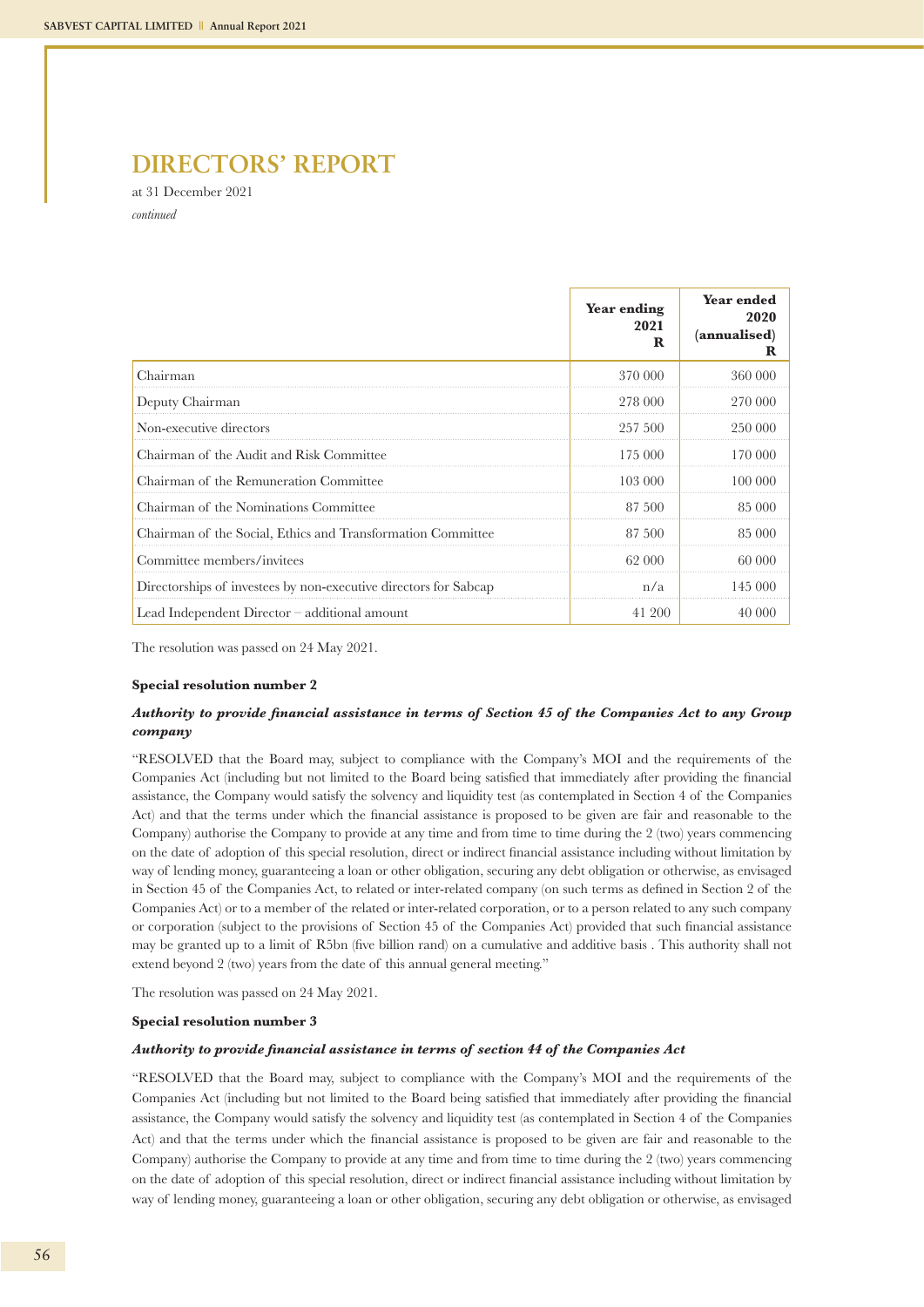# DIRECTORS' REPORT

at 31 December 2021

*continued*

| | Year ending 2021 R | Year ended 2020 (annualised) R |
|---|---|---|
| Chairman | 370 000 | 360 000 |
| Deputy Chairman | 278 000 | 270 000 |
| Non-executive directors | 257 500 | 250 000 |
| Chairman of the Audit and Risk Committee | 175 000 | 170 000 |
| Chairman of the Remuneration Committee | 103 000 | 100 000 |
| Chairman of the Nominations Committee | 87 500 | 85 000 |
| Chairman of the Social, Ethics and Transformation Committee | 87 500 | 85 000 |
| Committee members/invitees | 62 000 | 60 000 |
| Directorships of investees by non-executive directors for Sabcap | n/a | 145 000 |
| Lead Independent Director – additional amount | 41 200 | 40 000 |

The resolution was passed on 24 May 2021.

**Special resolution number 2**

***Authority to provide financial assistance in terms of Section 45 of the Companies Act to any Group company***

"RESOLVED that the Board may, subject to compliance with the Company's MOI and the requirements of the Companies Act (including but not limited to the Board being satisfied that immediately after providing the financial assistance, the Company would satisfy the solvency and liquidity test (as contemplated in Section 4 of the Companies Act) and that the terms under which the financial assistance is proposed to be given are fair and reasonable to the Company) authorise the Company to provide at any time and from time to time during the 2 (two) years commencing on the date of adoption of this special resolution, direct or indirect financial assistance including without limitation by way of lending money, guaranteeing a loan or other obligation, securing any debt obligation or otherwise, as envisaged in Section 45 of the Companies Act, to related or inter-related company (on such terms as defined in Section 2 of the Companies Act) or to a member of the related or inter-related corporation, or to a person related to any such company or corporation (subject to the provisions of Section 45 of the Companies Act) provided that such financial assistance may be granted up to a limit of R5bn (five billion rand) on a cumulative and additive basis . This authority shall not extend beyond 2 (two) years from the date of this annual general meeting."

The resolution was passed on 24 May 2021.

**Special resolution number 3**

***Authority to provide financial assistance in terms of section 44 of the Companies Act***

"RESOLVED that the Board may, subject to compliance with the Company's MOI and the requirements of the Companies Act (including but not limited to the Board being satisfied that immediately after providing the financial assistance, the Company would satisfy the solvency and liquidity test (as contemplated in Section 4 of the Companies Act) and that the terms under which the financial assistance is proposed to be given are fair and reasonable to the Company) authorise the Company to provide at any time and from time to time during the 2 (two) years commencing on the date of adoption of this special resolution, direct or indirect financial assistance including without limitation by way of lending money, guaranteeing a loan or other obligation, securing any debt obligation or otherwise, as envisaged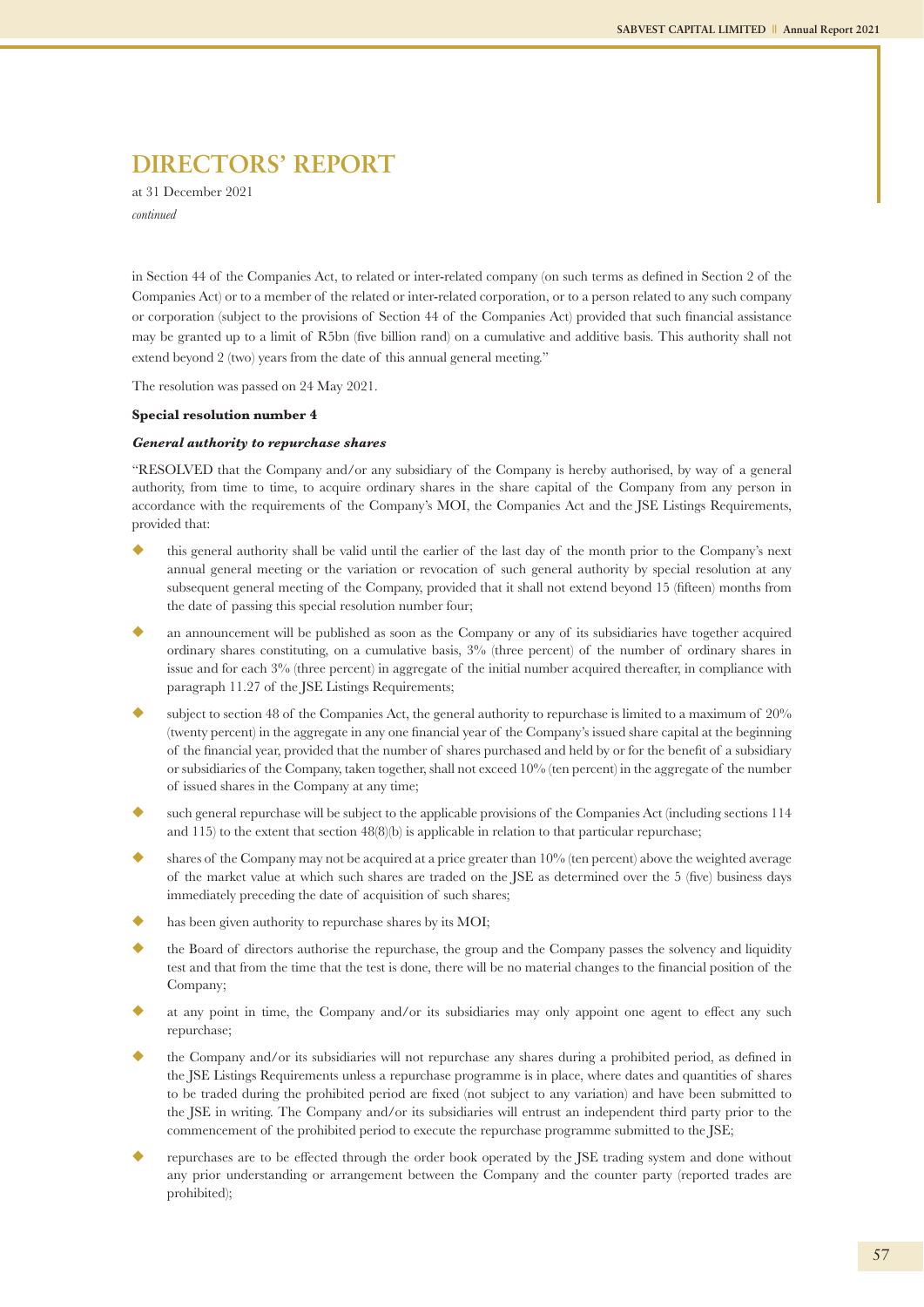# DIRECTORS' REPORT

at 31 December 2021

*continued*

in Section 44 of the Companies Act, to related or inter-related company (on such terms as defined in Section 2 of the Companies Act) or to a member of the related or inter-related corporation, or to a person related to any such company or corporation (subject to the provisions of Section 44 of the Companies Act) provided that such financial assistance may be granted up to a limit of R5bn (five billion rand) on a cumulative and additive basis. This authority shall not extend beyond 2 (two) years from the date of this annual general meeting."

The resolution was passed on 24 May 2021.

**Special resolution number 4**

***General authority to repurchase shares***

"RESOLVED that the Company and/or any subsidiary of the Company is hereby authorised, by way of a general authority, from time to time, to acquire ordinary shares in the share capital of the Company from any person in accordance with the requirements of the Company's MOI, the Companies Act and the JSE Listings Requirements, provided that:

- this general authority shall be valid until the earlier of the last day of the month prior to the Company's next annual general meeting or the variation or revocation of such general authority by special resolution at any subsequent general meeting of the Company, provided that it shall not extend beyond 15 (fifteen) months from the date of passing this special resolution number four;
- an announcement will be published as soon as the Company or any of its subsidiaries have together acquired ordinary shares constituting, on a cumulative basis, 3% (three percent) of the number of ordinary shares in issue and for each 3% (three percent) in aggregate of the initial number acquired thereafter, in compliance with paragraph 11.27 of the JSE Listings Requirements;
- subject to section 48 of the Companies Act, the general authority to repurchase is limited to a maximum of 20% (twenty percent) in the aggregate in any one financial year of the Company's issued share capital at the beginning of the financial year, provided that the number of shares purchased and held by or for the benefit of a subsidiary or subsidiaries of the Company, taken together, shall not exceed 10% (ten percent) in the aggregate of the number of issued shares in the Company at any time;
- such general repurchase will be subject to the applicable provisions of the Companies Act (including sections 114 and 115) to the extent that section 48(8)(b) is applicable in relation to that particular repurchase;
- shares of the Company may not be acquired at a price greater than 10% (ten percent) above the weighted average of the market value at which such shares are traded on the JSE as determined over the 5 (five) business days immediately preceding the date of acquisition of such shares;
- has been given authority to repurchase shares by its MOI;
- the Board of directors authorise the repurchase, the group and the Company passes the solvency and liquidity test and that from the time that the test is done, there will be no material changes to the financial position of the Company;
- at any point in time, the Company and/or its subsidiaries may only appoint one agent to effect any such repurchase;
- the Company and/or its subsidiaries will not repurchase any shares during a prohibited period, as defined in the JSE Listings Requirements unless a repurchase programme is in place, where dates and quantities of shares to be traded during the prohibited period are fixed (not subject to any variation) and have been submitted to the JSE in writing. The Company and/or its subsidiaries will entrust an independent third party prior to the commencement of the prohibited period to execute the repurchase programme submitted to the JSE;
- repurchases are to be effected through the order book operated by the JSE trading system and done without any prior understanding or arrangement between the Company and the counter party (reported trades are prohibited);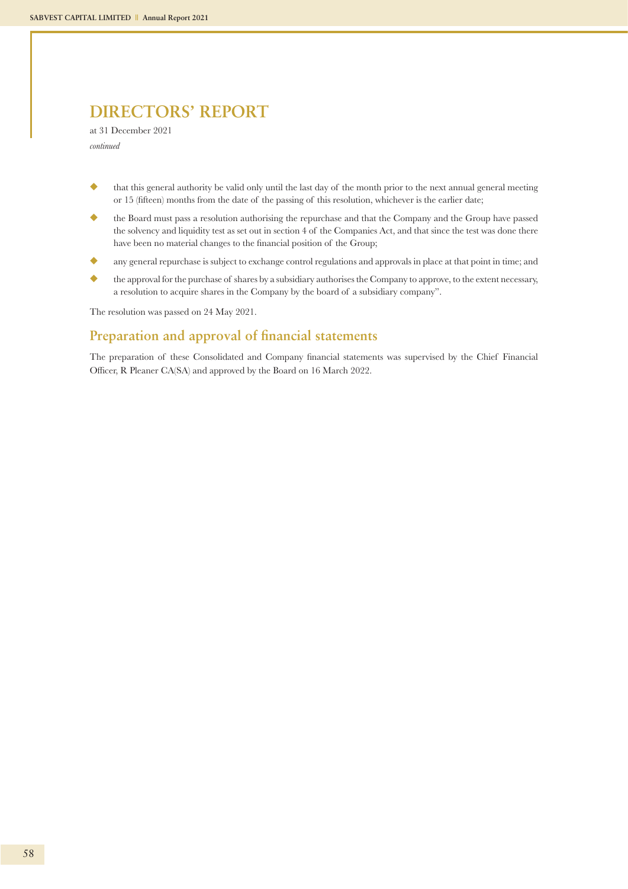# DIRECTORS' REPORT

at 31 December 2021

*continued*

- that this general authority be valid only until the last day of the month prior to the next annual general meeting or 15 (fifteen) months from the date of the passing of this resolution, whichever is the earlier date;
- the Board must pass a resolution authorising the repurchase and that the Company and the Group have passed the solvency and liquidity test as set out in section 4 of the Companies Act, and that since the test was done there have been no material changes to the financial position of the Group;
- any general repurchase is subject to exchange control regulations and approvals in place at that point in time; and
- the approval for the purchase of shares by a subsidiary authorises the Company to approve, to the extent necessary, a resolution to acquire shares in the Company by the board of a subsidiary company".

The resolution was passed on 24 May 2021.

## Preparation and approval of financial statements

The preparation of these Consolidated and Company financial statements was supervised by the Chief Financial Officer, R Pleaner CA(SA) and approved by the Board on 16 March 2022.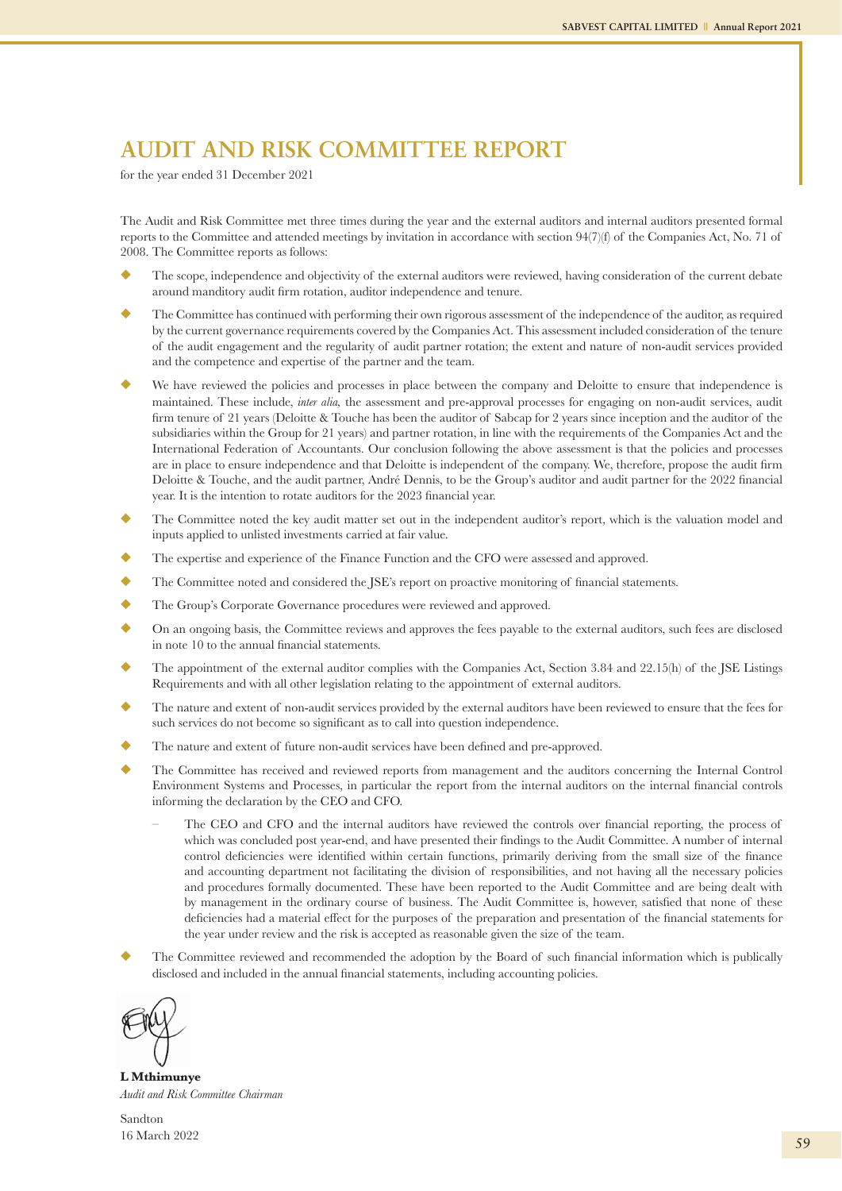# AUDIT AND RISK COMMITTEE REPORT

for the year ended 31 December 2021

The Audit and Risk Committee met three times during the year and the external auditors and internal auditors presented formal reports to the Committee and attended meetings by invitation in accordance with section 94(7)(f) of the Companies Act, No. 71 of 2008. The Committee reports as follows:

- The scope, independence and objectivity of the external auditors were reviewed, having consideration of the current debate around manditory audit firm rotation, auditor independence and tenure.
- The Committee has continued with performing their own rigorous assessment of the independence of the auditor, as required by the current governance requirements covered by the Companies Act. This assessment included consideration of the tenure of the audit engagement and the regularity of audit partner rotation; the extent and nature of non-audit services provided and the competence and expertise of the partner and the team.
- We have reviewed the policies and processes in place between the company and Deloitte to ensure that independence is maintained. These include, *inter alia*, the assessment and pre-approval processes for engaging on non-audit services, audit firm tenure of 21 years (Deloitte & Touche has been the auditor of Sabcap for 2 years since inception and the auditor of the subsidiaries within the Group for 21 years) and partner rotation, in line with the requirements of the Companies Act and the International Federation of Accountants. Our conclusion following the above assessment is that the policies and processes are in place to ensure independence and that Deloitte is independent of the company. We, therefore, propose the audit firm Deloitte & Touche, and the audit partner, André Dennis, to be the Group's auditor and audit partner for the 2022 financial year. It is the intention to rotate auditors for the 2023 financial year.
- The Committee noted the key audit matter set out in the independent auditor's report, which is the valuation model and inputs applied to unlisted investments carried at fair value.
- The expertise and experience of the Finance Function and the CFO were assessed and approved.
- The Committee noted and considered the JSE's report on proactive monitoring of financial statements.
- The Group's Corporate Governance procedures were reviewed and approved.
- On an ongoing basis, the Committee reviews and approves the fees payable to the external auditors, such fees are disclosed in note 10 to the annual financial statements.
- The appointment of the external auditor complies with the Companies Act, Section 3.84 and 22.15(h) of the JSE Listings Requirements and with all other legislation relating to the appointment of external auditors.
- The nature and extent of non-audit services provided by the external auditors have been reviewed to ensure that the fees for such services do not become so significant as to call into question independence.
- The nature and extent of future non-audit services have been defined and pre-approved.
- The Committee has received and reviewed reports from management and the auditors concerning the Internal Control Environment Systems and Processes, in particular the report from the internal auditors on the internal financial controls informing the declaration by the CEO and CFO.
  - The CEO and CFO and the internal auditors have reviewed the controls over financial reporting, the process of which was concluded post year-end, and have presented their findings to the Audit Committee. A number of internal control deficiencies were identified within certain functions, primarily deriving from the small size of the finance and accounting department not facilitating the division of responsibilities, and not having all the necessary policies and procedures formally documented. These have been reported to the Audit Committee and are being dealt with by management in the ordinary course of business. The Audit Committee is, however, satisfied that none of these deficiencies had a material effect for the purposes of the preparation and presentation of the financial statements for the year under review and the risk is accepted as reasonable given the size of the team.
- The Committee reviewed and recommended the adoption by the Board of such financial information which is publically disclosed and included in the annual financial statements, including accounting policies.

**L Mthimunye**
*Audit and Risk Committee Chairman*

Sandton
16 March 2022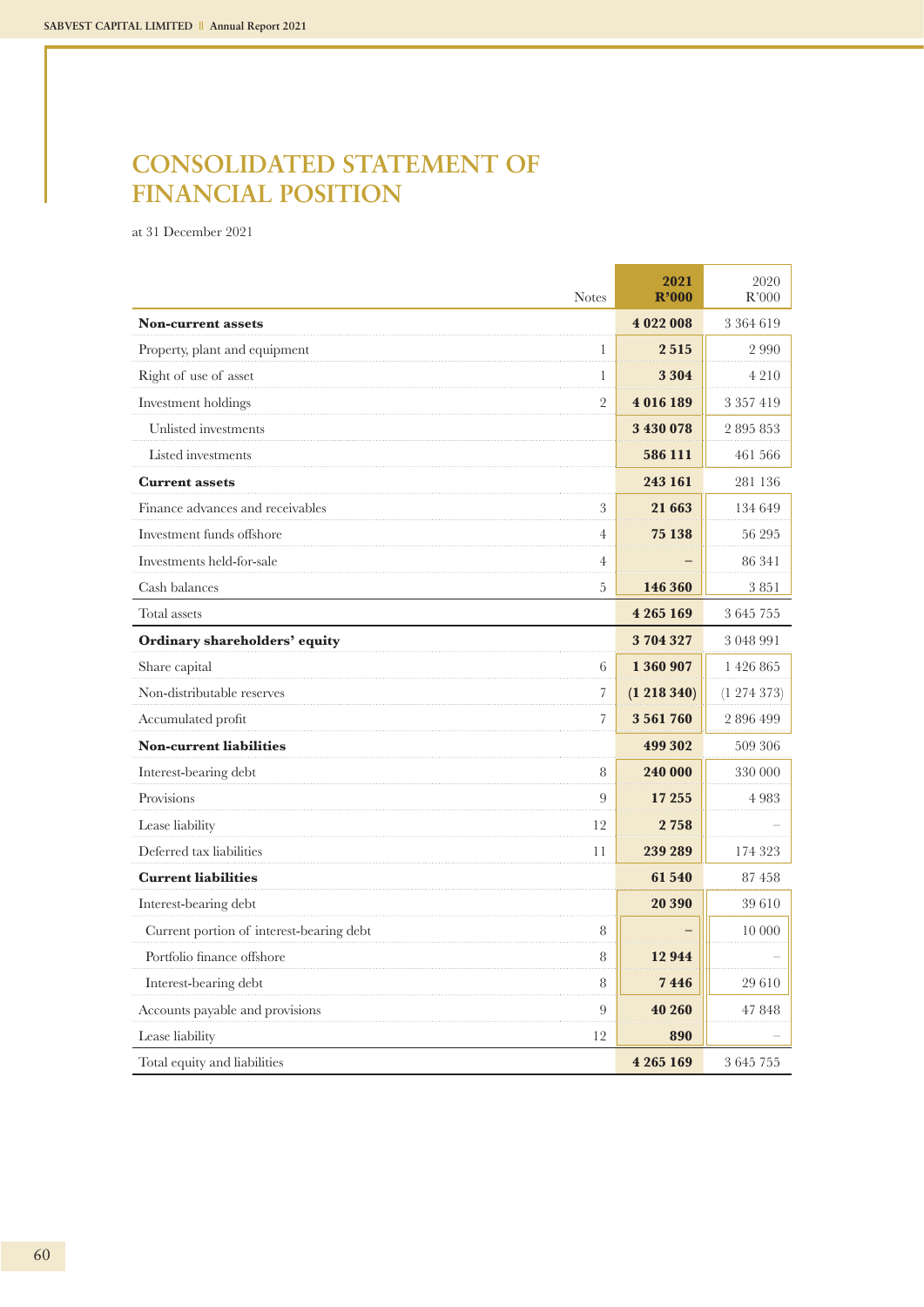# CONSOLIDATED STATEMENT OF FINANCIAL POSITION

at 31 December 2021

| | Notes | 2021 R'000 | 2020 R'000 |
|---|---|---|---|
| **Non-current assets** | | **4 022 008** | 3 364 619 |
| Property, plant and equipment | 1 | **2 515** | 2 990 |
| Right of use of asset | 1 | **3 304** | 4 210 |
| Investment holdings | 2 | **4 016 189** | 3 357 419 |
| Unlisted investments | | **3 430 078** | 2 895 853 |
| Listed investments | | **586 111** | 461 566 |
| **Current assets** | | **243 161** | 281 136 |
| Finance advances and receivables | 3 | **21 663** | 134 649 |
| Investment funds offshore | 4 | **75 138** | 56 295 |
| Investments held-for-sale | 4 | **–** | 86 341 |
| Cash balances | 5 | **146 360** | 3 851 |
| Total assets | | **4 265 169** | 3 645 755 |
| **Ordinary shareholders' equity** | | **3 704 327** | 3 048 991 |
| Share capital | 6 | **1 360 907** | 1 426 865 |
| Non-distributable reserves | 7 | **(1 218 340)** | (1 274 373) |
| Accumulated profit | 7 | **3 561 760** | 2 896 499 |
| **Non-current liabilities** | | **499 302** | 509 306 |
| Interest-bearing debt | 8 | **240 000** | 330 000 |
| Provisions | 9 | **17 255** | 4 983 |
| Lease liability | 12 | **2 758** | – |
| Deferred tax liabilities | 11 | **239 289** | 174 323 |
| **Current liabilities** | | **61 540** | 87 458 |
| Interest-bearing debt | | **20 390** | 39 610 |
| Current portion of interest-bearing debt | 8 | **–** | 10 000 |
| Portfolio finance offshore | 8 | **12 944** | – |
| Interest-bearing debt | 8 | **7 446** | 29 610 |
| Accounts payable and provisions | 9 | **40 260** | 47 848 |
| Lease liability | 12 | **890** | – |
| Total equity and liabilities | | **4 265 169** | 3 645 755 |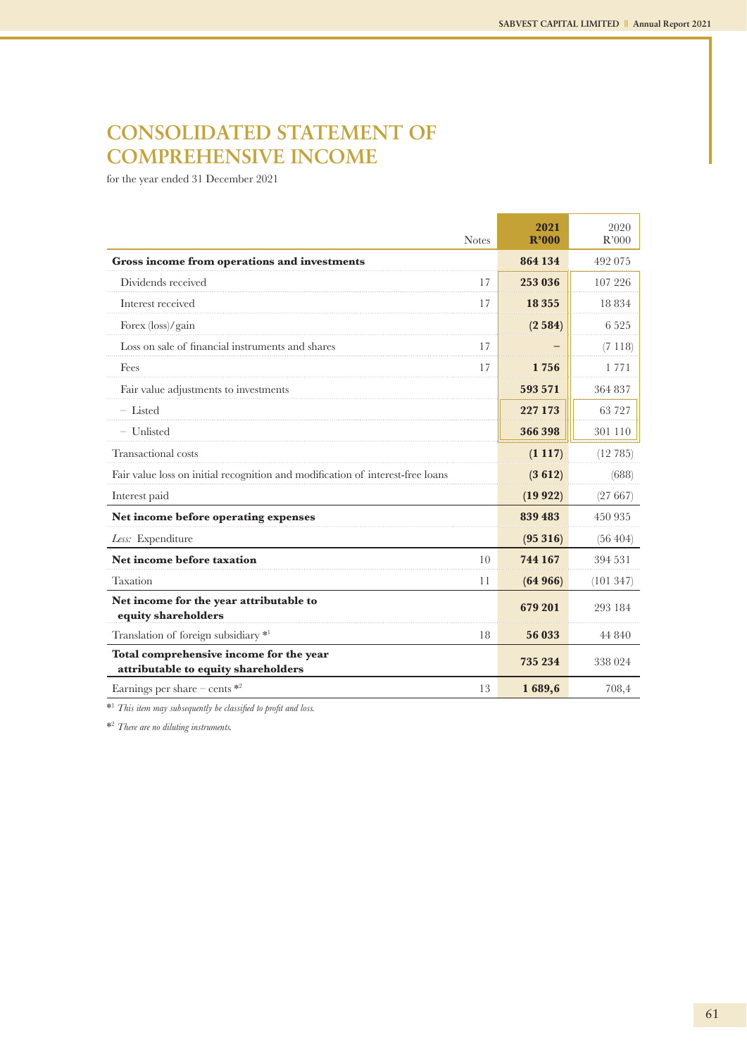# CONSOLIDATED STATEMENT OF COMPREHENSIVE INCOME

for the year ended 31 December 2021

| | Notes | 2021 R'000 | 2020 R'000 |
|---|---|---|---|
| **Gross income from operations and investments** | | **864 134** | 492 075 |
| Dividends received | 17 | **253 036** | 107 226 |
| Interest received | 17 | **18 355** | 18 834 |
| Forex (loss)/gain | | **(2 584)** | 6 525 |
| Loss on sale of financial instruments and shares | 17 | **–** | (7 118) |
| Fees | 17 | **1 756** | 1 771 |
| Fair value adjustments to investments | | **593 571** | 364 837 |
| – Listed | | **227 173** | 63 727 |
| – Unlisted | | **366 398** | 301 110 |
| Transactional costs | | **(1 117)** | (12 785) |
| Fair value loss on initial recognition and modification of interest-free loans | | **(3 612)** | (688) |
| Interest paid | | **(19 922)** | (27 667) |
| **Net income before operating expenses** | | **839 483** | 450 935 |
| *Less:* Expenditure | | **(95 316)** | (56 404) |
| **Net income before taxation** | 10 | **744 167** | 394 531 |
| Taxation | 11 | **(64 966)** | (101 347) |
| **Net income for the year attributable to equity shareholders** | | **679 201** | 293 184 |
| Translation of foreign subsidiary *[1] | 18 | **56 033** | 44 840 |
| **Total comprehensive income for the year attributable to equity shareholders** | | **735 234** | 338 024 |
| Earnings per share – cents *[2] | 13 | **1 689,6** | 708,4 |

*[1] *This item may subsequently be classified to profit and loss.*

*[2] *There are no diluting instruments.*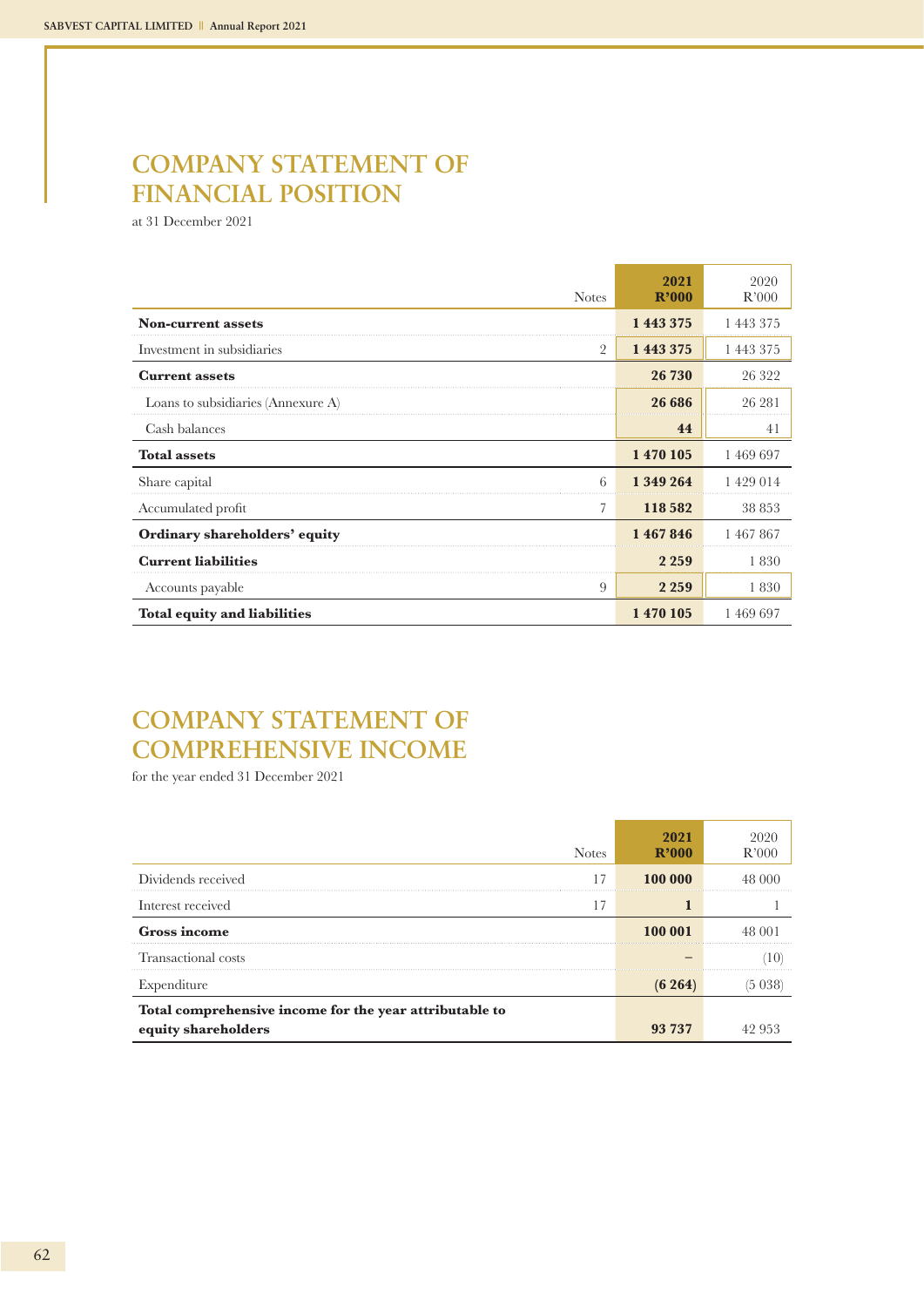# COMPANY STATEMENT OF FINANCIAL POSITION

at 31 December 2021

| | Notes | 2021 R'000 | 2020 R'000 |
|---|---|---|---|
| **Non-current assets** | | **1 443 375** | 1 443 375 |
| Investment in subsidiaries | 2 | **1 443 375** | 1 443 375 |
| **Current assets** | | **26 730** | 26 322 |
| Loans to subsidiaries (Annexure A) | | **26 686** | 26 281 |
| Cash balances | | **44** | 41 |
| **Total assets** | | **1 470 105** | 1 469 697 |
| Share capital | 6 | **1 349 264** | 1 429 014 |
| Accumulated profit | 7 | **118 582** | 38 853 |
| **Ordinary shareholders' equity** | | **1 467 846** | 1 467 867 |
| **Current liabilities** | | **2 259** | 1 830 |
| Accounts payable | 9 | **2 259** | 1 830 |
| **Total equity and liabilities** | | **1 470 105** | 1 469 697 |

# COMPANY STATEMENT OF COMPREHENSIVE INCOME

for the year ended 31 December 2021

| | Notes | 2021 R'000 | 2020 R'000 |
|---|---|---|---|
| Dividends received | 17 | **100 000** | 48 000 |
| Interest received | 17 | **1** | 1 |
| **Gross income** | | **100 001** | 48 001 |
| Transactional costs | | **–** | (10) |
| Expenditure | | **(6 264)** | (5 038) |
| **Total comprehensive income for the year attributable to equity shareholders** | | **93 737** | 42 953 |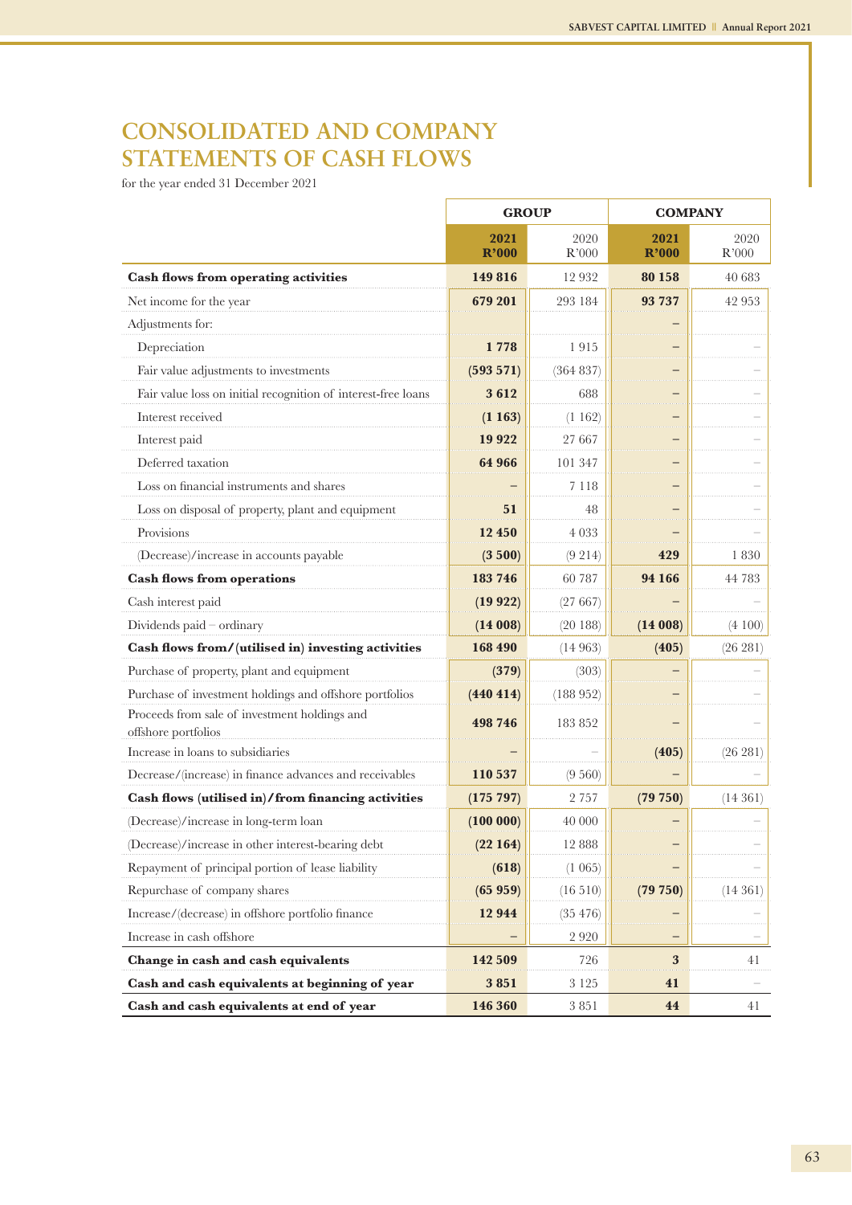# CONSOLIDATED AND COMPANY STATEMENTS OF CASH FLOWS

for the year ended 31 December 2021

| | GROUP | | COMPANY | |
|---|---|---|---|---|
| | **2021 R'000** | 2020 R'000 | **2021 R'000** | 2020 R'000 |
| **Cash flows from operating activities** | **149 816** | 12 932 | **80 158** | 40 683 |
| Net income for the year | **679 201** | 293 184 | **93 737** | 42 953 |
| Adjustments for: | | | **–** | |
| Depreciation | **1 778** | 1 915 | **–** | – |
| Fair value adjustments to investments | **(593 571)** | (364 837) | **–** | – |
| Fair value loss on initial recognition of interest-free loans | **3 612** | 688 | **–** | – |
| Interest received | **(1 163)** | (1 162) | **–** | – |
| Interest paid | **19 922** | 27 667 | **–** | – |
| Deferred taxation | **64 966** | 101 347 | **–** | – |
| Loss on financial instruments and shares | **–** | 7 118 | **–** | – |
| Loss on disposal of property, plant and equipment | **51** | 48 | **–** | – |
| Provisions | **12 450** | 4 033 | **–** | – |
| (Decrease)/increase in accounts payable | **(3 500)** | (9 214) | **429** | 1 830 |
| **Cash flows from operations** | **183 746** | 60 787 | **94 166** | 44 783 |
| Cash interest paid | **(19 922)** | (27 667) | **–** | – |
| Dividends paid – ordinary | **(14 008)** | (20 188) | **(14 008)** | (4 100) |
| **Cash flows from/(utilised in) investing activities** | **168 490** | (14 963) | **(405)** | (26 281) |
| Purchase of property, plant and equipment | **(379)** | (303) | **–** | – |
| Purchase of investment holdings and offshore portfolios | **(440 414)** | (188 952) | **–** | – |
| Proceeds from sale of investment holdings and offshore portfolios | **498 746** | 183 852 | **–** | – |
| Increase in loans to subsidiaries | **–** | – | **(405)** | (26 281) |
| Decrease/(increase) in finance advances and receivables | **110 537** | (9 560) | **–** | – |
| **Cash flows (utilised in)/from financing activities** | **(175 797)** | 2 757 | **(79 750)** | (14 361) |
| (Decrease)/increase in long-term loan | **(100 000)** | 40 000 | **–** | – |
| (Decrease)/increase in other interest-bearing debt | **(22 164)** | 12 888 | **–** | – |
| Repayment of principal portion of lease liability | **(618)** | (1 065) | **–** | – |
| Repurchase of company shares | **(65 959)** | (16 510) | **(79 750)** | (14 361) |
| Increase/(decrease) in offshore portfolio finance | **12 944** | (35 476) | **–** | – |
| Increase in cash offshore | **–** | 2 920 | **–** | – |
| **Change in cash and cash equivalents** | **142 509** | 726 | **3** | 41 |
| **Cash and cash equivalents at beginning of year** | **3 851** | 3 125 | **41** | – |
| **Cash and cash equivalents at end of year** | **146 360** | 3 851 | **44** | 41 |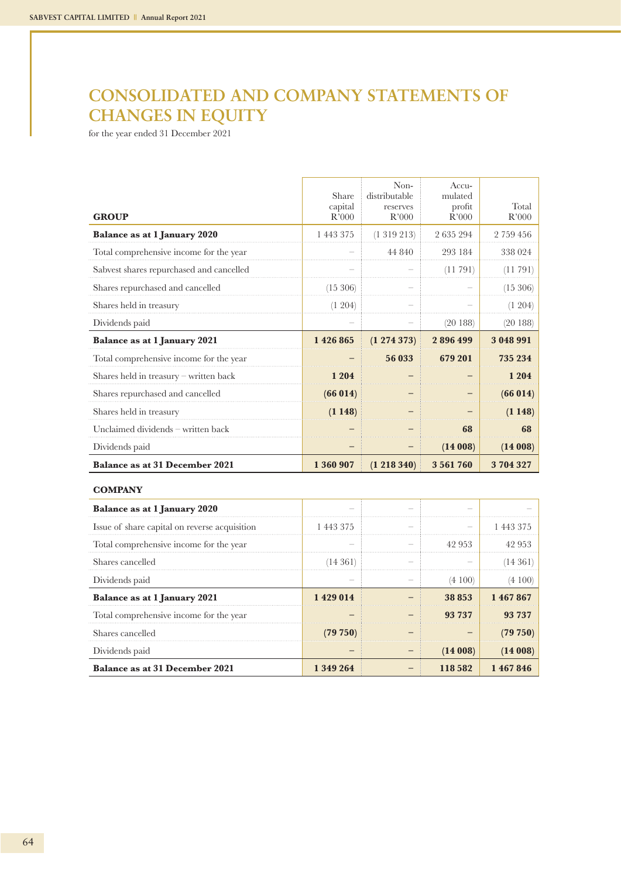# CONSOLIDATED AND COMPANY STATEMENTS OF CHANGES IN EQUITY

for the year ended 31 December 2021

| GROUP | Share capital R'000 | Non-distributable reserves R'000 | Accumulated profit R'000 | Total R'000 |
|---|---|---|---|---|
| **Balance as at 1 January 2020** | 1 443 375 | (1 319 213) | 2 635 294 | 2 759 456 |
| Total comprehensive income for the year | – | 44 840 | 293 184 | 338 024 |
| Sabvest shares repurchased and cancelled | – | – | (11 791) | (11 791) |
| Shares repurchased and cancelled | (15 306) | – | – | (15 306) |
| Shares held in treasury | (1 204) | – | – | (1 204) |
| Dividends paid | – | – | (20 188) | (20 188) |
| **Balance as at 1 January 2021** | **1 426 865** | **(1 274 373)** | **2 896 499** | **3 048 991** |
| Total comprehensive income for the year | **–** | **56 033** | **679 201** | **735 234** |
| Shares held in treasury – written back | **1 204** | **–** | **–** | **1 204** |
| Shares repurchased and cancelled | **(66 014)** | **–** | **–** | **(66 014)** |
| Shares held in treasury | **(1 148)** | **–** | **–** | **(1 148)** |
| Unclaimed dividends – written back | **–** | **–** | **68** | **68** |
| Dividends paid | **–** | **–** | **(14 008)** | **(14 008)** |
| **Balance as at 31 December 2021** | **1 360 907** | **(1 218 340)** | **3 561 760** | **3 704 327** |

| COMPANY | Share capital R'000 | Non-distributable reserves R'000 | Accumulated profit R'000 | Total R'000 |
|---|---|---|---|---|
| **Balance as at 1 January 2020** | – | – | – | – |
| Issue of share capital on reverse acquisition | 1 443 375 | – | – | 1 443 375 |
| Total comprehensive income for the year | – | – | 42 953 | 42 953 |
| Shares cancelled | (14 361) | – | – | (14 361) |
| Dividends paid | – | – | (4 100) | (4 100) |
| **Balance as at 1 January 2021** | **1 429 014** | **–** | **38 853** | **1 467 867** |
| Total comprehensive income for the year | **–** | **–** | **93 737** | **93 737** |
| Shares cancelled | **(79 750)** | **–** | **–** | **(79 750)** |
| Dividends paid | **–** | **–** | **(14 008)** | **(14 008)** |
| **Balance as at 31 December 2021** | **1 349 264** | **–** | **118 582** | **1 467 846** |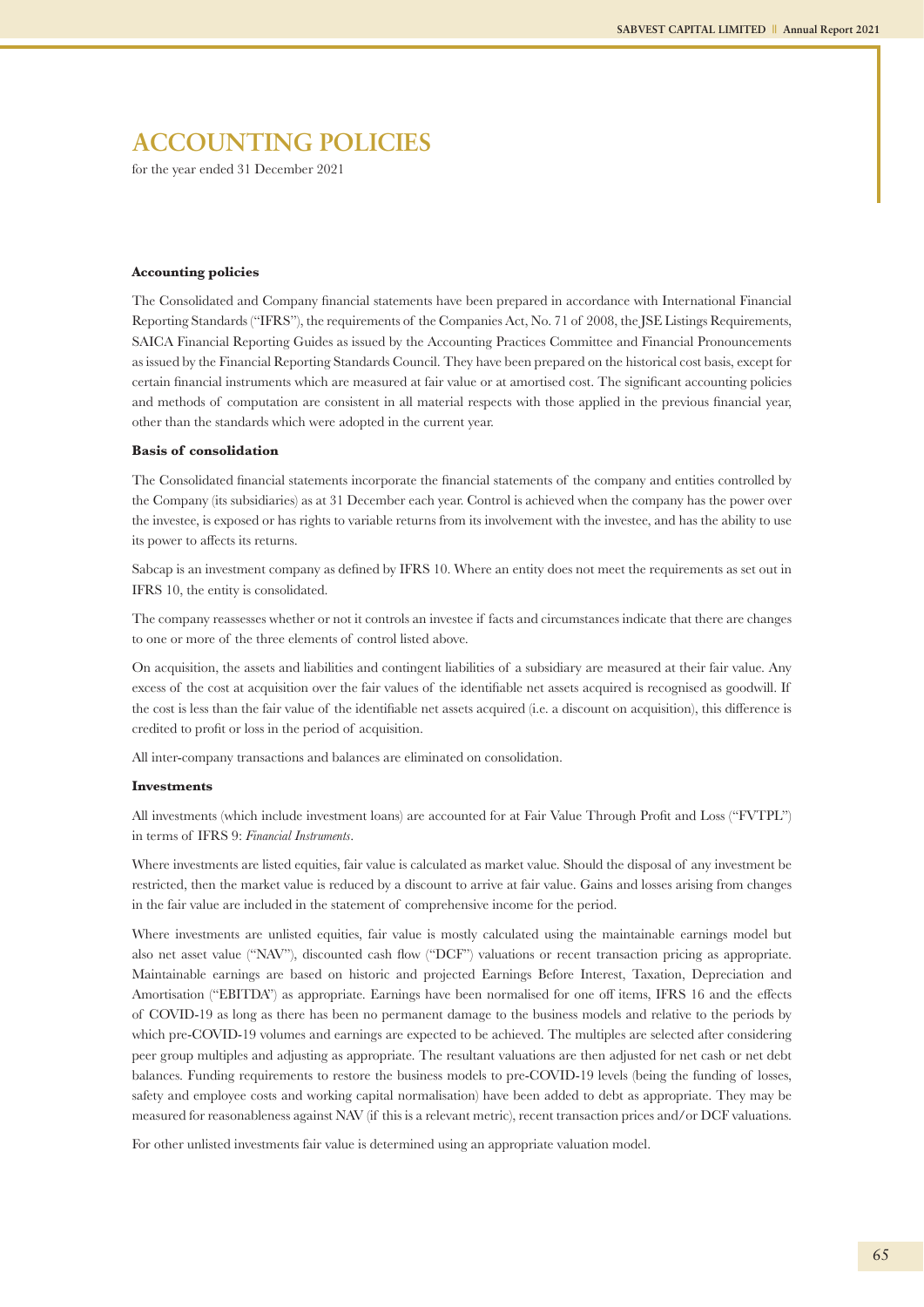# ACCOUNTING POLICIES

for the year ended 31 December 2021

**Accounting policies**

The Consolidated and Company financial statements have been prepared in accordance with International Financial Reporting Standards ("IFRS"), the requirements of the Companies Act, No. 71 of 2008, the JSE Listings Requirements, SAICA Financial Reporting Guides as issued by the Accounting Practices Committee and Financial Pronouncements as issued by the Financial Reporting Standards Council. They have been prepared on the historical cost basis, except for certain financial instruments which are measured at fair value or at amortised cost. The significant accounting policies and methods of computation are consistent in all material respects with those applied in the previous financial year, other than the standards which were adopted in the current year.

**Basis of consolidation**

The Consolidated financial statements incorporate the financial statements of the company and entities controlled by the Company (its subsidiaries) as at 31 December each year. Control is achieved when the company has the power over the investee, is exposed or has rights to variable returns from its involvement with the investee, and has the ability to use its power to affects its returns.

Sabcap is an investment company as defined by IFRS 10. Where an entity does not meet the requirements as set out in IFRS 10, the entity is consolidated.

The company reassesses whether or not it controls an investee if facts and circumstances indicate that there are changes to one or more of the three elements of control listed above.

On acquisition, the assets and liabilities and contingent liabilities of a subsidiary are measured at their fair value. Any excess of the cost at acquisition over the fair values of the identifiable net assets acquired is recognised as goodwill. If the cost is less than the fair value of the identifiable net assets acquired (i.e. a discount on acquisition), this difference is credited to profit or loss in the period of acquisition.

All inter-company transactions and balances are eliminated on consolidation.

**Investments**

All investments (which include investment loans) are accounted for at Fair Value Through Profit and Loss ("FVTPL") in terms of IFRS 9: *Financial Instruments*.

Where investments are listed equities, fair value is calculated as market value. Should the disposal of any investment be restricted, then the market value is reduced by a discount to arrive at fair value. Gains and losses arising from changes in the fair value are included in the statement of comprehensive income for the period.

Where investments are unlisted equities, fair value is mostly calculated using the maintainable earnings model but also net asset value ("NAV"), discounted cash flow ("DCF") valuations or recent transaction pricing as appropriate. Maintainable earnings are based on historic and projected Earnings Before Interest, Taxation, Depreciation and Amortisation ("EBITDA") as appropriate. Earnings have been normalised for one off items, IFRS 16 and the effects of COVID-19 as long as there has been no permanent damage to the business models and relative to the periods by which pre-COVID-19 volumes and earnings are expected to be achieved. The multiples are selected after considering peer group multiples and adjusting as appropriate. The resultant valuations are then adjusted for net cash or net debt balances. Funding requirements to restore the business models to pre-COVID-19 levels (being the funding of losses, safety and employee costs and working capital normalisation) have been added to debt as appropriate. They may be measured for reasonableness against NAV (if this is a relevant metric), recent transaction prices and/or DCF valuations.

For other unlisted investments fair value is determined using an appropriate valuation model.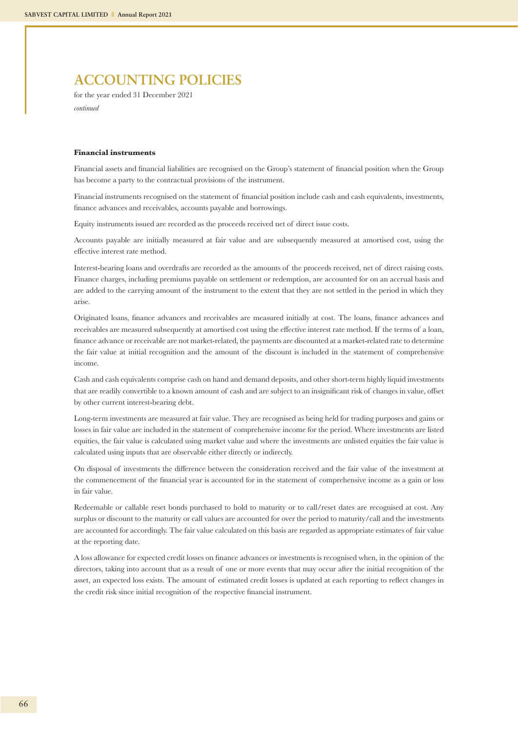# ACCOUNTING POLICIES

for the year ended 31 December 2021

*continued*

**Financial instruments**

Financial assets and financial liabilities are recognised on the Group's statement of financial position when the Group has become a party to the contractual provisions of the instrument.

Financial instruments recognised on the statement of financial position include cash and cash equivalents, investments, finance advances and receivables, accounts payable and borrowings.

Equity instruments issued are recorded as the proceeds received net of direct issue costs.

Accounts payable are initially measured at fair value and are subsequently measured at amortised cost, using the effective interest rate method.

Interest-bearing loans and overdrafts are recorded as the amounts of the proceeds received, net of direct raising costs. Finance charges, including premiums payable on settlement or redemption, are accounted for on an accrual basis and are added to the carrying amount of the instrument to the extent that they are not settled in the period in which they arise.

Originated loans, finance advances and receivables are measured initially at cost. The loans, finance advances and receivables are measured subsequently at amortised cost using the effective interest rate method. If the terms of a loan, finance advance or receivable are not market-related, the payments are discounted at a market-related rate to determine the fair value at initial recognition and the amount of the discount is included in the statement of comprehensive income.

Cash and cash equivalents comprise cash on hand and demand deposits, and other short-term highly liquid investments that are readily convertible to a known amount of cash and are subject to an insignificant risk of changes in value, offset by other current interest-bearing debt.

Long-term investments are measured at fair value. They are recognised as being held for trading purposes and gains or losses in fair value are included in the statement of comprehensive income for the period. Where investments are listed equities, the fair value is calculated using market value and where the investments are unlisted equities the fair value is calculated using inputs that are observable either directly or indirectly.

On disposal of investments the difference between the consideration received and the fair value of the investment at the commencement of the financial year is accounted for in the statement of comprehensive income as a gain or loss in fair value.

Redeemable or callable reset bonds purchased to hold to maturity or to call/reset dates are recognised at cost. Any surplus or discount to the maturity or call values are accounted for over the period to maturity/call and the investments are accounted for accordingly. The fair value calculated on this basis are regarded as appropriate estimates of fair value at the reporting date.

A loss allowance for expected credit losses on finance advances or investments is recognised when, in the opinion of the directors, taking into account that as a result of one or more events that may occur after the initial recognition of the asset, an expected loss exists. The amount of estimated credit losses is updated at each reporting to reflect changes in the credit risk since initial recognition of the respective financial instrument.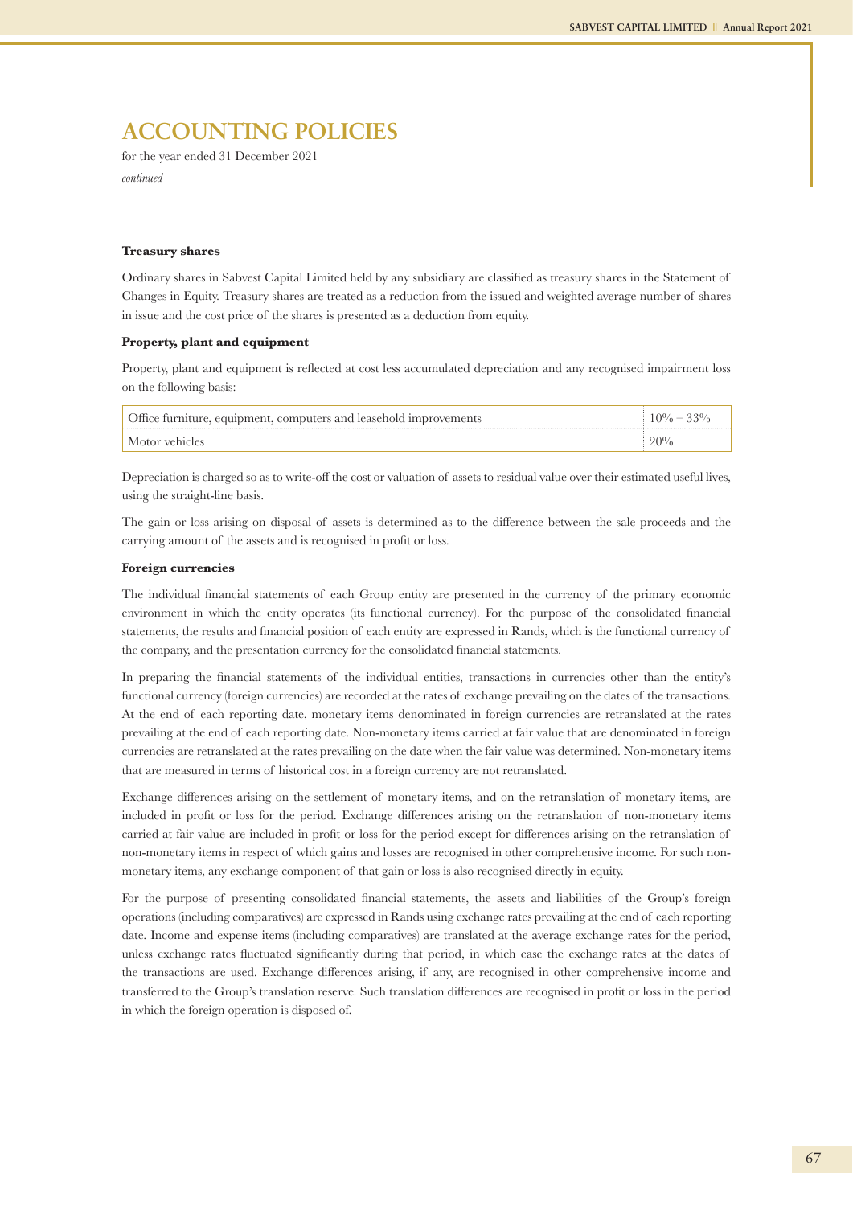# ACCOUNTING POLICIES

for the year ended 31 December 2021

*continued*

**Treasury shares**

Ordinary shares in Sabvest Capital Limited held by any subsidiary are classified as treasury shares in the Statement of Changes in Equity. Treasury shares are treated as a reduction from the issued and weighted average number of shares in issue and the cost price of the shares is presented as a deduction from equity.

**Property, plant and equipment**

Property, plant and equipment is reflected at cost less accumulated depreciation and any recognised impairment loss on the following basis:

| | |
|---|---|
| Office furniture, equipment, computers and leasehold improvements | 10% – 33% |
| Motor vehicles | 20% |

Depreciation is charged so as to write-off the cost or valuation of assets to residual value over their estimated useful lives, using the straight-line basis.

The gain or loss arising on disposal of assets is determined as to the difference between the sale proceeds and the carrying amount of the assets and is recognised in profit or loss.

**Foreign currencies**

The individual financial statements of each Group entity are presented in the currency of the primary economic environment in which the entity operates (its functional currency). For the purpose of the consolidated financial statements, the results and financial position of each entity are expressed in Rands, which is the functional currency of the company, and the presentation currency for the consolidated financial statements.

In preparing the financial statements of the individual entities, transactions in currencies other than the entity's functional currency (foreign currencies) are recorded at the rates of exchange prevailing on the dates of the transactions. At the end of each reporting date, monetary items denominated in foreign currencies are retranslated at the rates prevailing at the end of each reporting date. Non-monetary items carried at fair value that are denominated in foreign currencies are retranslated at the rates prevailing on the date when the fair value was determined. Non-monetary items that are measured in terms of historical cost in a foreign currency are not retranslated.

Exchange differences arising on the settlement of monetary items, and on the retranslation of monetary items, are included in profit or loss for the period. Exchange differences arising on the retranslation of non-monetary items carried at fair value are included in profit or loss for the period except for differences arising on the retranslation of non-monetary items in respect of which gains and losses are recognised in other comprehensive income. For such non-monetary items, any exchange component of that gain or loss is also recognised directly in equity.

For the purpose of presenting consolidated financial statements, the assets and liabilities of the Group's foreign operations (including comparatives) are expressed in Rands using exchange rates prevailing at the end of each reporting date. Income and expense items (including comparatives) are translated at the average exchange rates for the period, unless exchange rates fluctuated significantly during that period, in which case the exchange rates at the dates of the transactions are used. Exchange differences arising, if any, are recognised in other comprehensive income and transferred to the Group's translation reserve. Such translation differences are recognised in profit or loss in the period in which the foreign operation is disposed of.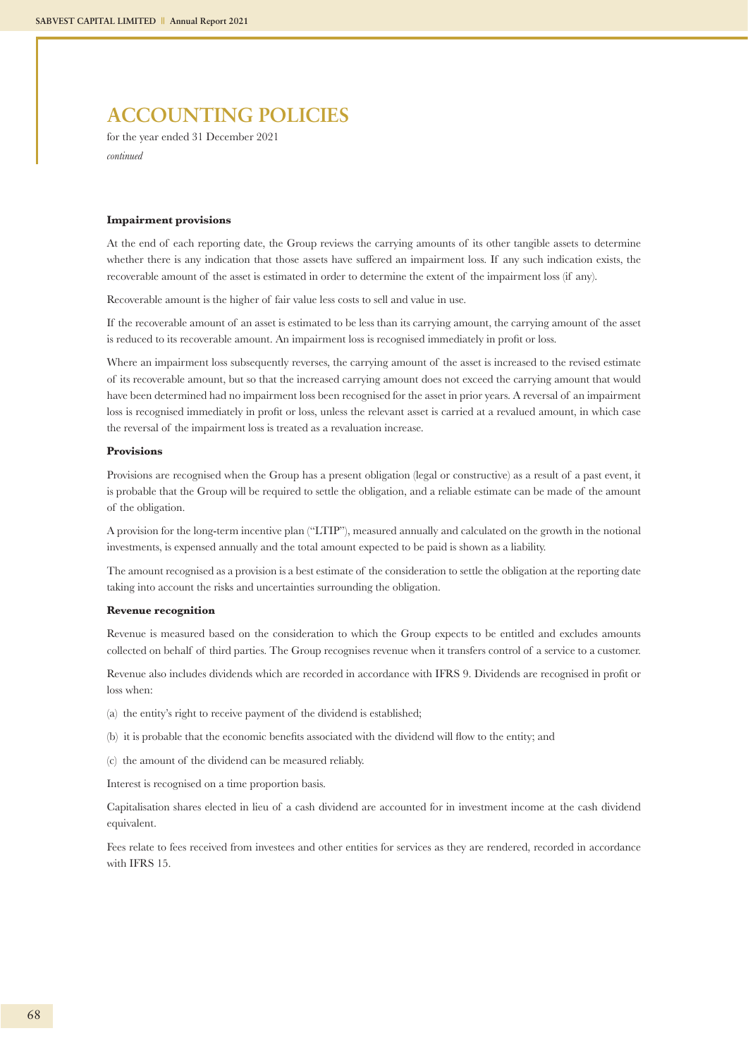# ACCOUNTING POLICIES

for the year ended 31 December 2021

*continued*

**Impairment provisions**

At the end of each reporting date, the Group reviews the carrying amounts of its other tangible assets to determine whether there is any indication that those assets have suffered an impairment loss. If any such indication exists, the recoverable amount of the asset is estimated in order to determine the extent of the impairment loss (if any).

Recoverable amount is the higher of fair value less costs to sell and value in use.

If the recoverable amount of an asset is estimated to be less than its carrying amount, the carrying amount of the asset is reduced to its recoverable amount. An impairment loss is recognised immediately in profit or loss.

Where an impairment loss subsequently reverses, the carrying amount of the asset is increased to the revised estimate of its recoverable amount, but so that the increased carrying amount does not exceed the carrying amount that would have been determined had no impairment loss been recognised for the asset in prior years. A reversal of an impairment loss is recognised immediately in profit or loss, unless the relevant asset is carried at a revalued amount, in which case the reversal of the impairment loss is treated as a revaluation increase.

**Provisions**

Provisions are recognised when the Group has a present obligation (legal or constructive) as a result of a past event, it is probable that the Group will be required to settle the obligation, and a reliable estimate can be made of the amount of the obligation.

A provision for the long-term incentive plan ("LTIP"), measured annually and calculated on the growth in the notional investments, is expensed annually and the total amount expected to be paid is shown as a liability.

The amount recognised as a provision is a best estimate of the consideration to settle the obligation at the reporting date taking into account the risks and uncertainties surrounding the obligation.

**Revenue recognition**

Revenue is measured based on the consideration to which the Group expects to be entitled and excludes amounts collected on behalf of third parties. The Group recognises revenue when it transfers control of a service to a customer.

Revenue also includes dividends which are recorded in accordance with IFRS 9. Dividends are recognised in profit or loss when:

(a) the entity's right to receive payment of the dividend is established;

(b) it is probable that the economic benefits associated with the dividend will flow to the entity; and

(c) the amount of the dividend can be measured reliably.

Interest is recognised on a time proportion basis.

Capitalisation shares elected in lieu of a cash dividend are accounted for in investment income at the cash dividend equivalent.

Fees relate to fees received from investees and other entities for services as they are rendered, recorded in accordance with IFRS 15.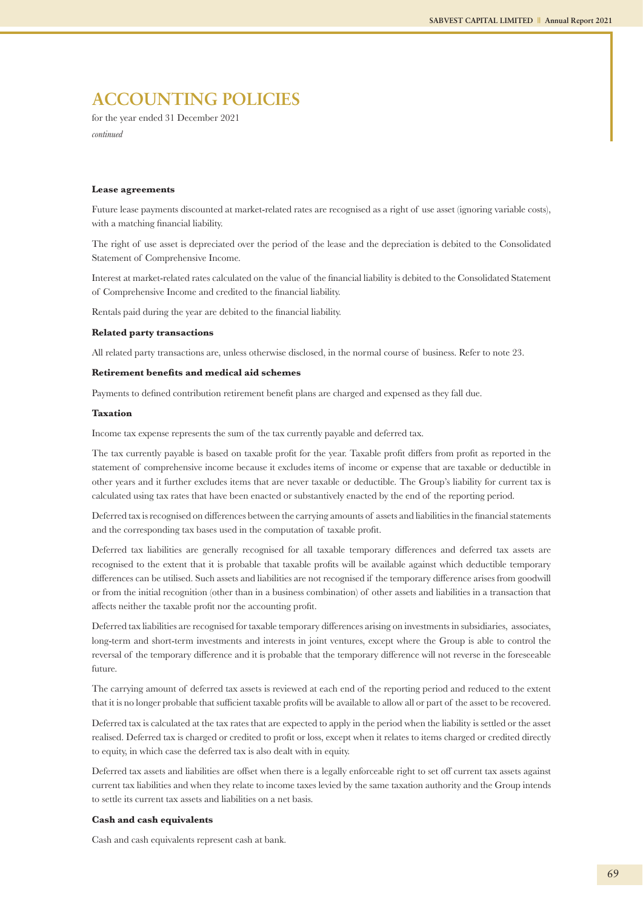# ACCOUNTING POLICIES

for the year ended 31 December 2021

*continued*

### Lease agreements

Future lease payments discounted at market-related rates are recognised as a right of use asset (ignoring variable costs), with a matching financial liability.

The right of use asset is depreciated over the period of the lease and the depreciation is debited to the Consolidated Statement of Comprehensive Income.

Interest at market-related rates calculated on the value of the financial liability is debited to the Consolidated Statement of Comprehensive Income and credited to the financial liability.

Rentals paid during the year are debited to the financial liability.

### Related party transactions

All related party transactions are, unless otherwise disclosed, in the normal course of business. Refer to note 23.

### Retirement benefits and medical aid schemes

Payments to defined contribution retirement benefit plans are charged and expensed as they fall due.

### Taxation

Income tax expense represents the sum of the tax currently payable and deferred tax.

The tax currently payable is based on taxable profit for the year. Taxable profit differs from profit as reported in the statement of comprehensive income because it excludes items of income or expense that are taxable or deductible in other years and it further excludes items that are never taxable or deductible. The Group's liability for current tax is calculated using tax rates that have been enacted or substantively enacted by the end of the reporting period.

Deferred tax is recognised on differences between the carrying amounts of assets and liabilities in the financial statements and the corresponding tax bases used in the computation of taxable profit.

Deferred tax liabilities are generally recognised for all taxable temporary differences and deferred tax assets are recognised to the extent that it is probable that taxable profits will be available against which deductible temporary differences can be utilised. Such assets and liabilities are not recognised if the temporary difference arises from goodwill or from the initial recognition (other than in a business combination) of other assets and liabilities in a transaction that affects neither the taxable profit nor the accounting profit.

Deferred tax liabilities are recognised for taxable temporary differences arising on investments in subsidiaries, associates, long-term and short-term investments and interests in joint ventures, except where the Group is able to control the reversal of the temporary difference and it is probable that the temporary difference will not reverse in the foreseeable future.

The carrying amount of deferred tax assets is reviewed at each end of the reporting period and reduced to the extent that it is no longer probable that sufficient taxable profits will be available to allow all or part of the asset to be recovered.

Deferred tax is calculated at the tax rates that are expected to apply in the period when the liability is settled or the asset realised. Deferred tax is charged or credited to profit or loss, except when it relates to items charged or credited directly to equity, in which case the deferred tax is also dealt with in equity.

Deferred tax assets and liabilities are offset when there is a legally enforceable right to set off current tax assets against current tax liabilities and when they relate to income taxes levied by the same taxation authority and the Group intends to settle its current tax assets and liabilities on a net basis.

### Cash and cash equivalents

Cash and cash equivalents represent cash at bank.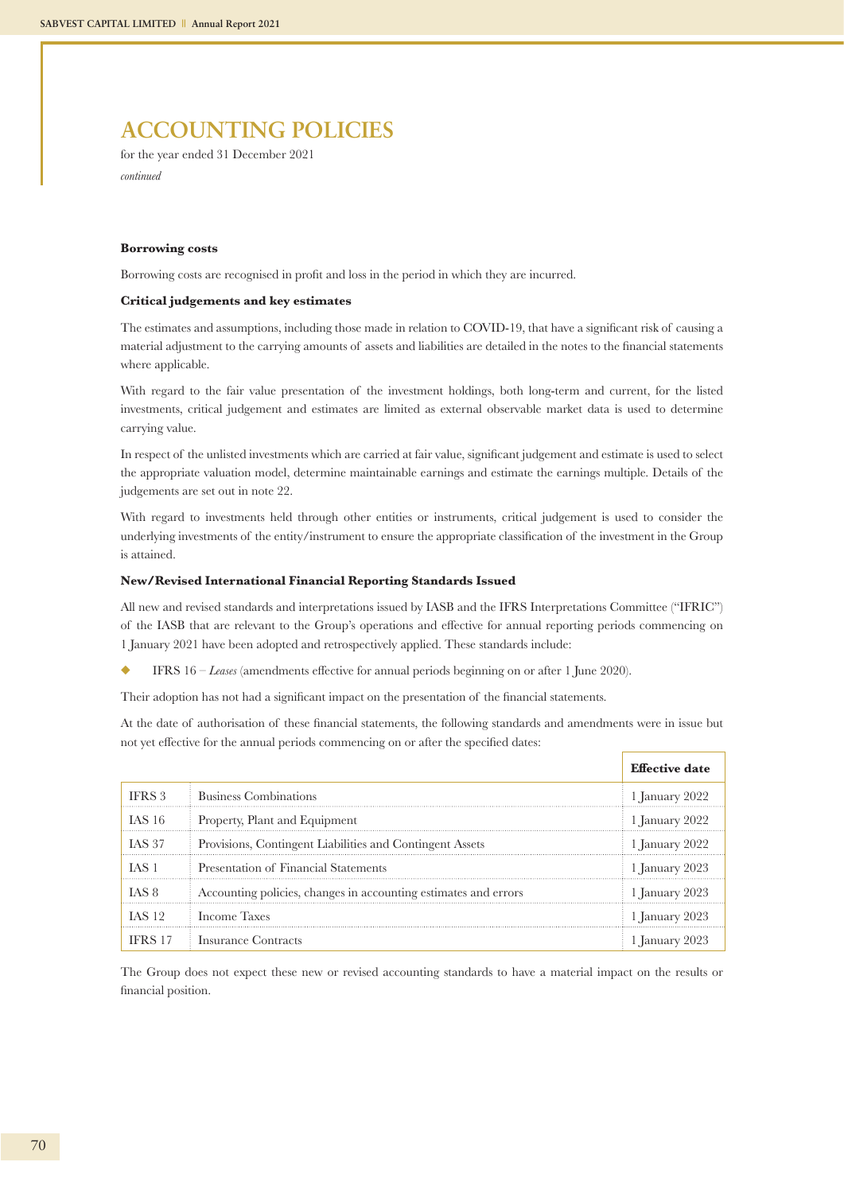# ACCOUNTING POLICIES

for the year ended 31 December 2021

*continued*

**Borrowing costs**

Borrowing costs are recognised in profit and loss in the period in which they are incurred.

**Critical judgements and key estimates**

The estimates and assumptions, including those made in relation to COVID-19, that have a significant risk of causing a material adjustment to the carrying amounts of assets and liabilities are detailed in the notes to the financial statements where applicable.

With regard to the fair value presentation of the investment holdings, both long-term and current, for the listed investments, critical judgement and estimates are limited as external observable market data is used to determine carrying value.

In respect of the unlisted investments which are carried at fair value, significant judgement and estimate is used to select the appropriate valuation model, determine maintainable earnings and estimate the earnings multiple. Details of the judgements are set out in note 22.

With regard to investments held through other entities or instruments, critical judgement is used to consider the underlying investments of the entity/instrument to ensure the appropriate classification of the investment in the Group is attained.

**New/Revised International Financial Reporting Standards Issued**

All new and revised standards and interpretations issued by IASB and the IFRS Interpretations Committee ("IFRIC") of the IASB that are relevant to the Group's operations and effective for annual reporting periods commencing on 1 January 2021 have been adopted and retrospectively applied. These standards include:

- IFRS 16 – *Leases* (amendments effective for annual periods beginning on or after 1 June 2020).

Their adoption has not had a significant impact on the presentation of the financial statements.

At the date of authorisation of these financial statements, the following standards and amendments were in issue but not yet effective for the annual periods commencing on or after the specified dates:

| | | **Effective date** |
|---|---|---|
| IFRS 3 | Business Combinations | 1 January 2022 |
| IAS 16 | Property, Plant and Equipment | 1 January 2022 |
| IAS 37 | Provisions, Contingent Liabilities and Contingent Assets | 1 January 2022 |
| IAS 1 | Presentation of Financial Statements | 1 January 2023 |
| IAS 8 | Accounting policies, changes in accounting estimates and errors | 1 January 2023 |
| IAS 12 | Income Taxes | 1 January 2023 |
| IFRS 17 | Insurance Contracts | 1 January 2023 |

The Group does not expect these new or revised accounting standards to have a material impact on the results or financial position.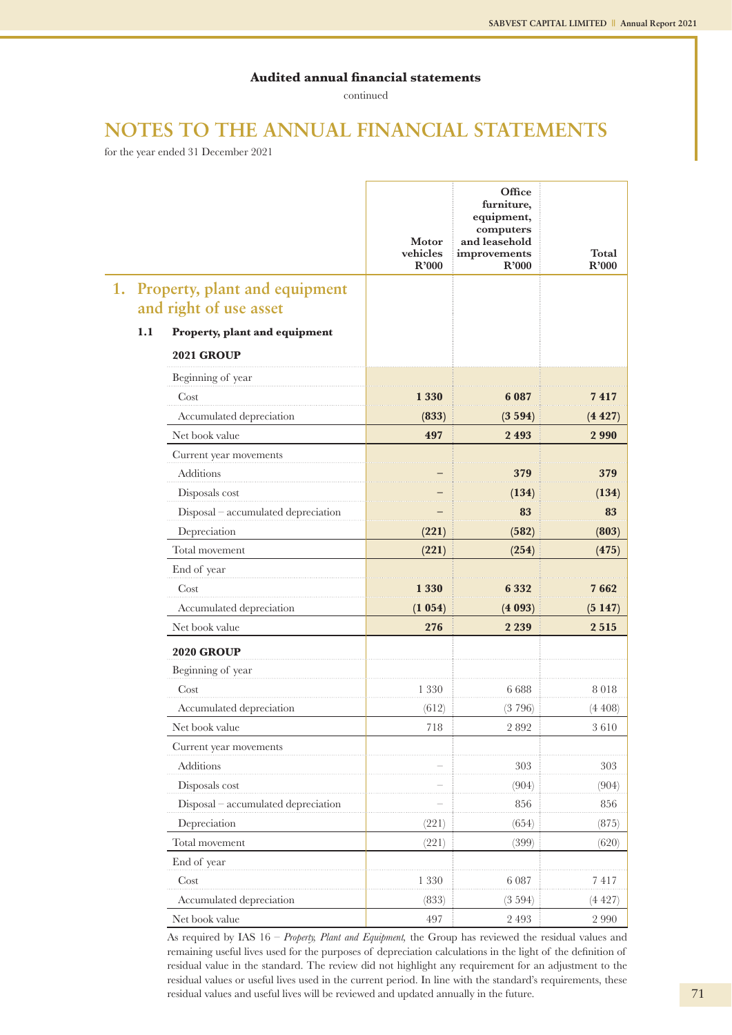**Audited annual financial statements**

continued

# NOTES TO THE ANNUAL FINANCIAL STATEMENTS

for the year ended 31 December 2021

## 1. Property, plant and equipment and right of use asset

### 1.1 Property, plant and equipment

| | Motor vehicles R'000 | Office furniture, equipment, computers and leasehold improvements R'000 | Total R'000 |
|---|---|---|---|
| **2021 GROUP** | | | |
| Beginning of year | | | |
| Cost | **1 330** | **6 087** | **7 417** |
| Accumulated depreciation | **(833)** | **(3 594)** | **(4 427)** |
| Net book value | **497** | **2 493** | **2 990** |
| Current year movements | | | |
| Additions | **–** | **379** | **379** |
| Disposals cost | **–** | **(134)** | **(134)** |
| Disposal – accumulated depreciation | **–** | **83** | **83** |
| Depreciation | **(221)** | **(582)** | **(803)** |
| Total movement | **(221)** | **(254)** | **(475)** |
| End of year | | | |
| Cost | **1 330** | **6 332** | **7 662** |
| Accumulated depreciation | **(1 054)** | **(4 093)** | **(5 147)** |
| Net book value | **276** | **2 239** | **2 515** |
| **2020 GROUP** | | | |
| Beginning of year | | | |
| Cost | 1 330 | 6 688 | 8 018 |
| Accumulated depreciation | (612) | (3 796) | (4 408) |
| Net book value | 718 | 2 892 | 3 610 |
| Current year movements | | | |
| Additions | – | 303 | 303 |
| Disposals cost | – | (904) | (904) |
| Disposal – accumulated depreciation | – | 856 | 856 |
| Depreciation | (221) | (654) | (875) |
| Total movement | (221) | (399) | (620) |
| End of year | | | |
| Cost | 1 330 | 6 087 | 7 417 |
| Accumulated depreciation | (833) | (3 594) | (4 427) |
| Net book value | 497 | 2 493 | 2 990 |

As required by IAS 16 – *Property, Plant and Equipment,* the Group has reviewed the residual values and remaining useful lives used for the purposes of depreciation calculations in the light of the definition of residual value in the standard. The review did not highlight any requirement for an adjustment to the residual values or useful lives used in the current period. In line with the standard's requirements, these residual values and useful lives will be reviewed and updated annually in the future.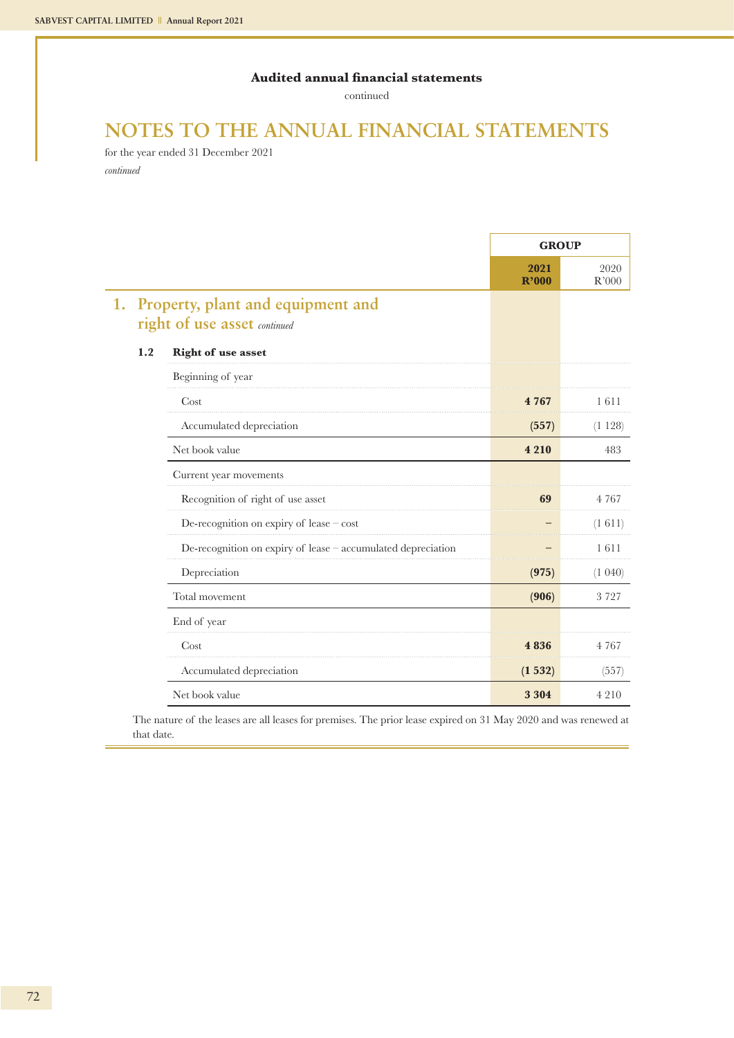Audited annual financial statements

continued

# NOTES TO THE ANNUAL FINANCIAL STATEMENTS

for the year ended 31 December 2021

*continued*

| | GROUP | |
|---|---|---|
| | **2021 R'000** | 2020 R'000 |
| **1. Property, plant and equipment and right of use asset** *continued* | | |
| **1.2 Right of use asset** | | |
| Beginning of year | | |
| Cost | **4 767** | 1 611 |
| Accumulated depreciation | **(557)** | (1 128) |
| Net book value | **4 210** | 483 |
| Current year movements | | |
| Recognition of right of use asset | **69** | 4 767 |
| De-recognition on expiry of lease – cost | **–** | (1 611) |
| De-recognition on expiry of lease – accumulated depreciation | **–** | 1 611 |
| Depreciation | **(975)** | (1 040) |
| Total movement | **(906)** | 3 727 |
| End of year | | |
| Cost | **4 836** | 4 767 |
| Accumulated depreciation | **(1 532)** | (557) |
| Net book value | **3 304** | 4 210 |

The nature of the leases are all leases for premises. The prior lease expired on 31 May 2020 and was renewed at that date.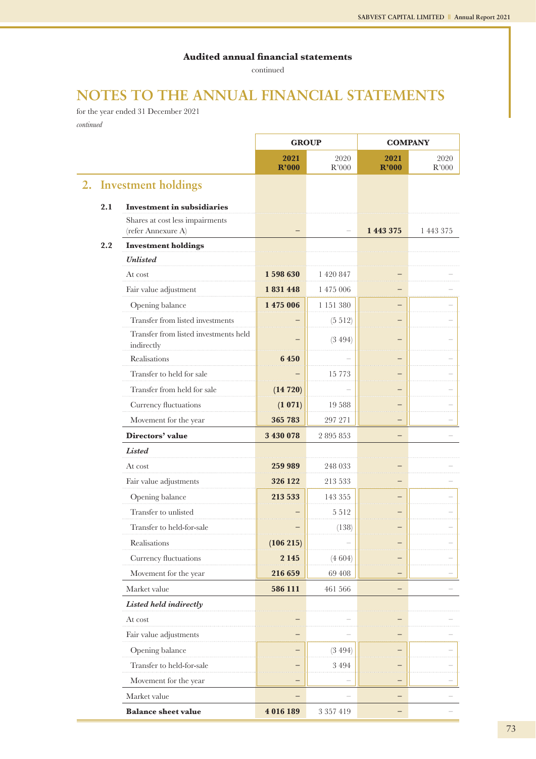Audited annual financial statements

continued

# NOTES TO THE ANNUAL FINANCIAL STATEMENTS

for the year ended 31 December 2021

*continued*

| | | GROUP | | COMPANY | |
|---|---|---|---|---|---|
| | | **2021 R'000** | 2020 R'000 | **2021 R'000** | 2020 R'000 |
| **2.** | **Investment holdings** | | | | |
| **2.1** | **Investment in subsidiaries** | | | | |
| | Shares at cost less impairments (refer Annexure A) | **–** | – | **1 443 375** | 1 443 375 |
| **2.2** | **Investment holdings** | | | | |
| | ***Unlisted*** | | | | |
| | At cost | **1 598 630** | 1 420 847 | **–** | – |
| | Fair value adjustment | **1 831 448** | 1 475 006 | **–** | – |
| | Opening balance | **1 475 006** | 1 151 380 | **–** | – |
| | Transfer from listed investments | **–** | (5 512) | **–** | – |
| | Transfer from listed investments held indirectly | **–** | (3 494) | **–** | – |
| | Realisations | **6 450** | – | **–** | – |
| | Transfer to held for sale | **–** | 15 773 | **–** | – |
| | Transfer from held for sale | **(14 720)** | – | **–** | – |
| | Currency fluctuations | **(1 071)** | 19 588 | **–** | – |
| | Movement for the year | **365 783** | 297 271 | **–** | – |
| | **Directors' value** | **3 430 078** | 2 895 853 | **–** | – |
| | ***Listed*** | | | | |
| | At cost | **259 989** | 248 033 | **–** | – |
| | Fair value adjustments | **326 122** | 213 533 | **–** | – |
| | Opening balance | **213 533** | 143 355 | **–** | – |
| | Transfer to unlisted | **–** | 5 512 | **–** | – |
| | Transfer to held-for-sale | **–** | (138) | **–** | – |
| | Realisations | **(106 215)** | – | **–** | – |
| | Currency fluctuations | **2 145** | (4 604) | **–** | – |
| | Movement for the year | **216 659** | 69 408 | **–** | – |
| | Market value | **586 111** | 461 566 | **–** | – |
| | ***Listed held indirectly*** | | | | |
| | At cost | **–** | – | **–** | – |
| | Fair value adjustments | **–** | – | **–** | – |
| | Opening balance | **–** | (3 494) | **–** | – |
| | Transfer to held-for-sale | **–** | 3 494 | **–** | – |
| | Movement for the year | **–** | – | **–** | – |
| | Market value | **–** | – | **–** | – |
| | **Balance sheet value** | **4 016 189** | 3 357 419 | **–** | – |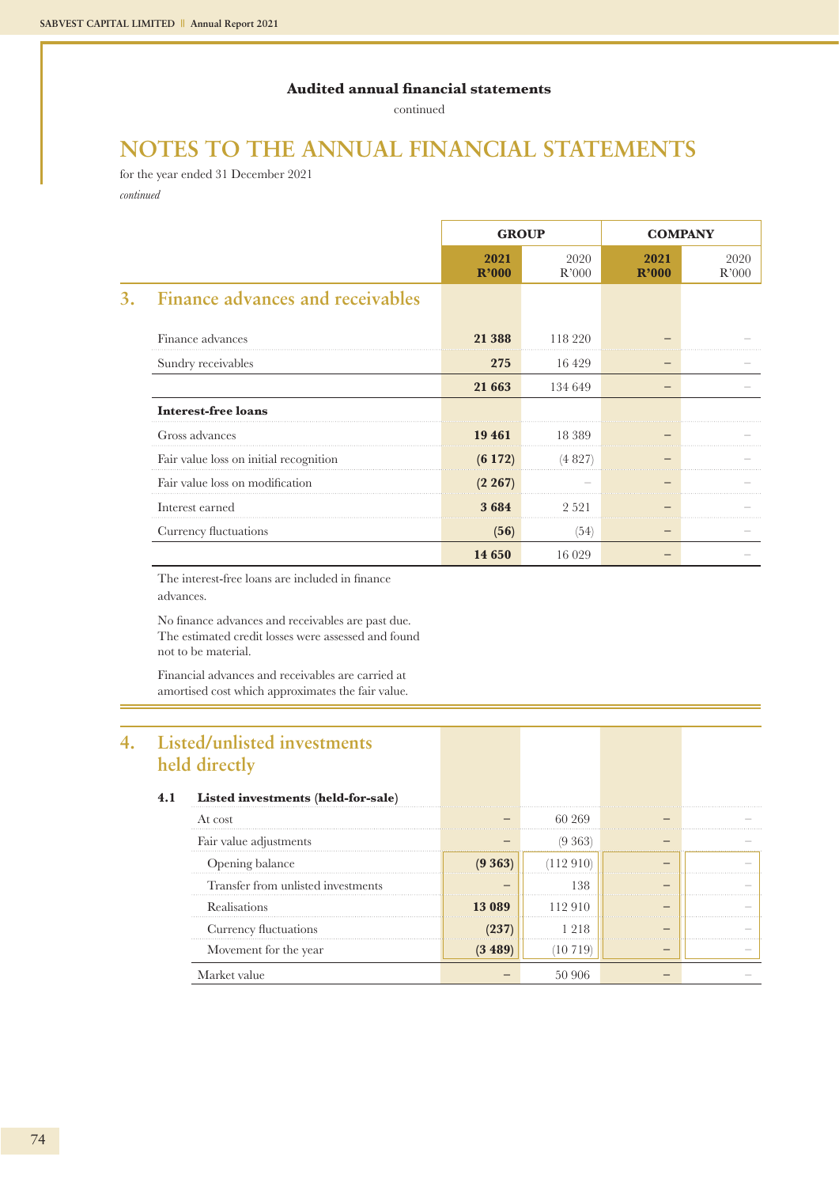**Audited annual financial statements**

continued

# NOTES TO THE ANNUAL FINANCIAL STATEMENTS

for the year ended 31 December 2021

*continued*

| | GROUP | | COMPANY | |
|---|---|---|---|---|
| | **2021 R'000** | 2020 R'000 | **2021 R'000** | 2020 R'000 |
| **3. Finance advances and receivables** | | | | |
| Finance advances | **21 388** | 118 220 | **–** | – |
| Sundry receivables | **275** | 16 429 | **–** | – |
| | **21 663** | 134 649 | **–** | – |
| **Interest-free loans** | | | | |
| Gross advances | **19 461** | 18 389 | **–** | – |
| Fair value loss on initial recognition | **(6 172)** | (4 827) | **–** | – |
| Fair value loss on modification | **(2 267)** | – | **–** | – |
| Interest earned | **3 684** | 2 521 | **–** | – |
| Currency fluctuations | **(56)** | (54) | **–** | – |
| | **14 650** | 16 029 | **–** | – |

The interest-free loans are included in finance advances.

No finance advances and receivables are past due. The estimated credit losses were assessed and found not to be material.

Financial advances and receivables are carried at amortised cost which approximates the fair value.

| | GROUP | | COMPANY | |
|---|---|---|---|---|
| | **2021 R'000** | 2020 R'000 | **2021 R'000** | 2020 R'000 |
| **4. Listed/unlisted investments held directly** | | | | |
| **4.1 Listed investments (held-for-sale)** | | | | |
| At cost | **–** | 60 269 | **–** | – |
| Fair value adjustments | **–** | (9 363) | **–** | – |
| Opening balance | **(9 363)** | (112 910) | **–** | – |
| Transfer from unlisted investments | **–** | 138 | **–** | – |
| Realisations | **13 089** | 112 910 | **–** | – |
| Currency fluctuations | **(237)** | 1 218 | **–** | – |
| Movement for the year | **(3 489)** | (10 719) | **–** | – |
| Market value | **–** | 50 906 | **–** | – |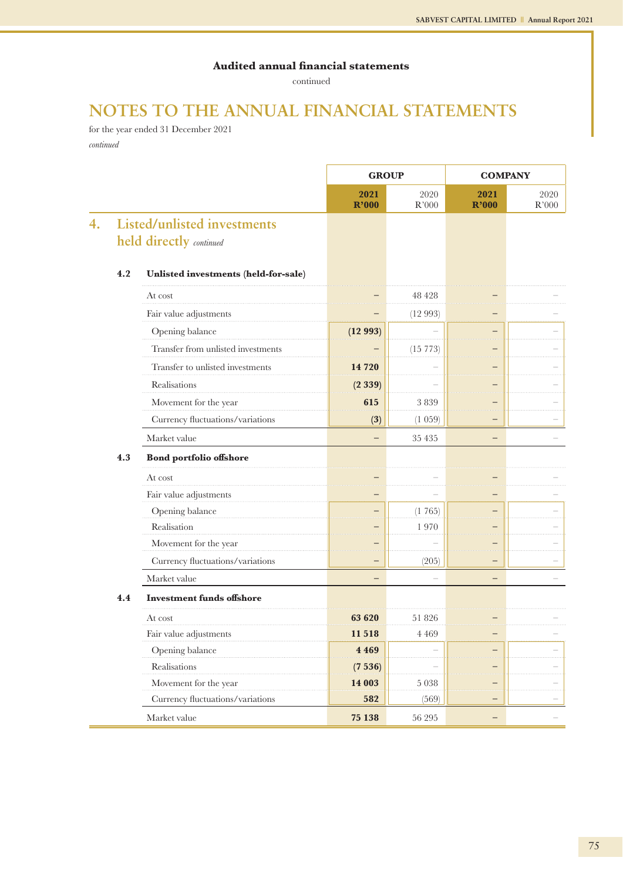## Audited annual financial statements

continued

# NOTES TO THE ANNUAL FINANCIAL STATEMENTS

for the year ended 31 December 2021

*continued*

| | GROUP | | COMPANY | |
|---|---|---|---|---|
| | **2021 R'000** | 2020 R'000 | **2021 R'000** | 2020 R'000 |
| **4. Listed/unlisted investments held directly** *continued* | | | | |
| **4.2 Unlisted investments (held-for-sale)** | | | | |
| At cost | **–** | 48 428 | **–** | – |
| Fair value adjustments | **–** | (12 993) | **–** | – |
| Opening balance | **(12 993)** | – | **–** | – |
| Transfer from unlisted investments | **–** | (15 773) | **–** | – |
| Transfer to unlisted investments | **14 720** | – | **–** | – |
| Realisations | **(2 339)** | – | **–** | – |
| Movement for the year | **615** | 3 839 | **–** | – |
| Currency fluctuations/variations | **(3)** | (1 059) | **–** | – |
| Market value | **–** | 35 435 | **–** | – |
| **4.3 Bond portfolio offshore** | | | | |
| At cost | **–** | – | **–** | – |
| Fair value adjustments | **–** | – | **–** | – |
| Opening balance | **–** | (1 765) | **–** | – |
| Realisation | **–** | 1 970 | **–** | – |
| Movement for the year | **–** | – | **–** | – |
| Currency fluctuations/variations | **–** | (205) | **–** | – |
| Market value | **–** | – | **–** | – |
| **4.4 Investment funds offshore** | | | | |
| At cost | **63 620** | 51 826 | **–** | – |
| Fair value adjustments | **11 518** | 4 469 | **–** | – |
| Opening balance | **4 469** | – | **–** | – |
| Realisations | **(7 536)** | – | **–** | – |
| Movement for the year | **14 003** | 5 038 | **–** | – |
| Currency fluctuations/variations | **582** | (569) | **–** | – |
| Market value | **75 138** | 56 295 | **–** | – |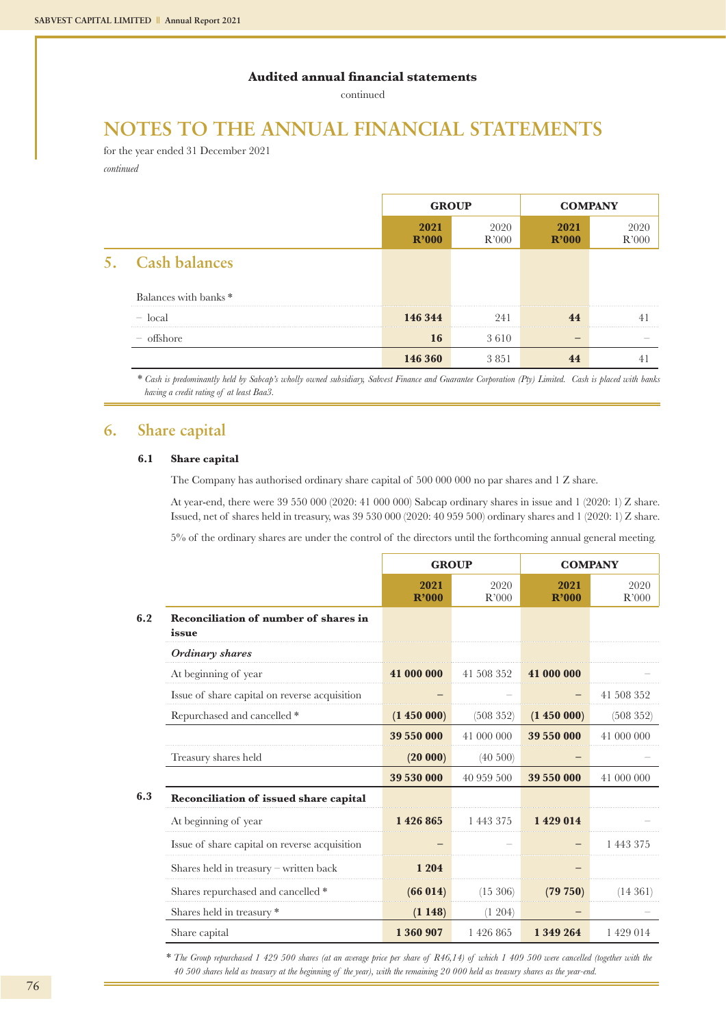Audited annual financial statements

continued

# NOTES TO THE ANNUAL FINANCIAL STATEMENTS

for the year ended 31 December 2021

*continued*

| | GROUP | | COMPANY | |
|---|---|---|---|---|
| | **2021 R'000** | 2020 R'000 | **2021 R'000** | 2020 R'000 |
| **5. Cash balances** | | | | |
| Balances with banks * | | | | |
| – local | **146 344** | 241 | **44** | 41 |
| – offshore | **16** | 3 610 | **–** | – |
| | **146 360** | 3 851 | **44** | 41 |

\* *Cash is predominantly held by Sabcap's wholly owned subsidiary, Sabvest Finance and Guarantee Corporation (Pty) Limited. Cash is placed with banks having a credit rating of at least Baa3.*

## 6. Share capital

### 6.1 Share capital

The Company has authorised ordinary share capital of 500 000 000 no par shares and 1 Z share.

At year-end, there were 39 550 000 (2020: 41 000 000) Sabcap ordinary shares in issue and 1 (2020: 1) Z share. Issued, net of shares held in treasury, was 39 530 000 (2020: 40 959 500) ordinary shares and 1 (2020: 1) Z share.

5% of the ordinary shares are under the control of the directors until the forthcoming annual general meeting.

| | GROUP | | COMPANY | |
|---|---|---|---|---|
| | **2021 R'000** | 2020 R'000 | **2021 R'000** | 2020 R'000 |
| **6.2 Reconciliation of number of shares in issue** | | | | |
| ***Ordinary shares*** | | | | |
| At beginning of year | **41 000 000** | 41 508 352 | **41 000 000** | – |
| Issue of share capital on reverse acquisition | **–** | – | **–** | 41 508 352 |
| Repurchased and cancelled * | **(1 450 000)** | (508 352) | **(1 450 000)** | (508 352) |
| | **39 550 000** | 41 000 000 | **39 550 000** | 41 000 000 |
| Treasury shares held | **(20 000)** | (40 500) | **–** | – |
| | **39 530 000** | 40 959 500 | **39 550 000** | 41 000 000 |
| **6.3 Reconciliation of issued share capital** | | | | |
| At beginning of year | **1 426 865** | 1 443 375 | **1 429 014** | – |
| Issue of share capital on reverse acquisition | **–** | – | **–** | 1 443 375 |
| Shares held in treasury – written back | **1 204** | | **–** | |
| Shares repurchased and cancelled * | **(66 014)** | (15 306) | **(79 750)** | (14 361) |
| Shares held in treasury * | **(1 148)** | (1 204) | **–** | – |
| Share capital | **1 360 907** | 1 426 865 | **1 349 264** | 1 429 014 |

\* *The Group repurchased 1 429 500 shares (at an average price per share of R46,14) of which 1 409 500 were cancelled (together with the 40 500 shares held as treasury at the beginning of the year), with the remaining 20 000 held as treasury shares as the year-end.*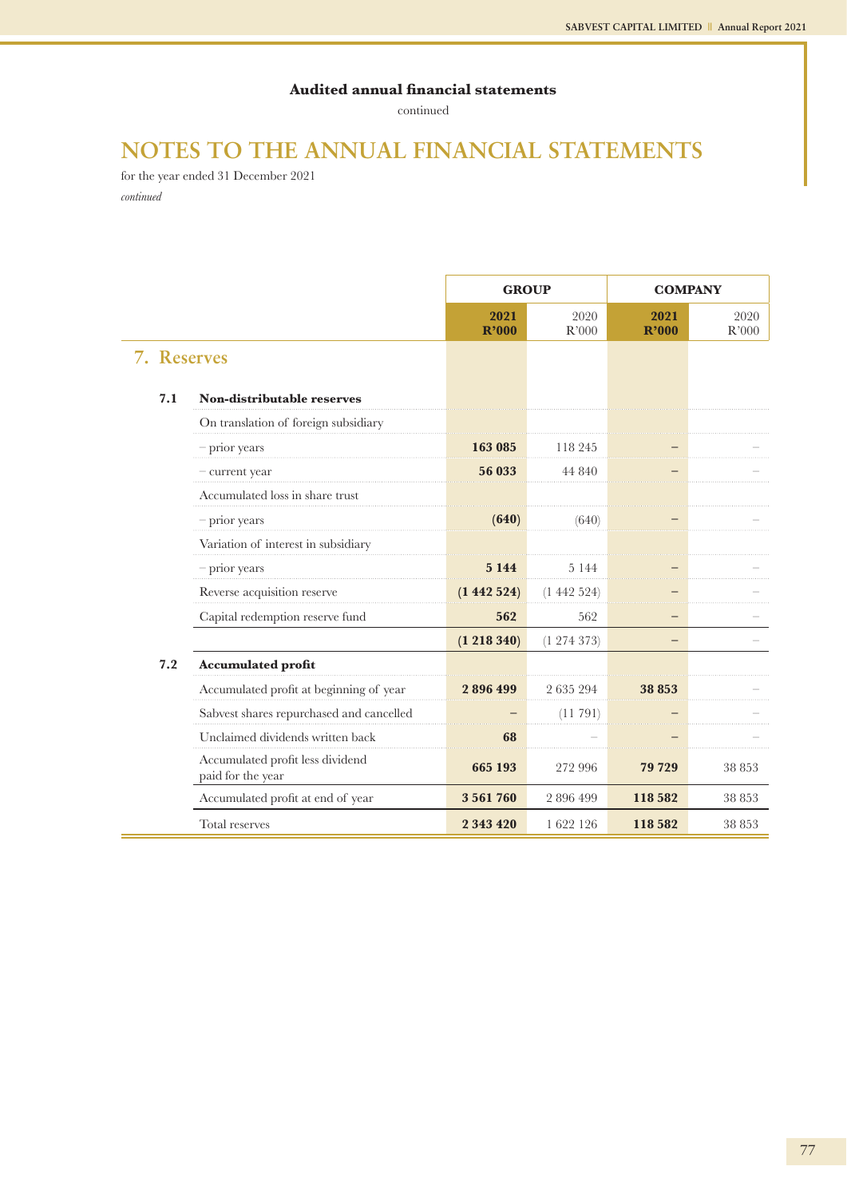**Audited annual financial statements**

continued

# NOTES TO THE ANNUAL FINANCIAL STATEMENTS

for the year ended 31 December 2021

*continued*

| | | GROUP | | COMPANY | |
|---|---|---|---|---|---|
| | | **2021 R'000** | 2020 R'000 | **2021 R'000** | 2020 R'000 |
| **7. Reserves** | | | | | |
| **7.1** | **Non-distributable reserves** | | | | |
| | On translation of foreign subsidiary | | | | |
| | – prior years | **163 085** | 118 245 | **–** | – |
| | – current year | **56 033** | 44 840 | **–** | – |
| | Accumulated loss in share trust | | | | |
| | – prior years | **(640)** | (640) | **–** | – |
| | Variation of interest in subsidiary | | | | |
| | – prior years | **5 144** | 5 144 | **–** | – |
| | Reverse acquisition reserve | **(1 442 524)** | (1 442 524) | **–** | – |
| | Capital redemption reserve fund | **562** | 562 | **–** | – |
| | | **(1 218 340)** | (1 274 373) | **–** | – |
| **7.2** | **Accumulated profit** | | | | |
| | Accumulated profit at beginning of year | **2 896 499** | 2 635 294 | **38 853** | – |
| | Sabvest shares repurchased and cancelled | **–** | (11 791) | **–** | – |
| | Unclaimed dividends written back | **68** | – | **–** | – |
| | Accumulated profit less dividend paid for the year | **665 193** | 272 996 | **79 729** | 38 853 |
| | Accumulated profit at end of year | **3 561 760** | 2 896 499 | **118 582** | 38 853 |
| | Total reserves | **2 343 420** | 1 622 126 | **118 582** | 38 853 |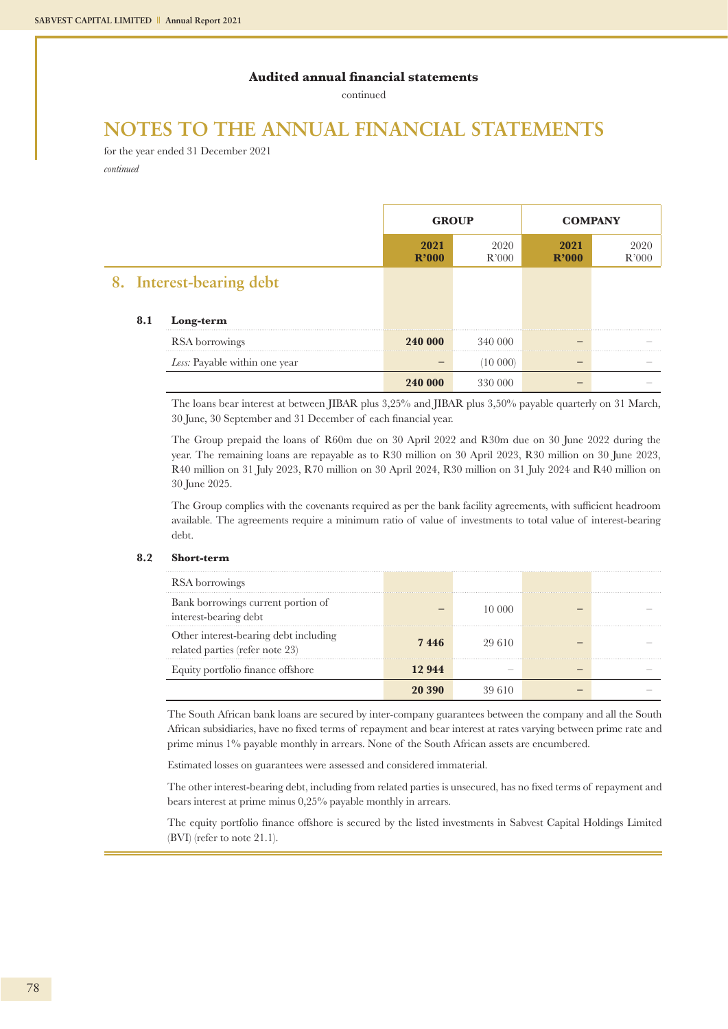Audited annual financial statements

continued

# NOTES TO THE ANNUAL FINANCIAL STATEMENTS

for the year ended 31 December 2021

*continued*

## 8. Interest-bearing debt

| | GROUP | | COMPANY | |
|---|---|---|---|---|
| | **2021 R'000** | 2020 R'000 | **2021 R'000** | 2020 R'000 |
| **8.1 Long-term** | | | | |
| RSA borrowings | **240 000** | 340 000 | **–** | – |
| *Less:* Payable within one year | **–** | (10 000) | **–** | – |
| | **240 000** | 330 000 | **–** | – |

The loans bear interest at between JIBAR plus 3,25% and JIBAR plus 3,50% payable quarterly on 31 March, 30 June, 30 September and 31 December of each financial year.

The Group prepaid the loans of R60m due on 30 April 2022 and R30m due on 30 June 2022 during the year. The remaining loans are repayable as to R30 million on 30 April 2023, R30 million on 30 June 2023, R40 million on 31 July 2023, R70 million on 30 April 2024, R30 million on 31 July 2024 and R40 million on 30 June 2025.

The Group complies with the covenants required as per the bank facility agreements, with sufficient headroom available. The agreements require a minimum ratio of value of investments to total value of interest-bearing debt.

| | GROUP | | COMPANY | |
|---|---|---|---|---|
| | **2021 R'000** | 2020 R'000 | **2021 R'000** | 2020 R'000 |
| **8.2 Short-term** | | | | |
| RSA borrowings | | | | |
| Bank borrowings current portion of interest-bearing debt | **–** | 10 000 | **–** | – |
| Other interest-bearing debt including related parties (refer note 23) | **7 446** | 29 610 | **–** | – |
| Equity portfolio finance offshore | **12 944** | – | **–** | – |
| | **20 390** | 39 610 | **–** | – |

The South African bank loans are secured by inter-company guarantees between the company and all the South African subsidiaries, have no fixed terms of repayment and bear interest at rates varying between prime rate and prime minus 1% payable monthly in arrears. None of the South African assets are encumbered.

Estimated losses on guarantees were assessed and considered immaterial.

The other interest-bearing debt, including from related parties is unsecured, has no fixed terms of repayment and bears interest at prime minus 0,25% payable monthly in arrears.

The equity portfolio finance offshore is secured by the listed investments in Sabvest Capital Holdings Limited (BVI) (refer to note 21.1).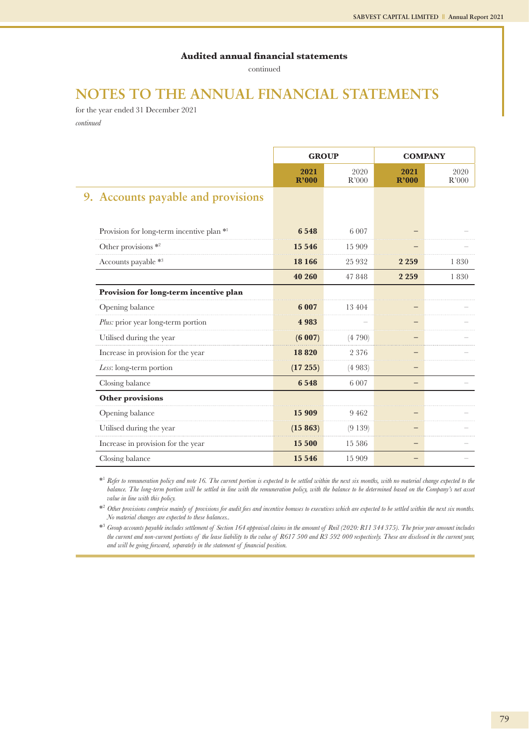Audited annual financial statements

continued

# NOTES TO THE ANNUAL FINANCIAL STATEMENTS

for the year ended 31 December 2021

*continued*

| | GROUP | | COMPANY | |
|---|---|---|---|---|
| | **2021 R'000** | 2020 R'000 | **2021 R'000** | 2020 R'000 |
| **9. Accounts payable and provisions** | | | | |
| Provision for long-term incentive plan *[1] | **6 548** | 6 007 | **–** | – |
| Other provisions *[2] | **15 546** | 15 909 | **–** | – |
| Accounts payable *[3] | **18 166** | 25 932 | **2 259** | 1 830 |
| | **40 260** | 47 848 | **2 259** | 1 830 |
| **Provision for long-term incentive plan** | | | | |
| Opening balance | **6 007** | 13 404 | **–** | – |
| *Plus:* prior year long-term portion | **4 983** | – | **–** | – |
| Utilised during the year | **(6 007)** | (4 790) | **–** | – |
| Increase in provision for the year | **18 820** | 2 376 | **–** | – |
| *Less*: long-term portion | **(17 255)** | (4 983) | **–** | |
| Closing balance | **6 548** | 6 007 | **–** | – |
| **Other provisions** | | | | |
| Opening balance | **15 909** | 9 462 | **–** | – |
| Utilised during the year | **(15 863)** | (9 139) | **–** | – |
| Increase in provision for the year | **15 500** | 15 586 | **–** | – |
| Closing balance | **15 546** | 15 909 | **–** | – |

*[1] *Refer to remuneration policy and note 16. The current portion is expected to be settled within the next six months, with no material change expected to the balance. The long-term portion will be settled in line with the remuneration policy, with the balance to be determined based on the Company's net asset value in line with this policy.*

*[2] *Other provisions comprise mainly of provisions for audit fees and incentive bonuses to executives which are expected to be settled within the next six months. No material changes are expected to these balances..*

*[3] *Group accounts payable includes settlement of Section 164 appraisal claims in the amount of Rnil (2020: R11 344 375). The prior year amount includes the current and non-current portions of the lease liability to the value of R617 500 and R3 592 000 respectively. These are disclosed in the current year, and will be going forward, separately in the statement of financial position.*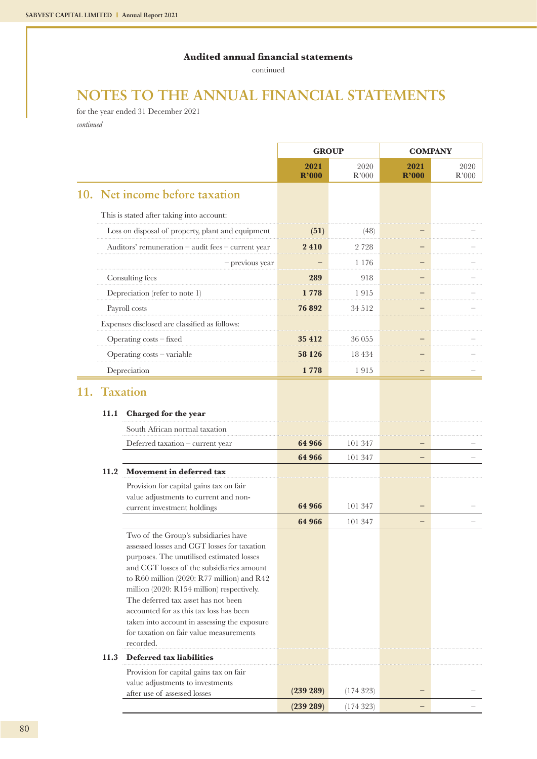**Audited annual financial statements**

continued

# NOTES TO THE ANNUAL FINANCIAL STATEMENTS

for the year ended 31 December 2021

*continued*

| | GROUP | | COMPANY | |
|---|---|---|---|---|
| | **2021 R'000** | 2020 R'000 | **2021 R'000** | 2020 R'000 |
| **10. Net income before taxation** | | | | |
| This is stated after taking into account: | | | | |
| Loss on disposal of property, plant and equipment | **(51)** | (48) | **–** | – |
| Auditors' remuneration – audit fees – current year | **2 410** | 2 728 | **–** | – |
| – previous year | **–** | 1 176 | **–** | – |
| Consulting fees | **289** | 918 | **–** | – |
| Depreciation (refer to note 1) | **1 778** | 1 915 | **–** | – |
| Payroll costs | **76 892** | 34 512 | **–** | – |
| Expenses disclosed are classified as follows: | | | | |
| Operating costs – fixed | **35 412** | 36 055 | **–** | – |
| Operating costs – variable | **58 126** | 18 434 | **–** | – |
| Depreciation | **1 778** | 1 915 | **–** | – |
| **11. Taxation** | | | | |
| **11.1 Charged for the year** | | | | |
| South African normal taxation | | | | |
| Deferred taxation – current year | **64 966** | 101 347 | **–** | – |
| | **64 966** | 101 347 | **–** | – |
| **11.2 Movement in deferred tax** | | | | |
| Provision for capital gains tax on fair value adjustments to current and non-current investment holdings | **64 966** | 101 347 | **–** | – |
| | **64 966** | 101 347 | **–** | – |
| Two of the Group's subsidiaries have assessed losses and CGT losses for taxation purposes. The unutilised estimated losses and CGT losses of the subsidiaries amount to R60 million (2020: R77 million) and R42 million (2020: R154 million) respectively. The deferred tax asset has not been accounted for as this tax loss has been taken into account in assessing the exposure for taxation on fair value measurements recorded. | | | | |
| **11.3 Deferred tax liabilities** | | | | |
| Provision for capital gains tax on fair value adjustments to investments after use of assessed losses | **(239 289)** | (174 323) | **–** | – |
| | **(239 289)** | (174 323) | **–** | – |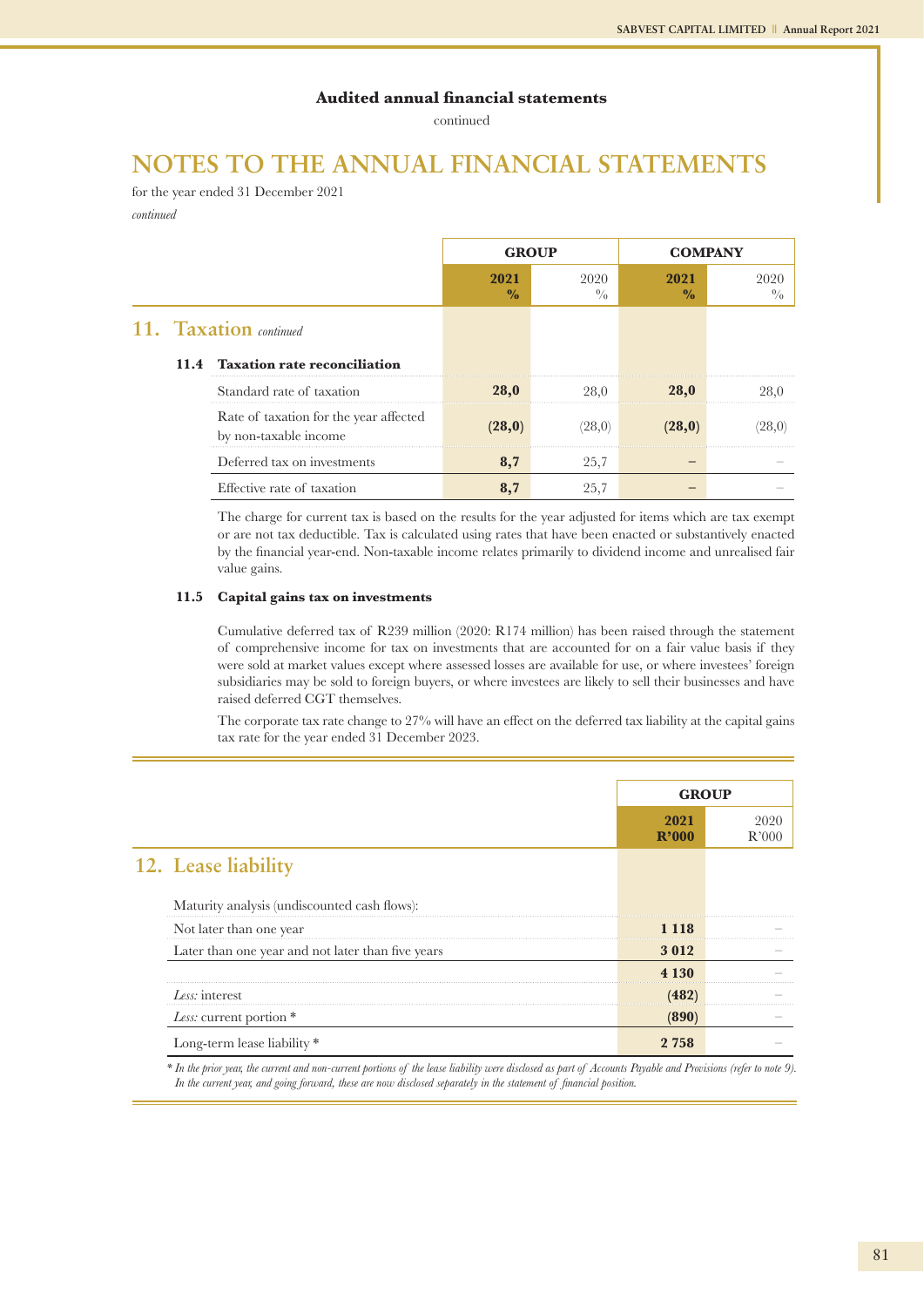Audited annual financial statements

continued

# NOTES TO THE ANNUAL FINANCIAL STATEMENTS

for the year ended 31 December 2021

*continued*

## 11. Taxation *continued*

### 11.4 Taxation rate reconciliation

| | GROUP | | COMPANY | |
|---|---|---|---|---|
| | **2021 %** | 2020 % | **2021 %** | 2020 % |
| Standard rate of taxation | **28,0** | 28,0 | **28,0** | 28,0 |
| Rate of taxation for the year affected by non-taxable income | **(28,0)** | (28,0) | **(28,0)** | (28,0) |
| Deferred tax on investments | **8,7** | 25,7 | **–** | – |
| Effective rate of taxation | **8,7** | 25,7 | **–** | – |

The charge for current tax is based on the results for the year adjusted for items which are tax exempt or are not tax deductible. Tax is calculated using rates that have been enacted or substantively enacted by the financial year-end. Non-taxable income relates primarily to dividend income and unrealised fair value gains.

### 11.5 Capital gains tax on investments

Cumulative deferred tax of R239 million (2020: R174 million) has been raised through the statement of comprehensive income for tax on investments that are accounted for on a fair value basis if they were sold at market values except where assessed losses are available for use, or where investees' foreign subsidiaries may be sold to foreign buyers, or where investees are likely to sell their businesses and have raised deferred CGT themselves.

The corporate tax rate change to 27% will have an effect on the deferred tax liability at the capital gains tax rate for the year ended 31 December 2023.

## 12. Lease liability

| | GROUP | |
|---|---|---|
| | **2021 R'000** | 2020 R'000 |
| Maturity analysis (undiscounted cash flows): | | |
| Not later than one year | **1 118** | – |
| Later than one year and not later than five years | **3 012** | – |
| | **4 130** | – |
| *Less:* interest | **(482)** | – |
| *Less:* current portion * | **(890)** | – |
| Long-term lease liability * | **2 758** | – |

*\* In the prior year, the current and non-current portions of the lease liability were disclosed as part of Accounts Payable and Provisions (refer to note 9). In the current year, and going forward, these are now disclosed separately in the statement of financial position.*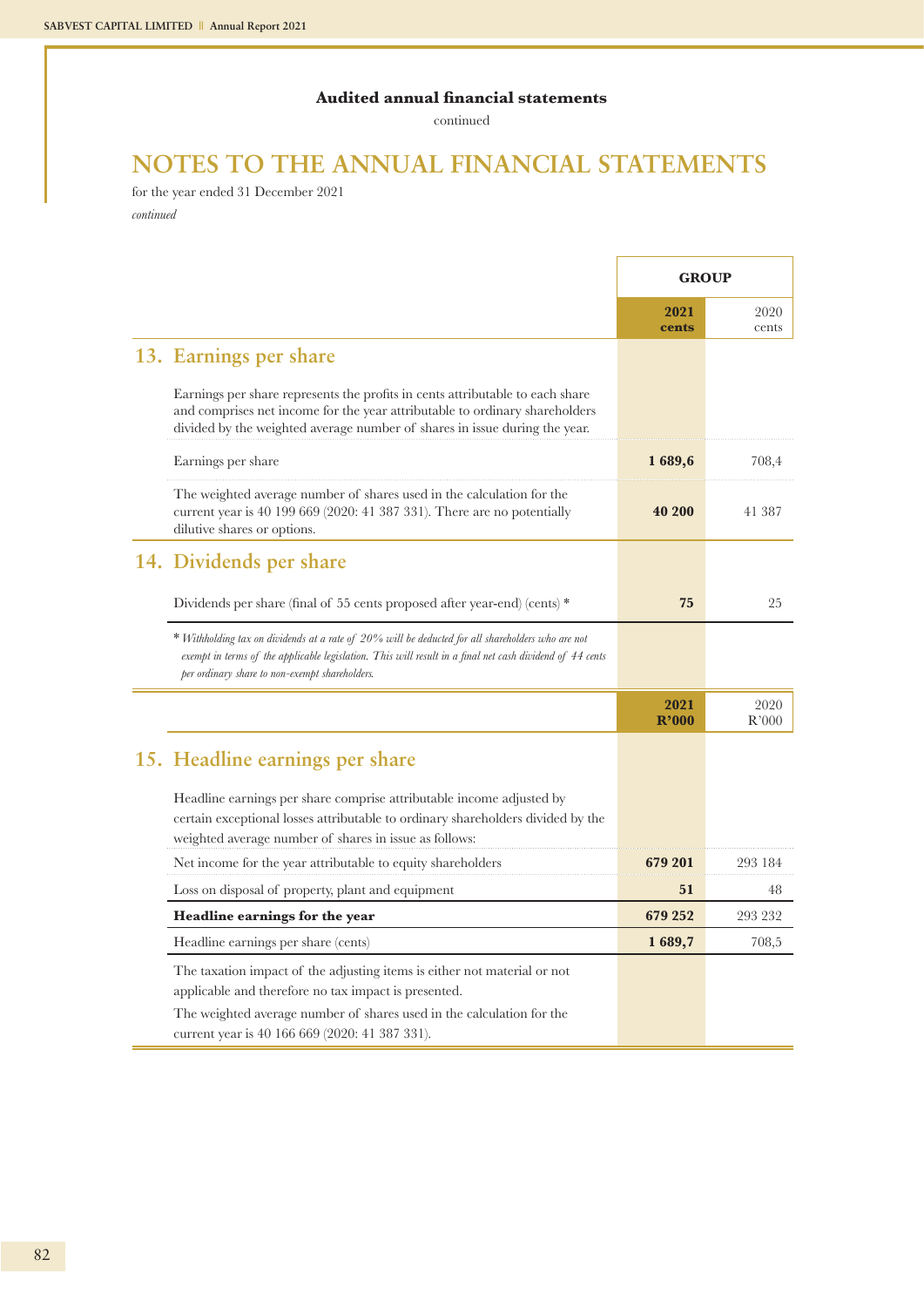Audited annual financial statements

continued

# NOTES TO THE ANNUAL FINANCIAL STATEMENTS

for the year ended 31 December 2021

*continued*

| | GROUP | |
|---|---|---|
| | **2021 cents** | 2020 cents |
| **13. Earnings per share** | | |
| Earnings per share represents the profits in cents attributable to each share and comprises net income for the year attributable to ordinary shareholders divided by the weighted average number of shares in issue during the year. | | |
| Earnings per share | **1 689,6** | 708,4 |
| The weighted average number of shares used in the calculation for the current year is 40 199 669 (2020: 41 387 331). There are no potentially dilutive shares or options. | **40 200** | 41 387 |
| **14. Dividends per share** | | |
| Dividends per share (final of 55 cents proposed after year-end) (cents) * | **75** | 25 |

\* *Withholding tax on dividends at a rate of 20% will be deducted for all shareholders who are not exempt in terms of the applicable legislation. This will result in a final net cash dividend of 44 cents per ordinary share to non-exempt shareholders.*

| | **2021 R'000** | 2020 R'000 |
|---|---|---|
| **15. Headline earnings per share** | | |
| Headline earnings per share comprise attributable income adjusted by certain exceptional losses attributable to ordinary shareholders divided by the weighted average number of shares in issue as follows: | | |
| Net income for the year attributable to equity shareholders | **679 201** | 293 184 |
| Loss on disposal of property, plant and equipment | **51** | 48 |
| **Headline earnings for the year** | **679 252** | 293 232 |
| Headline earnings per share (cents) | **1 689,7** | 708,5 |

The taxation impact of the adjusting items is either not material or not applicable and therefore no tax impact is presented.

The weighted average number of shares used in the calculation for the current year is 40 166 669 (2020: 41 387 331).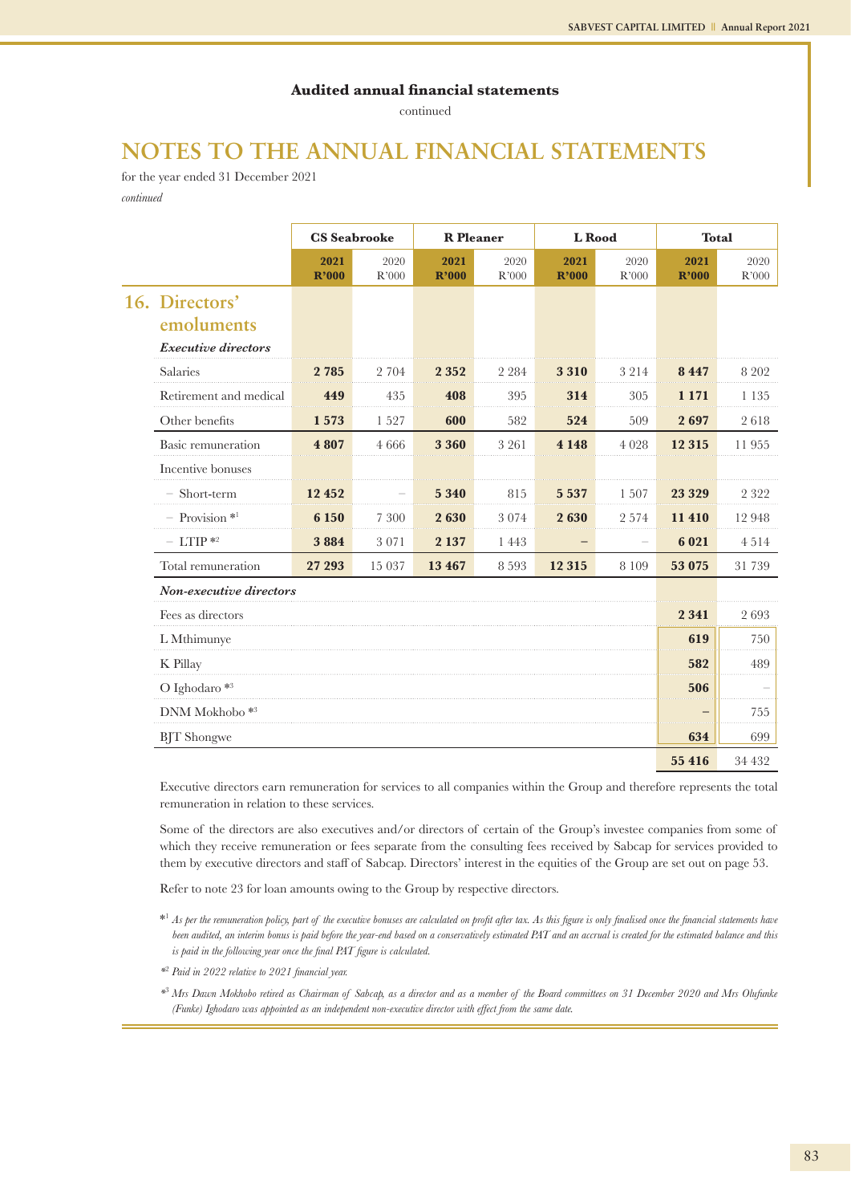## Audited annual financial statements

continued

# NOTES TO THE ANNUAL FINANCIAL STATEMENTS

for the year ended 31 December 2021

*continued*

## 16. Directors' emoluments

| | CS Seabrooke | | R Pleaner | | L Rood | | Total | |
|---|---|---|---|---|---|---|---|---|
| | **2021 R'000** | 2020 R'000 | **2021 R'000** | 2020 R'000 | **2021 R'000** | 2020 R'000 | **2021 R'000** | 2020 R'000 |
| ***Executive directors*** | | | | | | | | |
| Salaries | **2 785** | 2 704 | **2 352** | 2 284 | **3 310** | 3 214 | **8 447** | 8 202 |
| Retirement and medical | **449** | 435 | **408** | 395 | **314** | 305 | **1 171** | 1 135 |
| Other benefits | **1 573** | 1 527 | **600** | 582 | **524** | 509 | **2 697** | 2 618 |
| Basic remuneration | **4 807** | 4 666 | **3 360** | 3 261 | **4 148** | 4 028 | **12 315** | 11 955 |
| Incentive bonuses | | | | | | | | |
| – Short-term | **12 452** | – | **5 340** | 815 | **5 537** | 1 507 | **23 329** | 2 322 |
| – Provision *[1] | **6 150** | 7 300 | **2 630** | 3 074 | **2 630** | 2 574 | **11 410** | 12 948 |
| – LTIP *[2] | **3 884** | 3 071 | **2 137** | 1 443 | **–** | – | **6 021** | 4 514 |
| Total remuneration | **27 293** | 15 037 | **13 467** | 8 593 | **12 315** | 8 109 | **53 075** | 31 739 |
| ***Non-executive directors*** | | | | | | | | |
| Fees as directors | | | | | | | **2 341** | 2 693 |
| L Mthimunye | | | | | | | **619** | 750 |
| K Pillay | | | | | | | **582** | 489 |
| O Ighodaro *[3] | | | | | | | **506** | – |
| DNM Mokhobo *[3] | | | | | | | **–** | 755 |
| BJT Shongwe | | | | | | | **634** | 699 |
| | | | | | | | **55 416** | 34 432 |

Executive directors earn remuneration for services to all companies within the Group and therefore represents the total remuneration in relation to these services.

Some of the directors are also executives and/or directors of certain of the Group's investee companies from some of which they receive remuneration or fees separate from the consulting fees received by Sabcap for services provided to them by executive directors and staff of Sabcap. Directors' interest in the equities of the Group are set out on page 53.

Refer to note 23 for loan amounts owing to the Group by respective directors.

*[1] *As per the remuneration policy, part of the executive bonuses are calculated on profit after tax. As this figure is only finalised once the financial statements have been audited, an interim bonus is paid before the year-end based on a conservatively estimated PAT and an accrual is created for the estimated balance and this is paid in the following year once the final PAT figure is calculated.*

*[2] *Paid in 2022 relative to 2021 financial year.*

*[3] *Mrs Dawn Mokhobo retired as Chairman of Sabcap, as a director and as a member of the Board committees on 31 December 2020 and Mrs Olufunke (Funke) Ighodaro was appointed as an independent non-executive director with effect from the same date.*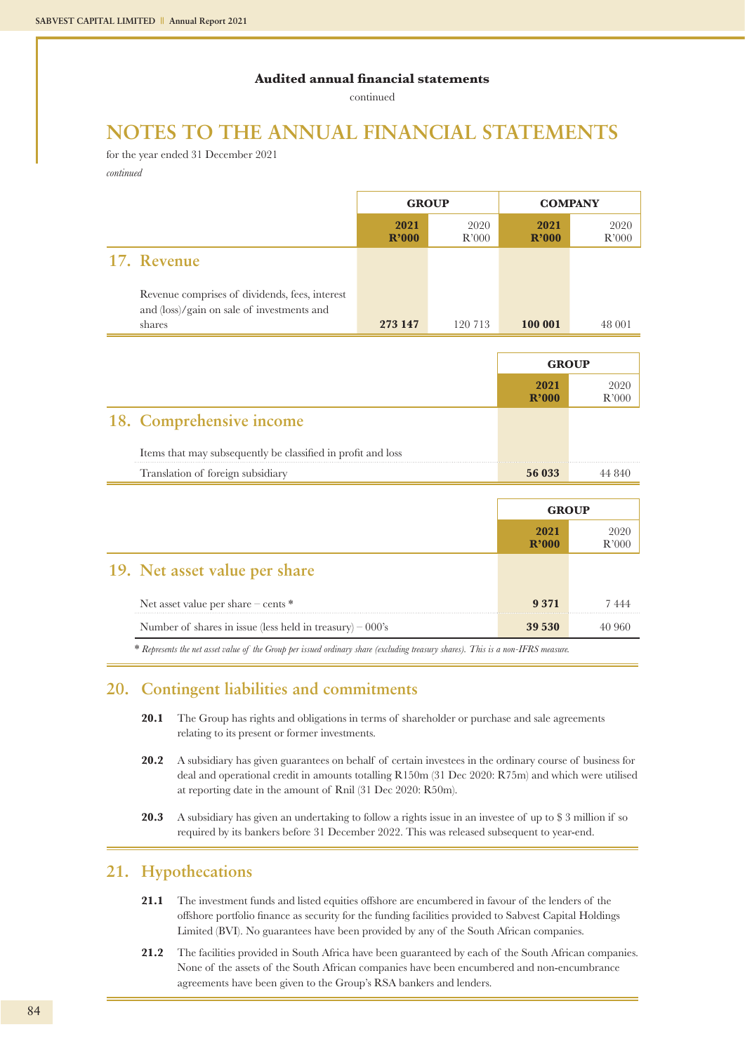**Audited annual financial statements**

continued

# NOTES TO THE ANNUAL FINANCIAL STATEMENTS

for the year ended 31 December 2021

*continued*

| | GROUP | | COMPANY | |
|---|---|---|---|---|
| | **2021 R'000** | 2020 R'000 | **2021 R'000** | 2020 R'000 |
| **17. Revenue** | | | | |
| Revenue comprises of dividends, fees, interest and (loss)/gain on sale of investments and shares | **273 147** | 120 713 | **100 001** | 48 001 |

| | GROUP | |
|---|---|---|
| | **2021 R'000** | 2020 R'000 |
| **18. Comprehensive income** | | |
| Items that may subsequently be classified in profit and loss | | |
| Translation of foreign subsidiary | **56 033** | 44 840 |

| | GROUP | |
|---|---|---|
| | **2021 R'000** | 2020 R'000 |
| **19. Net asset value per share** | | |
| Net asset value per share – cents * | **9 371** | 7 444 |
| Number of shares in issue (less held in treasury) – 000's | **39 530** | 40 960 |

\* *Represents the net asset value of the Group per issued ordinary share (excluding treasury shares). This is a non-IFRS measure.*

## 20. Contingent liabilities and commitments

**20.1** The Group has rights and obligations in terms of shareholder or purchase and sale agreements relating to its present or former investments.

**20.2** A subsidiary has given guarantees on behalf of certain investees in the ordinary course of business for deal and operational credit in amounts totalling R150m (31 Dec 2020: R75m) and which were utilised at reporting date in the amount of Rnil (31 Dec 2020: R50m).

**20.3** A subsidiary has given an undertaking to follow a rights issue in an investee of up to $ 3 million if so required by its bankers before 31 December 2022. This was released subsequent to year-end.

## 21. Hypothecations

**21.1** The investment funds and listed equities offshore are encumbered in favour of the lenders of the offshore portfolio finance as security for the funding facilities provided to Sabvest Capital Holdings Limited (BVI). No guarantees have been provided by any of the South African companies.

**21.2** The facilities provided in South Africa have been guaranteed by each of the South African companies. None of the assets of the South African companies have been encumbered and non-encumbrance agreements have been given to the Group's RSA bankers and lenders.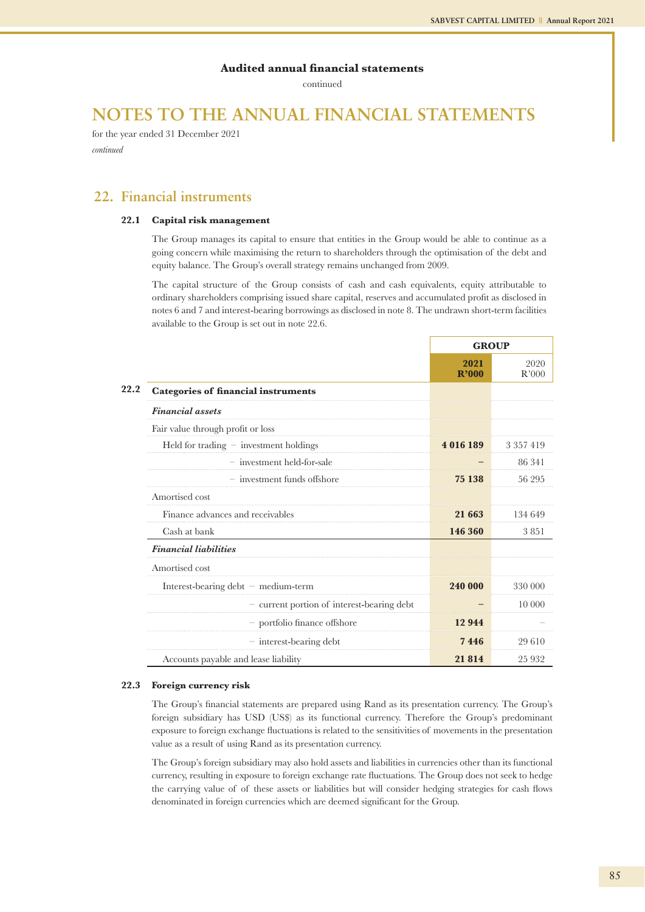Audited annual financial statements

continued

# NOTES TO THE ANNUAL FINANCIAL STATEMENTS

for the year ended 31 December 2021

*continued*

## 22. Financial instruments

### 22.1 Capital risk management

The Group manages its capital to ensure that entities in the Group would be able to continue as a going concern while maximising the return to shareholders through the optimisation of the debt and equity balance. The Group's overall strategy remains unchanged from 2009.

The capital structure of the Group consists of cash and cash equivalents, equity attributable to ordinary shareholders comprising issued share capital, reserves and accumulated profit as disclosed in notes 6 and 7 and interest-bearing borrowings as disclosed in note 8. The undrawn short-term facilities available to the Group is set out in note 22.6.

### 22.2 Categories of financial instruments

| | GROUP | |
|---|---|---|
| | **2021 R'000** | 2020 R'000 |
| **Categories of financial instruments** | | |
| ***Financial assets*** | | |
| Fair value through profit or loss | | |
| Held for trading – investment holdings | **4 016 189** | 3 357 419 |
| – investment held-for-sale | **–** | 86 341 |
| – investment funds offshore | **75 138** | 56 295 |
| Amortised cost | | |
| Finance advances and receivables | **21 663** | 134 649 |
| Cash at bank | **146 360** | 3 851 |
| ***Financial liabilities*** | | |
| Amortised cost | | |
| Interest-bearing debt – medium-term | **240 000** | 330 000 |
| – current portion of interest-bearing debt | **–** | 10 000 |
| – portfolio finance offshore | **12 944** | – |
| – interest-bearing debt | **7 446** | 29 610 |
| Accounts payable and lease liability | **21 814** | 25 932 |

### 22.3 Foreign currency risk

The Group's financial statements are prepared using Rand as its presentation currency. The Group's foreign subsidiary has USD (US$) as its functional currency. Therefore the Group's predominant exposure to foreign exchange fluctuations is related to the sensitivities of movements in the presentation value as a result of using Rand as its presentation currency.

The Group's foreign subsidiary may also hold assets and liabilities in currencies other than its functional currency, resulting in exposure to foreign exchange rate fluctuations. The Group does not seek to hedge the carrying value of of these assets or liabilities but will consider hedging strategies for cash flows denominated in foreign currencies which are deemed significant for the Group.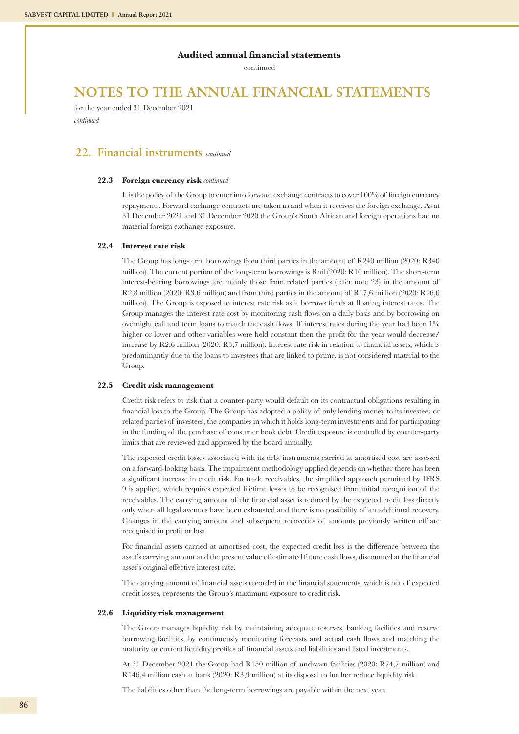**Audited annual financial statements**

continued

# NOTES TO THE ANNUAL FINANCIAL STATEMENTS

for the year ended 31 December 2021

*continued*

## 22. Financial instruments *continued*

### 22.3 Foreign currency risk *continued*

It is the policy of the Group to enter into forward exchange contracts to cover 100% of foreign currency repayments. Forward exchange contracts are taken as and when it receives the foreign exchange. As at 31 December 2021 and 31 December 2020 the Group's South African and foreign operations had no material foreign exchange exposure.

### 22.4 Interest rate risk

The Group has long-term borrowings from third parties in the amount of R240 million (2020: R340 million). The current portion of the long-term borrowings is Rnil (2020: R10 million). The short-term interest-bearing borrowings are mainly those from related parties (refer note 23) in the amount of R2,8 million (2020: R3,6 million) and from third parties in the amount of R17,6 million (2020: R26,0 million). The Group is exposed to interest rate risk as it borrows funds at floating interest rates. The Group manages the interest rate cost by monitoring cash flows on a daily basis and by borrowing on overnight call and term loans to match the cash flows. If interest rates during the year had been 1% higher or lower and other variables were held constant then the profit for the year would decrease/increase by R2,6 million (2020: R3,7 million). Interest rate risk in relation to financial assets, which is predominantly due to the loans to investees that are linked to prime, is not considered material to the Group.

### 22.5 Credit risk management

Credit risk refers to risk that a counter-party would default on its contractual obligations resulting in financial loss to the Group. The Group has adopted a policy of only lending money to its investees or related parties of investees, the companies in which it holds long-term investments and for participating in the funding of the purchase of consumer book debt. Credit exposure is controlled by counter-party limits that are reviewed and approved by the board annually.

The expected credit losses associated with its debt instruments carried at amortised cost are assessed on a forward-looking basis. The impairment methodology applied depends on whether there has been a significant increase in credit risk. For trade receivables, the simplified approach permitted by IFRS 9 is applied, which requires expected lifetime losses to be recognised from initial recognition of the receivables. The carrying amount of the financial asset is reduced by the expected credit loss directly only when all legal avenues have been exhausted and there is no possibility of an additional recovery. Changes in the carrying amount and subsequent recoveries of amounts previously written off are recognised in profit or loss.

For financial assets carried at amortised cost, the expected credit loss is the difference between the asset's carrying amount and the present value of estimated future cash flows, discounted at the financial asset's original effective interest rate.

The carrying amount of financial assets recorded in the financial statements, which is net of expected credit losses, represents the Group's maximum exposure to credit risk.

### 22.6 Liquidity risk management

The Group manages liquidity risk by maintaining adequate reserves, banking facilities and reserve borrowing facilities, by continuously monitoring forecasts and actual cash flows and matching the maturity or current liquidity profiles of financial assets and liabilities and listed investments.

At 31 December 2021 the Group had R150 million of undrawn facilities (2020: R74,7 million) and R146,4 million cash at bank (2020: R3,9 million) at its disposal to further reduce liquidity risk.

The liabilities other than the long-term borrowings are payable within the next year.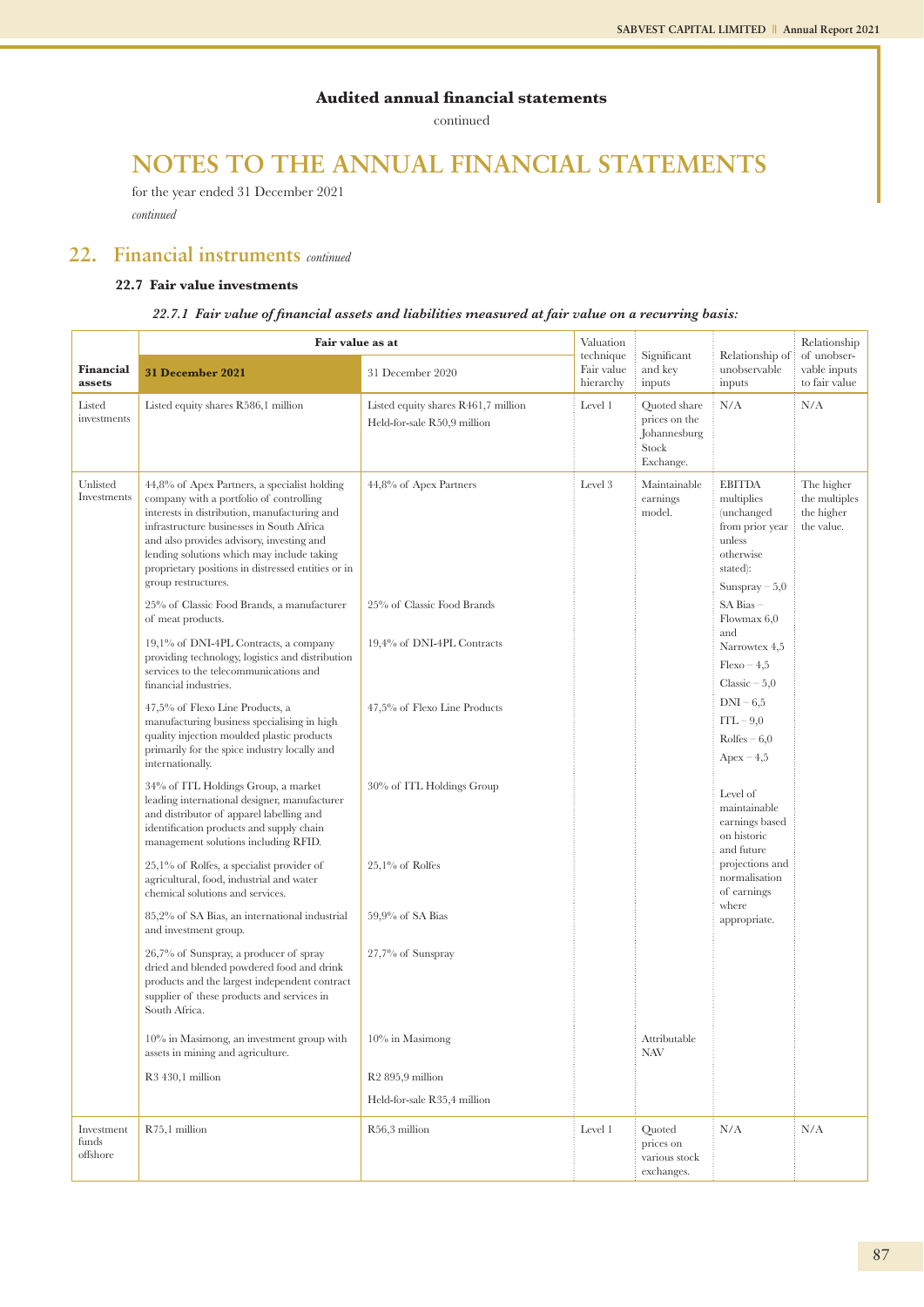## Audited annual financial statements

continued

# NOTES TO THE ANNUAL FINANCIAL STATEMENTS

for the year ended 31 December 2021

*continued*

## 22. Financial instruments *continued*

### 22.7 Fair value investments

#### *22.7.1 Fair value of financial assets and liabilities measured at fair value on a recurring basis:*

| Financial assets | Fair value as at | | Valuation technique Fair value hierarchy | Significant and key inputs | Relationship of unobservable inputs | Relationship of unobservable inputs to fair value |
|---|---|---|---|---|---|---|
| | **31 December 2021** | 31 December 2020 | | | | |
| Listed investments | Listed equity shares R586,1 million | Listed equity shares R461,7 million<br>Held-for-sale R50,9 million | Level 1 | Quoted share prices on the Johannesburg Stock Exchange. | N/A | N/A |
| Unlisted Investments | 44,8% of Apex Partners, a specialist holding company with a portfolio of controlling interests in distribution, manufacturing and infrastructure businesses in South Africa and also provides advisory, investing and lending solutions which may include taking proprietary positions in distressed entities or in group restructures. | 44,8% of Apex Partners | Level 3 | Maintainable earnings model. | EBITDA multiples (unchanged from prior year unless otherwise stated):<br>Sunspray – 5,0<br>SA Bias – Flowmax 6,0 and Narrowtex 4,5<br>Flexo – 4,5<br>Classic – 5,0<br>DNI – 6,5<br>ITL – 9,0<br>Rolfes – 6,0<br>Apex – 4,5<br><br>Level of maintainable earnings based on historic and future projections and normalisation of earnings where appropriate. | The higher the multiples the higher the value. |
| | 25% of Classic Food Brands, a manufacturer of meat products. | 25% of Classic Food Brands | | | | |
| | 19,1% of DNI-4PL Contracts, a company providing technology, logistics and distribution services to the telecommunications and financial industries. | 19,4% of DNI-4PL Contracts | | | | |
| | 47,5% of Flexo Line Products, a manufacturing business specialising in high quality injection moulded plastic products primarily for the spice industry locally and internationally. | 47,5% of Flexo Line Products | | | | |
| | 34% of ITL Holdings Group, a market leading international designer, manufacturer and distributor of apparel labelling and identification products and supply chain management solutions including RFID. | 30% of ITL Holdings Group | | | | |
| | 25,1% of Rolfes, a specialist provider of agricultural, food, industrial and water chemical solutions and services. | 25,1% of Rolfes | | | | |
| | 85,2% of SA Bias, an international industrial and investment group. | 59,9% of SA Bias | | | | |
| | 26,7% of Sunspray, a producer of spray dried and blended powdered food and drink products and the largest independent contract supplier of these products and services in South Africa. | 27,7% of Sunspray | | | | |
| | 10% in Masimong, an investment group with assets in mining and agriculture. | 10% in Masimong | | Attributable NAV | | |
| | R3 430,1 million | R2 895,9 million<br>Held-for-sale R35,4 million | | | | |
| Investment funds offshore | R75,1 million | R56,3 million | Level 1 | Quoted prices on various stock exchanges. | N/A | N/A |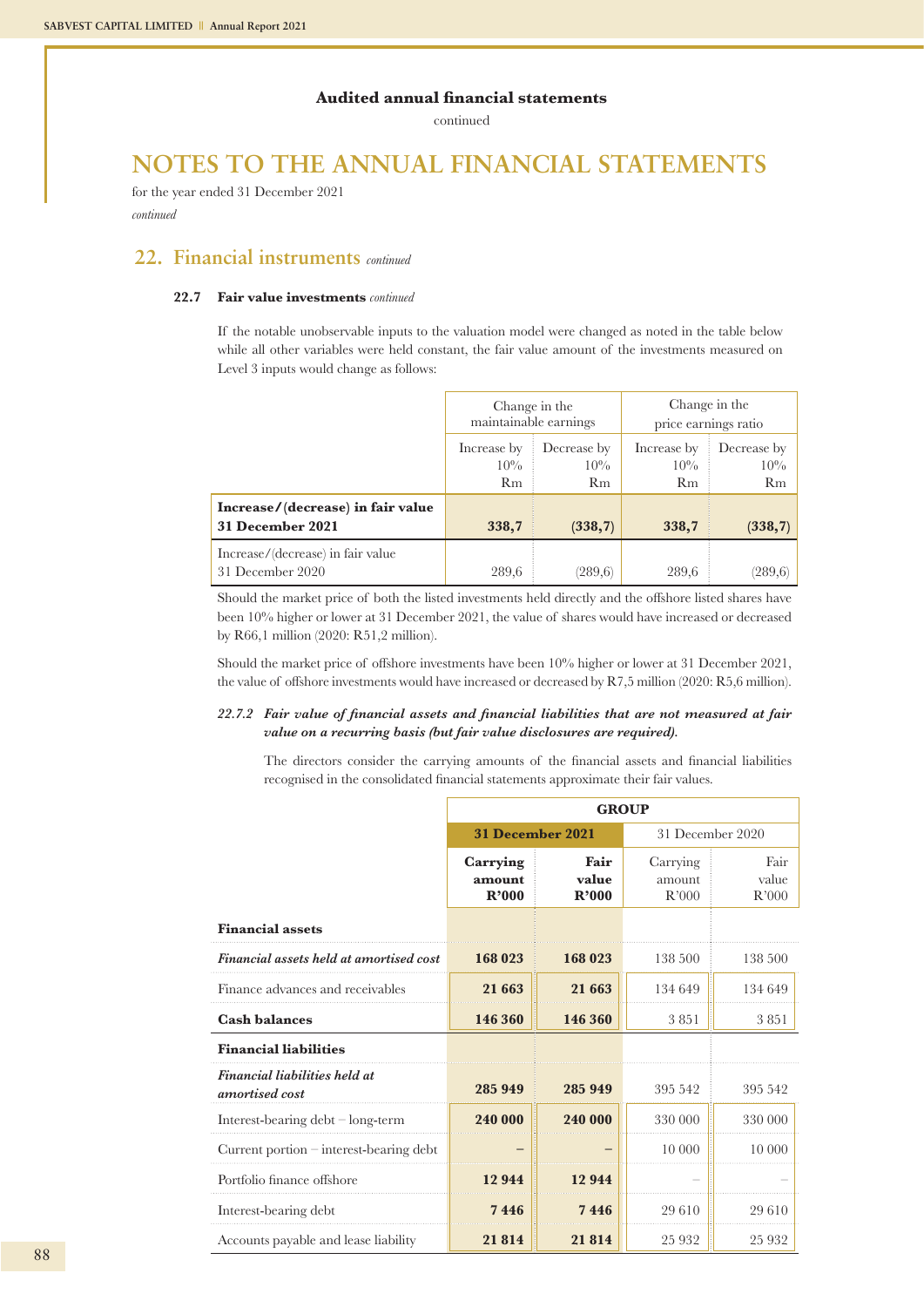**Audited annual financial statements**

continued

# NOTES TO THE ANNUAL FINANCIAL STATEMENTS

for the year ended 31 December 2021

*continued*

## 22. Financial instruments *continued*

### 22.7 Fair value investments *continued*

If the notable unobservable inputs to the valuation model were changed as noted in the table below while all other variables were held constant, the fair value amount of the investments measured on Level 3 inputs would change as follows:

| | Change in the maintainable earnings | | Change in the price earnings ratio | |
|---|---|---|---|---|
| | Increase by 10% Rm | Decrease by 10% Rm | Increase by 10% Rm | Decrease by 10% Rm |
| **Increase/(decrease) in fair value 31 December 2021** | **338,7** | **(338,7)** | **338,7** | **(338,7)** |
| Increase/(decrease) in fair value 31 December 2020 | 289,6 | (289,6) | 289,6 | (289,6) |

Should the market price of both the listed investments held directly and the offshore listed shares have been 10% higher or lower at 31 December 2021, the value of shares would have increased or decreased by R66,1 million (2020: R51,2 million).

Should the market price of offshore investments have been 10% higher or lower at 31 December 2021, the value of offshore investments would have increased or decreased by R7,5 million (2020: R5,6 million).

#### *22.7.2 Fair value of financial assets and financial liabilities that are not measured at fair value on a recurring basis (but fair value disclosures are required).*

The directors consider the carrying amounts of the financial assets and financial liabilities recognised in the consolidated financial statements approximate their fair values.

| | GROUP | | | |
|---|---|---|---|---|
| | **31 December 2021** | | 31 December 2020 | |
| | **Carrying amount R'000** | **Fair value R'000** | Carrying amount R'000 | Fair value R'000 |
| **Financial assets** | | | | |
| ***Financial assets held at amortised cost*** | **168 023** | **168 023** | 138 500 | 138 500 |
| Finance advances and receivables | **21 663** | **21 663** | 134 649 | 134 649 |
| **Cash balances** | **146 360** | **146 360** | 3 851 | 3 851 |
| **Financial liabilities** | | | | |
| ***Financial liabilities held at amortised cost*** | **285 949** | **285 949** | 395 542 | 395 542 |
| Interest-bearing debt – long-term | **240 000** | **240 000** | 330 000 | 330 000 |
| Current portion – interest-bearing debt | **–** | **–** | 10 000 | 10 000 |
| Portfolio finance offshore | **12 944** | **12 944** | – | – |
| Interest-bearing debt | **7 446** | **7 446** | 29 610 | 29 610 |
| Accounts payable and lease liability | **21 814** | **21 814** | 25 932 | 25 932 |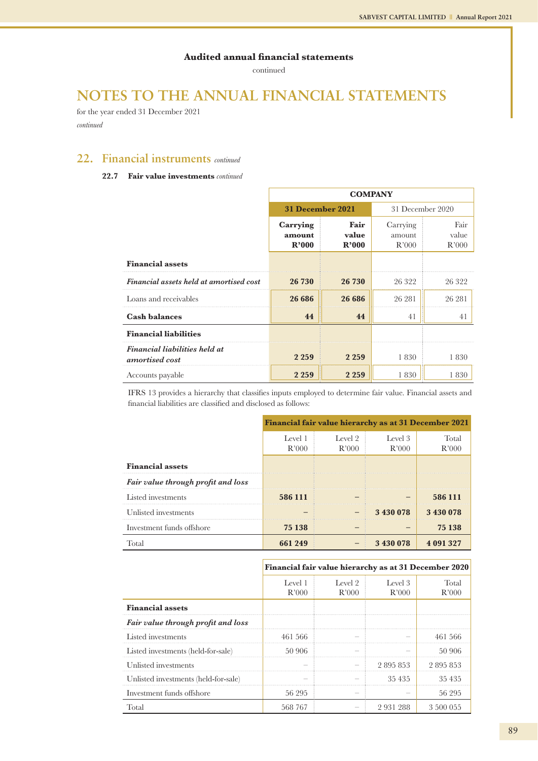**Audited annual financial statements**

continued

# NOTES TO THE ANNUAL FINANCIAL STATEMENTS

for the year ended 31 December 2021

*continued*

## 22. Financial instruments *continued*

### 22.7 Fair value investments *continued*

| | COMPANY | | | |
|---|---|---|---|---|
| | **31 December 2021** | | 31 December 2020 | |
| | **Carrying amount R'000** | **Fair value R'000** | Carrying amount R'000 | Fair value R'000 |
| **Financial assets** | | | | |
| ***Financial assets held at amortised cost*** | **26 730** | **26 730** | 26 322 | 26 322 |
| Loans and receivables | **26 686** | **26 686** | 26 281 | 26 281 |
| **Cash balances** | **44** | **44** | 41 | 41 |
| **Financial liabilities** | | | | |
| ***Financial liabilities held at amortised cost*** | **2 259** | **2 259** | 1 830 | 1 830 |
| Accounts payable | **2 259** | **2 259** | 1 830 | 1 830 |

IFRS 13 provides a hierarchy that classifies inputs employed to determine fair value. Financial assets and financial liabilities are classified and disclosed as follows:

| | **Financial fair value hierarchy as at 31 December 2021** | | | |
|---|---|---|---|---|
| | Level 1 R'000 | Level 2 R'000 | Level 3 R'000 | Total R'000 |
| **Financial assets** | | | | |
| ***Fair value through profit and loss*** | | | | |
| Listed investments | **586 111** | **–** | **–** | **586 111** |
| Unlisted investments | **–** | **–** | **3 430 078** | **3 430 078** |
| Investment funds offshore | **75 138** | **–** | **–** | **75 138** |
| Total | **661 249** | **–** | **3 430 078** | **4 091 327** |

| | **Financial fair value hierarchy as at 31 December 2020** | | | |
|---|---|---|---|---|
| | Level 1 R'000 | Level 2 R'000 | Level 3 R'000 | Total R'000 |
| **Financial assets** | | | | |
| ***Fair value through profit and loss*** | | | | |
| Listed investments | 461 566 | – | – | 461 566 |
| Listed investments (held-for-sale) | 50 906 | – | – | 50 906 |
| Unlisted investments | – | – | 2 895 853 | 2 895 853 |
| Unlisted investments (held-for-sale) | – | – | 35 435 | 35 435 |
| Investment funds offshore | 56 295 | – | – | 56 295 |
| Total | 568 767 | – | 2 931 288 | 3 500 055 |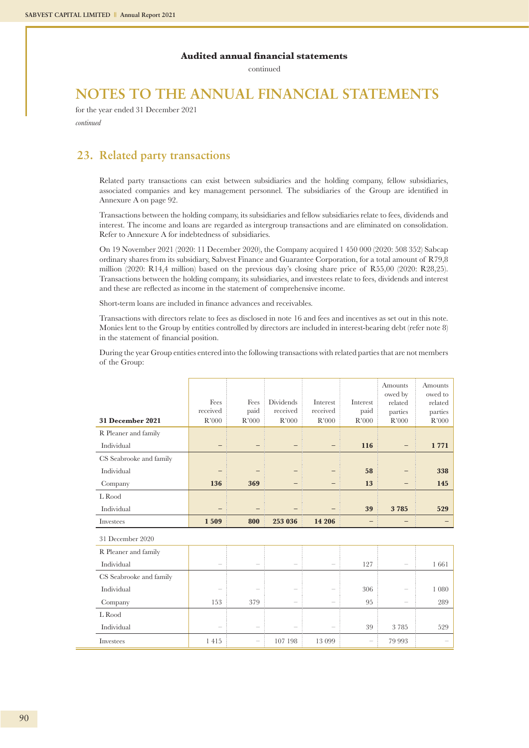Audited annual financial statements

continued

# NOTES TO THE ANNUAL FINANCIAL STATEMENTS

for the year ended 31 December 2021

*continued*

## 23. Related party transactions

Related party transactions can exist between subsidiaries and the holding company, fellow subsidiaries, associated companies and key management personnel. The subsidiaries of the Group are identified in Annexure A on page 92.

Transactions between the holding company, its subsidiaries and fellow subsidiaries relate to fees, dividends and interest. The income and loans are regarded as intergroup transactions and are eliminated on consolidation. Refer to Annexure A for indebtedness of subsidiaries.

On 19 November 2021 (2020: 11 December 2020), the Company acquired 1 450 000 (2020: 508 352) Sabcap ordinary shares from its subsidiary, Sabvest Finance and Guarantee Corporation, for a total amount of R79,8 million (2020: R14,4 million) based on the previous day's closing share price of R55,00 (2020: R28,25). Transactions between the holding company, its subsidiaries, and investees relate to fees, dividends and interest and these are reflected as income in the statement of comprehensive income.

Short-term loans are included in finance advances and receivables.

Transactions with directors relate to fees as disclosed in note 16 and fees and incentives as set out in this note. Monies lent to the Group by entities controlled by directors are included in interest-bearing debt (refer note 8) in the statement of financial position.

During the year Group entities entered into the following transactions with related parties that are not members of the Group:

| 31 December 2021 | Fees received R'000 | Fees paid R'000 | Dividends received R'000 | Interest received R'000 | Interest paid R'000 | Amounts owed by related parties R'000 | Amounts owed to related parties R'000 |
|---|---|---|---|---|---|---|---|
| R Pleaner and family | | | | | | | |
| Individual | **–** | **–** | **–** | **–** | **116** | **–** | **1 771** |
| CS Seabrooke and family | | | | | | | |
| Individual | **–** | **–** | **–** | **–** | **58** | **–** | **338** |
| Company | **136** | **369** | **–** | **–** | **13** | **–** | **145** |
| L Rood | | | | | | | |
| Individual | **–** | **–** | **–** | **–** | **39** | **3 785** | **529** |
| Investees | **1 509** | **800** | **253 036** | **14 206** | **–** | **–** | **–** |
| 31 December 2020 | | | | | | | |
| R Pleaner and family | | | | | | | |
| Individual | – | – | – | – | 127 | – | 1 661 |
| CS Seabrooke and family | | | | | | | |
| Individual | – | – | – | – | 306 | – | 1 080 |
| Company | 153 | 379 | – | – | 95 | – | 289 |
| L Rood | | | | | | | |
| Individual | – | – | – | – | 39 | 3 785 | 529 |
| Investees | 1 415 | – | 107 198 | 13 099 | – | 79 993 | – |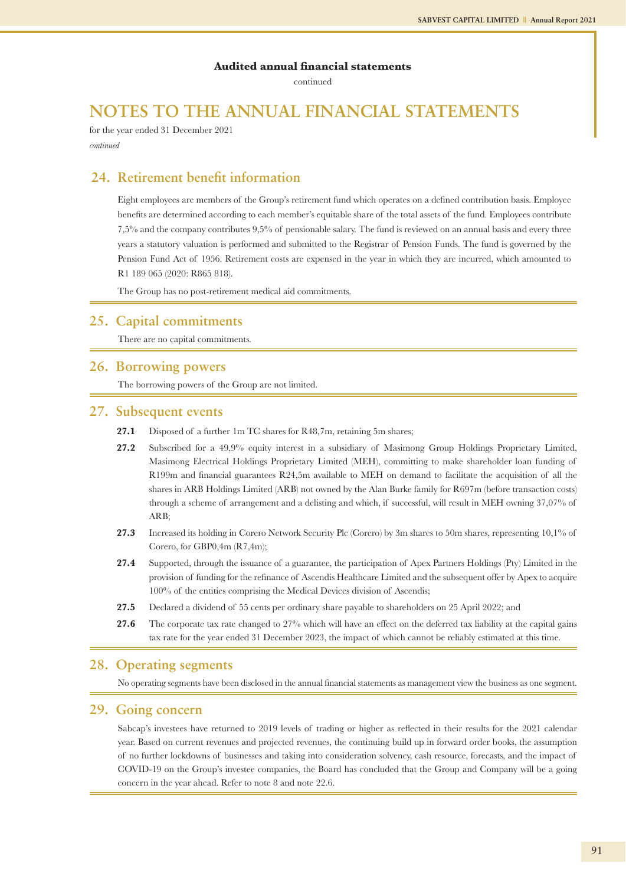**Audited annual financial statements**

continued

# NOTES TO THE ANNUAL FINANCIAL STATEMENTS

for the year ended 31 December 2021

*continued*

## 24. Retirement benefit information

Eight employees are members of the Group's retirement fund which operates on a defined contribution basis. Employee benefits are determined according to each member's equitable share of the total assets of the fund. Employees contribute 7,5% and the company contributes 9,5% of pensionable salary. The fund is reviewed on an annual basis and every three years a statutory valuation is performed and submitted to the Registrar of Pension Funds. The fund is governed by the Pension Fund Act of 1956. Retirement costs are expensed in the year in which they are incurred, which amounted to R1 189 065 (2020: R865 818).

The Group has no post-retirement medical aid commitments.

## 25. Capital commitments

There are no capital commitments.

## 26. Borrowing powers

The borrowing powers of the Group are not limited.

## 27. Subsequent events

**27.1** Disposed of a further 1m TC shares for R48,7m, retaining 5m shares;

**27.2** Subscribed for a 49,9% equity interest in a subsidiary of Masimong Group Holdings Proprietary Limited, Masimong Electrical Holdings Proprietary Limited (MEH), committing to make shareholder loan funding of R199m and financial guarantees R24,5m available to MEH on demand to facilitate the acquisition of all the shares in ARB Holdings Limited (ARB) not owned by the Alan Burke family for R697m (before transaction costs) through a scheme of arrangement and a delisting and which, if successful, will result in MEH owning 37,07% of ARB;

**27.3** Increased its holding in Corero Network Security Plc (Corero) by 3m shares to 50m shares, representing 10,1% of Corero, for GBP0,4m (R7,4m);

**27.4** Supported, through the issuance of a guarantee, the participation of Apex Partners Holdings (Pty) Limited in the provision of funding for the refinance of Ascendis Healthcare Limited and the subsequent offer by Apex to acquire 100% of the entities comprising the Medical Devices division of Ascendis;

**27.5** Declared a dividend of 55 cents per ordinary share payable to shareholders on 25 April 2022; and

**27.6** The corporate tax rate changed to 27% which will have an effect on the deferred tax liability at the capital gains tax rate for the year ended 31 December 2023, the impact of which cannot be reliably estimated at this time.

## 28. Operating segments

No operating segments have been disclosed in the annual financial statements as management view the business as one segment.

## 29. Going concern

Sabcap's investees have returned to 2019 levels of trading or higher as reflected in their results for the 2021 calendar year. Based on current revenues and projected revenues, the continuing build up in forward order books, the assumption of no further lockdowns of businesses and taking into consideration solvency, cash resource, forecasts, and the impact of COVID-19 on the Group's investee companies, the Board has concluded that the Group and Company will be a going concern in the year ahead. Refer to note 8 and note 22.6.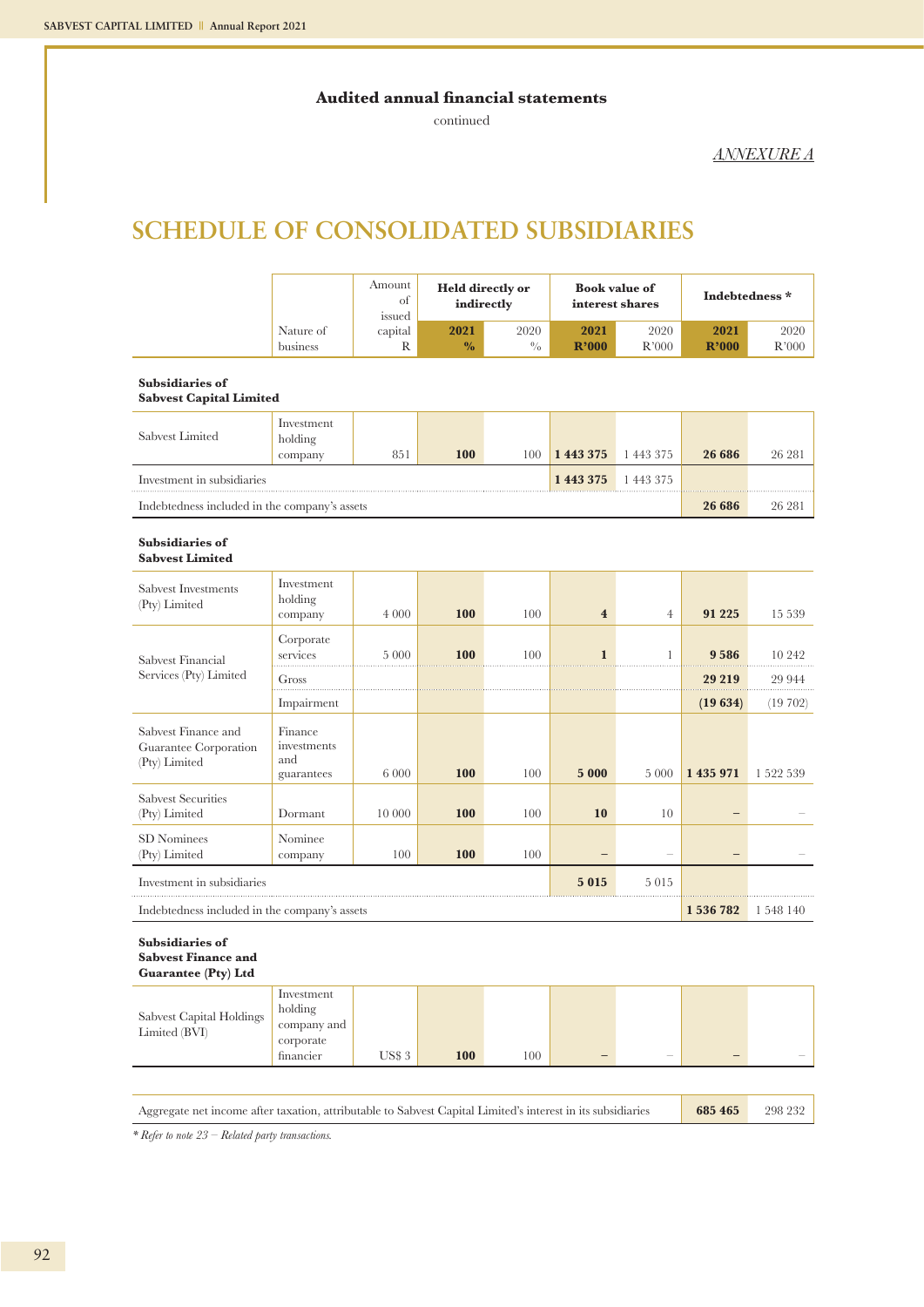**Audited annual financial statements**

continued

*ANNEXURE A*

# SCHEDULE OF CONSOLIDATED SUBSIDIARIES

| | Nature of business | Amount of issued capital R | Held directly or indirectly 2021 % | 2020 % | Book value of interest shares 2021 R'000 | 2020 R'000 | Indebtedness * 2021 R'000 | 2020 R'000 |
|---|---|---|---|---|---|---|---|---|
| **Subsidiaries of Sabvest Capital Limited** | | | | | | | | |
| Sabvest Limited | Investment holding company | 851 | **100** | 100 | **1 443 375** | 1 443 375 | **26 686** | 26 281 |
| Investment in subsidiaries | | | | | **1 443 375** | 1 443 375 | | |
| Indebtedness included in the company's assets | | | | | | | **26 686** | 26 281 |
| **Subsidiaries of Sabvest Limited** | | | | | | | | |
| Sabvest Investments (Pty) Limited | Investment holding company | 4 000 | **100** | 100 | **4** | 4 | **91 225** | 15 539 |
| Sabvest Financial Services (Pty) Limited | Corporate services | 5 000 | **100** | 100 | **1** | 1 | **9 586** | 10 242 |
| | Gross | | | | | | **29 219** | 29 944 |
| | Impairment | | | | | | **(19 634)** | (19 702) |
| Sabvest Finance and Guarantee Corporation (Pty) Limited | Finance investments and guarantees | 6 000 | **100** | 100 | **5 000** | 5 000 | **1 435 971** | 1 522 539 |
| Sabvest Securities (Pty) Limited | Dormant | 10 000 | **100** | 100 | **10** | 10 | **–** | – |
| SD Nominees (Pty) Limited | Nominee company | 100 | **100** | 100 | **–** | – | **–** | – |
| Investment in subsidiaries | | | | | **5 015** | 5 015 | | |
| Indebtedness included in the company's assets | | | | | | | **1 536 782** | 1 548 140 |
| **Subsidiaries of Sabvest Finance and Guarantee (Pty) Ltd** | | | | | | | | |
| Sabvest Capital Holdings Limited (BVI) | Investment holding company and corporate financier | US$ 3 | **100** | 100 | **–** | – | **–** | – |

| | 2021 | 2020 |
|---|---|---|
| Aggregate net income after taxation, attributable to Sabvest Capital Limited's interest in its subsidiaries | **685 465** | 298 232 |

*\* Refer to note 23 – Related party transactions.*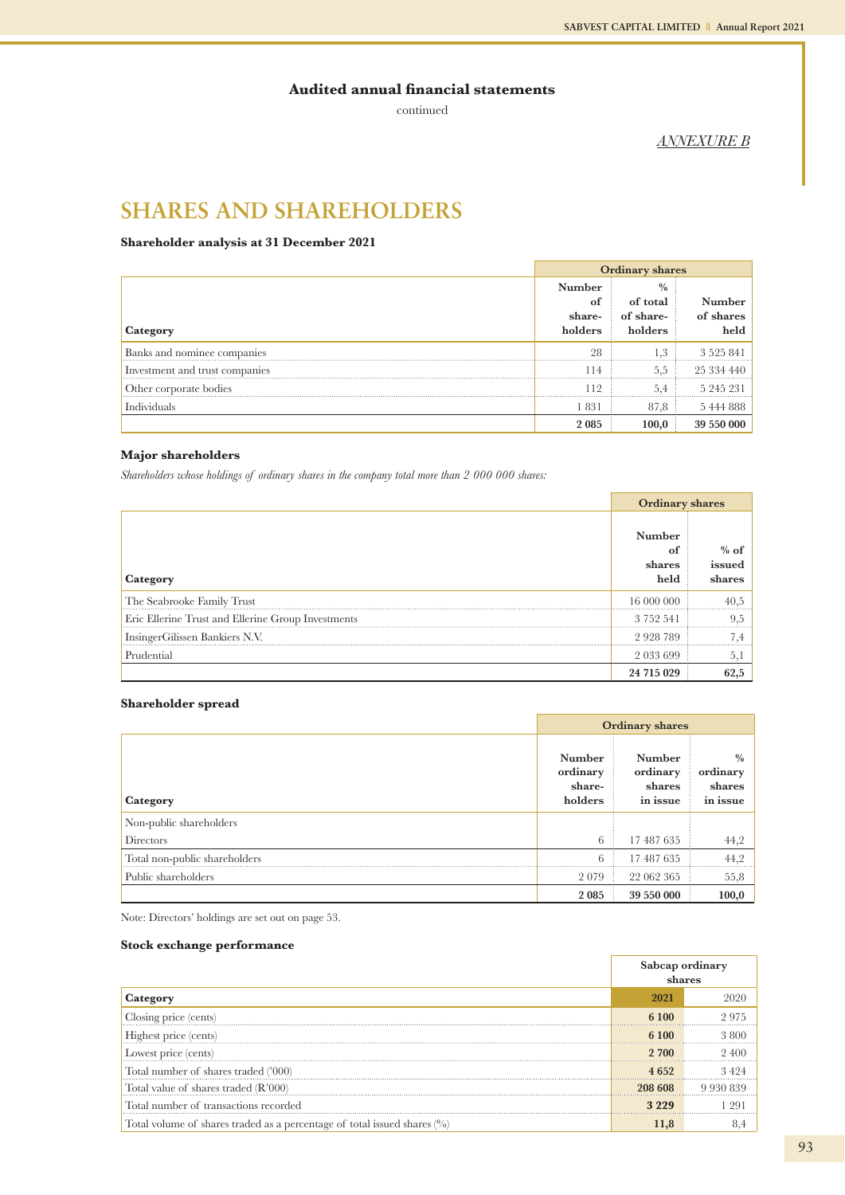**Audited annual financial statements**

continued

*ANNEXURE B*

# SHARES AND SHAREHOLDERS

**Shareholder analysis at 31 December 2021**

| | Ordinary shares | | |
|---|---|---|---|
| **Category** | **Number of share-holders** | **% of total of share-holders** | **Number of shares held** |
| Banks and nominee companies | 28 | 1,3 | 3 525 841 |
| Investment and trust companies | 114 | 5,5 | 25 334 440 |
| Other corporate bodies | 112 | 5,4 | 5 245 231 |
| Individuals | 1 831 | 87,8 | 5 444 888 |
| | **2 085** | **100,0** | **39 550 000** |

**Major shareholders**

*Shareholders whose holdings of ordinary shares in the company total more than 2 000 000 shares:*

| | Ordinary shares | |
|---|---|---|
| **Category** | **Number of shares held** | **% of issued shares** |
| The Seabrooke Family Trust | 16 000 000 | 40,5 |
| Eric Ellerine Trust and Ellerine Group Investments | 3 752 541 | 9,5 |
| InsingerGilissen Bankiers N.V. | 2 928 789 | 7,4 |
| Prudential | 2 033 699 | 5,1 |
| | **24 715 029** | **62,5** |

**Shareholder spread**

| | Ordinary shares | | |
|---|---|---|---|
| **Category** | **Number ordinary share-holders** | **Number ordinary shares in issue** | **% ordinary shares in issue** |
| Non-public shareholders | | | |
| Directors | 6 | 17 487 635 | 44,2 |
| Total non-public shareholders | 6 | 17 487 635 | 44,2 |
| Public shareholders | 2 079 | 22 062 365 | 55,8 |
| | **2 085** | **39 550 000** | **100,0** |

Note: Directors' holdings are set out on page 53.

**Stock exchange performance**

| | Sabcap ordinary shares | |
|---|---|---|
| **Category** | **2021** | 2020 |
| Closing price (cents) | **6 100** | 2 975 |
| Highest price (cents) | **6 100** | 3 800 |
| Lowest price (cents) | **2 700** | 2 400 |
| Total number of shares traded ('000) | **4 652** | 3 424 |
| Total value of shares traded (R'000) | **208 608** | 9 930 839 |
| Total number of transactions recorded | **3 229** | 1 291 |
| Total volume of shares traded as a percentage of total issued shares (%) | **11,8** | 8,4 |